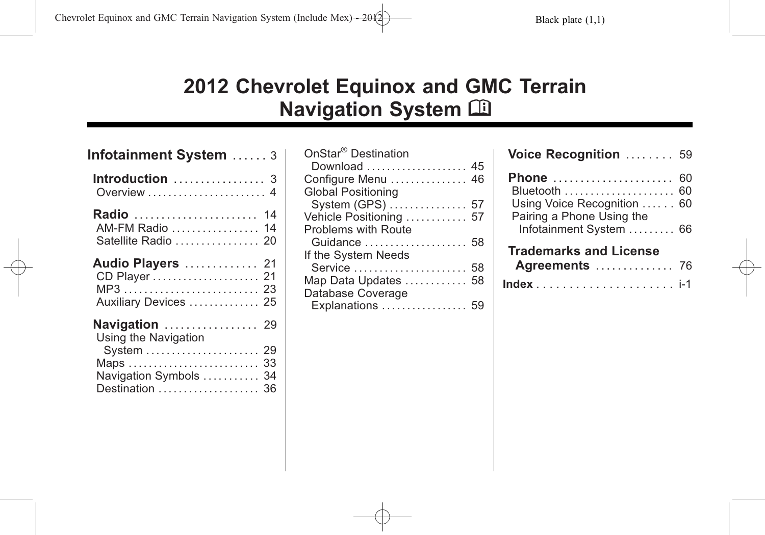# 2012 Chevrolet Equinox and GMC Terrain Navigation System

**Infotainment System** . . . . . . 3

**Introduction** . . . . . . . . . . . . . . . . 3
Overview . . . . . . . . . . . . . . . . . . . . . . 4

**Radio** . . . . . . . . . . . . . . . . . . . . . . 14
AM-FM Radio . . . . . . . . . . . . . . . . 14
Satellite Radio . . . . . . . . . . . . . . . . 20

**Audio Players** . . . . . . . . . . . . . 21
CD Player . . . . . . . . . . . . . . . . . . . . 21
MP3 . . . . . . . . . . . . . . . . . . . . . . . . . 23
Auxiliary Devices . . . . . . . . . . . . . 25

**Navigation** . . . . . . . . . . . . . . . . . 29
Using the Navigation System . . . . . . . . . . . . . . . . . . . . . 29
Maps . . . . . . . . . . . . . . . . . . . . . . . . . 33
Navigation Symbols . . . . . . . . . . . 34
Destination . . . . . . . . . . . . . . . . . . . 36
OnStar® Destination Download . . . . . . . . . . . . . . . . . . . 45
Configure Menu . . . . . . . . . . . . . . 46
Global Positioning System (GPS) . . . . . . . . . . . . . . 57
Vehicle Positioning . . . . . . . . . . . . 57
Problems with Route Guidance . . . . . . . . . . . . . . . . . . . . 58
If the System Needs Service . . . . . . . . . . . . . . . . . . . . . . 58
Map Data Updates . . . . . . . . . . . . 58
Database Coverage Explanations . . . . . . . . . . . . . . . . 59

**Voice Recognition** . . . . . . . . 59

**Phone** . . . . . . . . . . . . . . . . . . . . . . 60
Bluetooth . . . . . . . . . . . . . . . . . . . . . 60
Using Voice Recognition . . . . . . 60
Pairing a Phone Using the Infotainment System . . . . . . . . . 66

**Trademarks and License Agreements** . . . . . . . . . . . . . . 76

**Index** . . . . . . . . . . . . . . . . . . . . . . i-1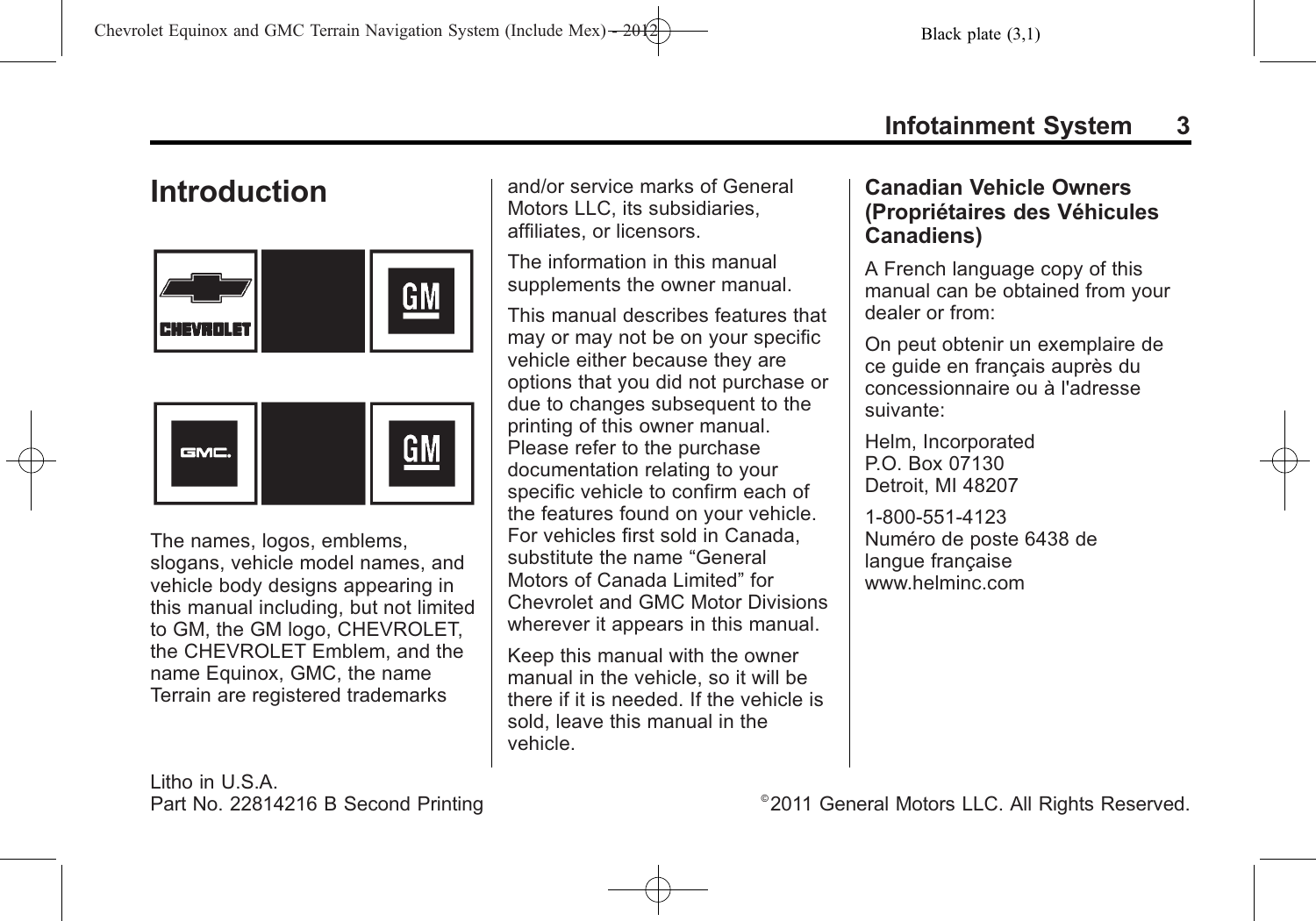# Introduction

The names, logos, emblems, slogans, vehicle model names, and vehicle body designs appearing in this manual including, but not limited to GM, the GM logo, CHEVROLET, the CHEVROLET Emblem, and the name Equinox, GMC, the name Terrain are registered trademarks and/or service marks of General Motors LLC, its subsidiaries, affiliates, or licensors.

The information in this manual supplements the owner manual.

This manual describes features that may or may not be on your specific vehicle either because they are options that you did not purchase or due to changes subsequent to the printing of this owner manual. Please refer to the purchase documentation relating to your specific vehicle to confirm each of the features found on your vehicle. For vehicles first sold in Canada, substitute the name “General Motors of Canada Limited” for Chevrolet and GMC Motor Divisions wherever it appears in this manual.

Keep this manual with the owner manual in the vehicle, so it will be there if it is needed. If the vehicle is sold, leave this manual in the vehicle.

## Canadian Vehicle Owners (Propriétaires des Véhicules Canadiens)

A French language copy of this manual can be obtained from your dealer or from:

On peut obtenir un exemplaire de ce guide en français auprès du concessionnaire ou à l'adresse suivante:

Helm, Incorporated  
P.O. Box 07130  
Detroit, MI 48207

1-800-551-4123  
Numéro de poste 6438 de langue française  
www.helminc.com

Litho in U.S.A.  
Part No. 22814216 B Second Printing

©2011 General Motors LLC. All Rights Reserved.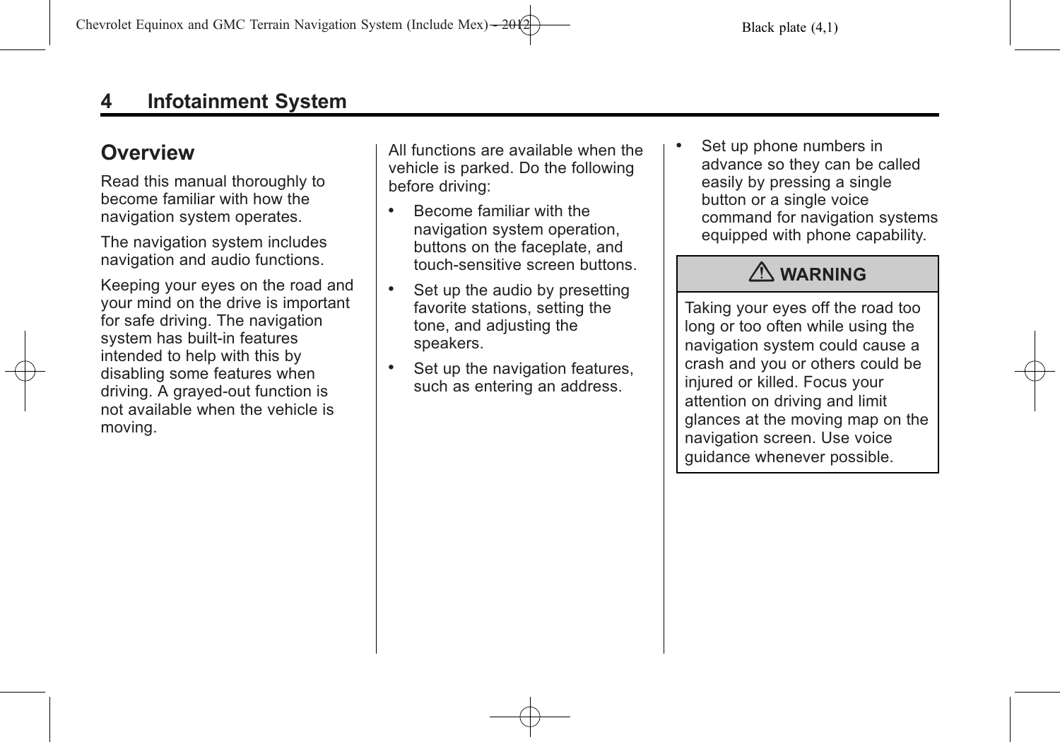## Overview

Read this manual thoroughly to become familiar with how the navigation system operates.

The navigation system includes navigation and audio functions.

Keeping your eyes on the road and your mind on the drive is important for safe driving. The navigation system has built-in features intended to help with this by disabling some features when driving. A grayed-out function is not available when the vehicle is moving.

All functions are available when the vehicle is parked. Do the following before driving:

- Become familiar with the navigation system operation, buttons on the faceplate, and touch-sensitive screen buttons.
- Set up the audio by presetting favorite stations, setting the tone, and adjusting the speakers.
- Set up the navigation features, such as entering an address.
- Set up phone numbers in advance so they can be called easily by pressing a single button or a single voice command for navigation systems equipped with phone capability.

**⚠ WARNING**

Taking your eyes off the road too long or too often while using the navigation system could cause a crash and you or others could be injured or killed. Focus your attention on driving and limit glances at the moving map on the navigation screen. Use voice guidance whenever possible.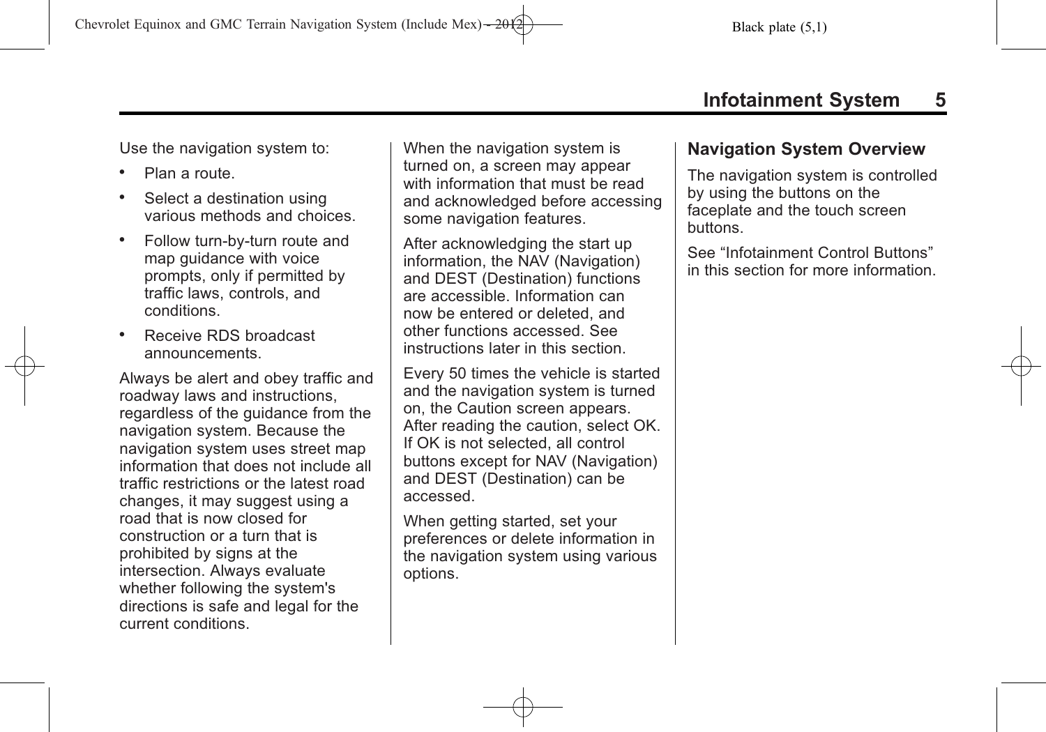Use the navigation system to:

- Plan a route.
- Select a destination using various methods and choices.
- Follow turn-by-turn route and map guidance with voice prompts, only if permitted by traffic laws, controls, and conditions.
- Receive RDS broadcast announcements.

Always be alert and obey traffic and roadway laws and instructions, regardless of the guidance from the navigation system. Because the navigation system uses street map information that does not include all traffic restrictions or the latest road changes, it may suggest using a road that is now closed for construction or a turn that is prohibited by signs at the intersection. Always evaluate whether following the system's directions is safe and legal for the current conditions.

When the navigation system is turned on, a screen may appear with information that must be read and acknowledged before accessing some navigation features.

After acknowledging the start up information, the NAV (Navigation) and DEST (Destination) functions are accessible. Information can now be entered or deleted, and other functions accessed. See instructions later in this section.

Every 50 times the vehicle is started and the navigation system is turned on, the Caution screen appears. After reading the caution, select OK. If OK is not selected, all control buttons except for NAV (Navigation) and DEST (Destination) can be accessed.

When getting started, set your preferences or delete information in the navigation system using various options.

## Navigation System Overview

The navigation system is controlled by using the buttons on the faceplate and the touch screen buttons.

See “Infotainment Control Buttons” in this section for more information.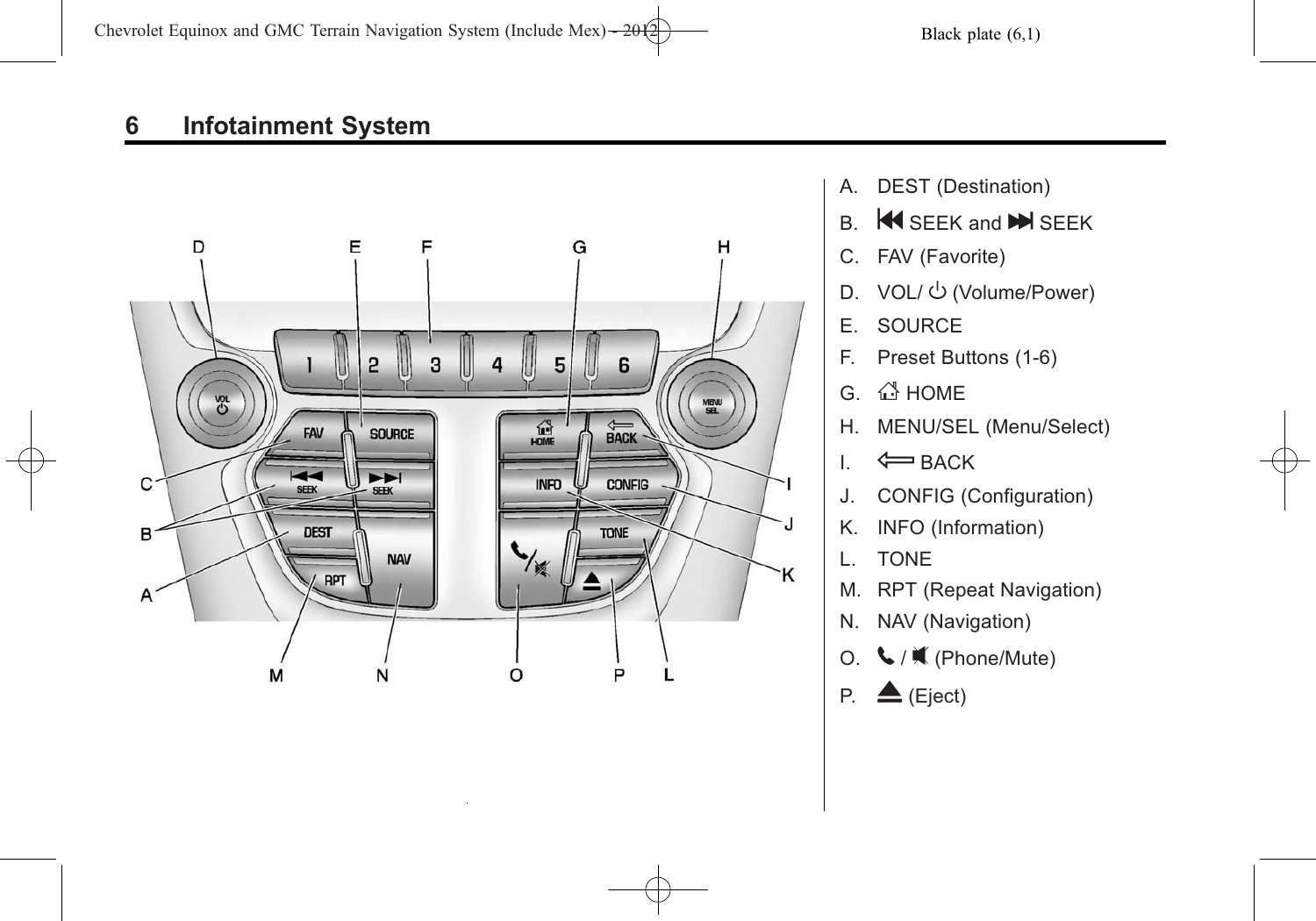A. DEST (Destination)

B. ⏮ SEEK and ⏭ SEEK

C. FAV (Favorite)

D. VOL/ ⏻ (Volume/Power)

E. SOURCE

F. Preset Buttons (1-6)

G. ⌂ HOME

H. MENU/SEL (Menu/Select)

I. ⟸ BACK

J. CONFIG (Configuration)

K. INFO (Information)

L. TONE

M. RPT (Repeat Navigation)

N. NAV (Navigation)

O. 📞 / 🔇 (Phone/Mute)

P. ⏏ (Eject)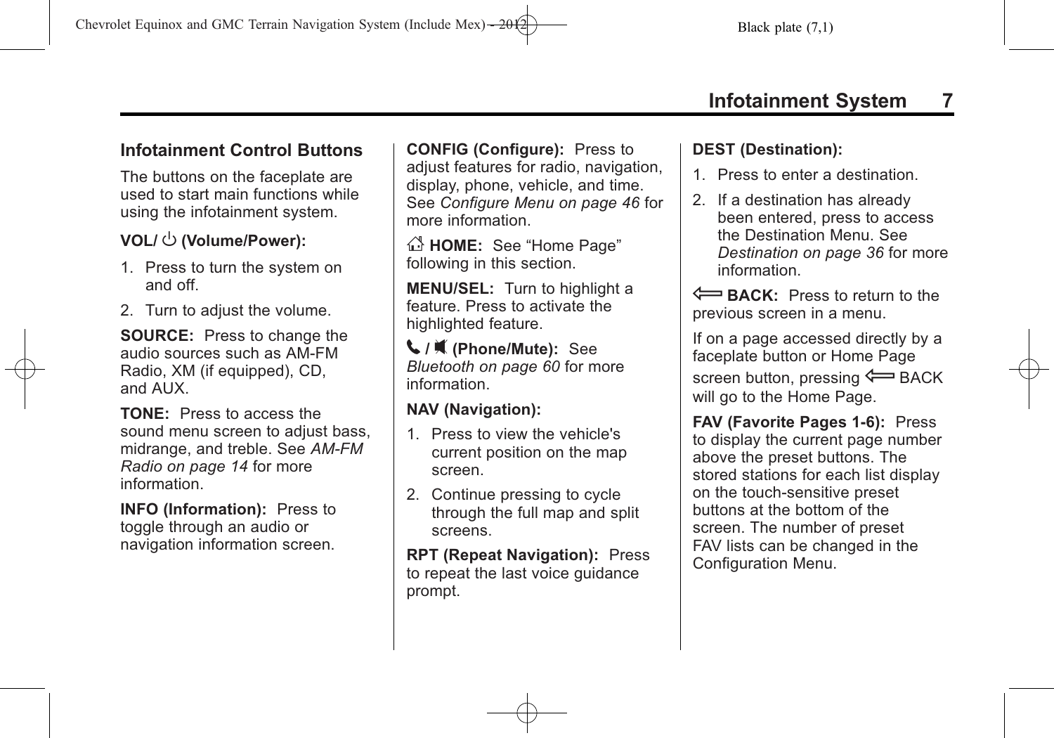## Infotainment Control Buttons

The buttons on the faceplate are used to start main functions while using the infotainment system.

**VOL/ ⏻ (Volume/Power):**

1. Press to turn the system on and off.
2. Turn to adjust the volume.

**SOURCE:** Press to change the audio sources such as AM-FM Radio, XM (if equipped), CD, and AUX.

**TONE:** Press to access the sound menu screen to adjust bass, midrange, and treble. See *AM-FM Radio on page 14* for more information.

**INFO (Information):** Press to toggle through an audio or navigation information screen.

**CONFIG (Configure):** Press to adjust features for radio, navigation, display, phone, vehicle, and time. See *Configure Menu on page 46* for more information.

**HOME:** See "Home Page" following in this section.

**MENU/SEL:** Turn to highlight a feature. Press to activate the highlighted feature.

**/ (Phone/Mute):** See *Bluetooth on page 60* for more information.

**NAV (Navigation):**

1. Press to view the vehicle's current position on the map screen.
2. Continue pressing to cycle through the full map and split screens.

**RPT (Repeat Navigation):** Press to repeat the last voice guidance prompt.

**DEST (Destination):**

1. Press to enter a destination.
2. If a destination has already been entered, press to access the Destination Menu. See *Destination on page 36* for more information.

**⇐ BACK:** Press to return to the previous screen in a menu.

If on a page accessed directly by a faceplate button or Home Page screen button, pressing ⇐ BACK will go to the Home Page.

**FAV (Favorite Pages 1-6):** Press to display the current page number above the preset buttons. The stored stations for each list display on the touch-sensitive preset buttons at the bottom of the screen. The number of preset FAV lists can be changed in the Configuration Menu.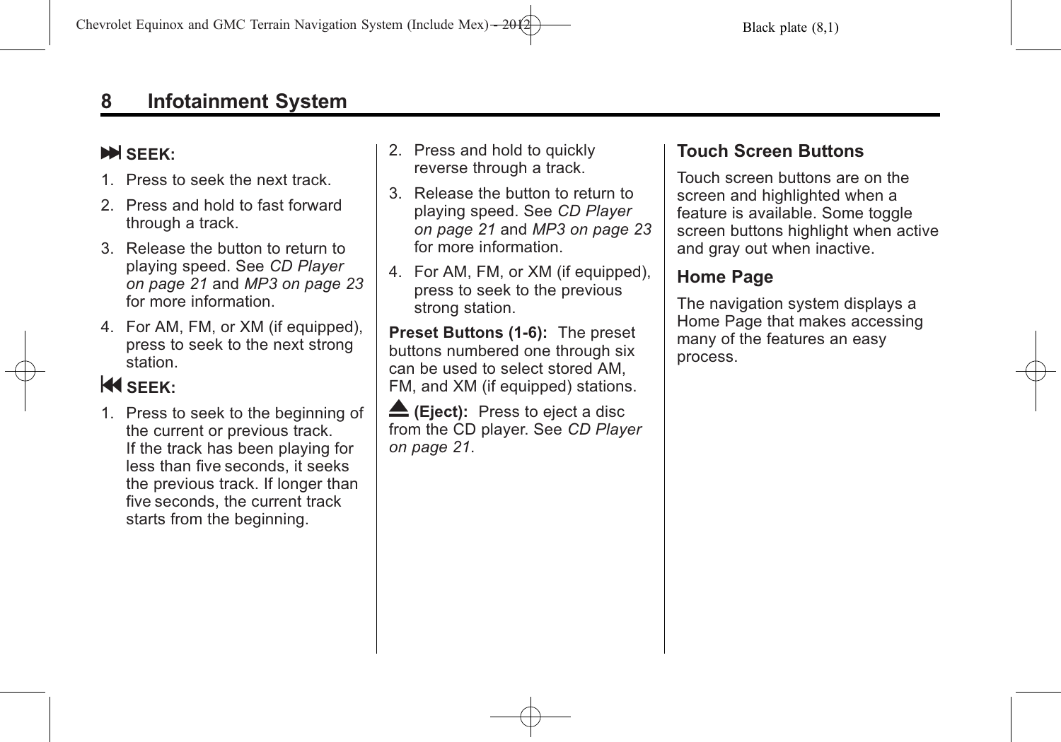**⏭ SEEK:**

1. Press to seek the next track.
2. Press and hold to fast forward through a track.
3. Release the button to return to playing speed. See *CD Player on page 21* and *MP3 on page 23* for more information.
4. For AM, FM, or XM (if equipped), press to seek to the next strong station.

**⏮ SEEK:**

1. Press to seek to the beginning of the current or previous track. If the track has been playing for less than five seconds, it seeks the previous track. If longer than five seconds, the current track starts from the beginning.
2. Press and hold to quickly reverse through a track.
3. Release the button to return to playing speed. See *CD Player on page 21* and *MP3 on page 23* for more information.
4. For AM, FM, or XM (if equipped), press to seek to the previous strong station.

**Preset Buttons (1-6):** The preset buttons numbered one through six can be used to select stored AM, FM, and XM (if equipped) stations.

**⏏ (Eject):** Press to eject a disc from the CD player. See *CD Player on page 21*.

### Touch Screen Buttons

Touch screen buttons are on the screen and highlighted when a feature is available. Some toggle screen buttons highlight when active and gray out when inactive.

### Home Page

The navigation system displays a Home Page that makes accessing many of the features an easy process.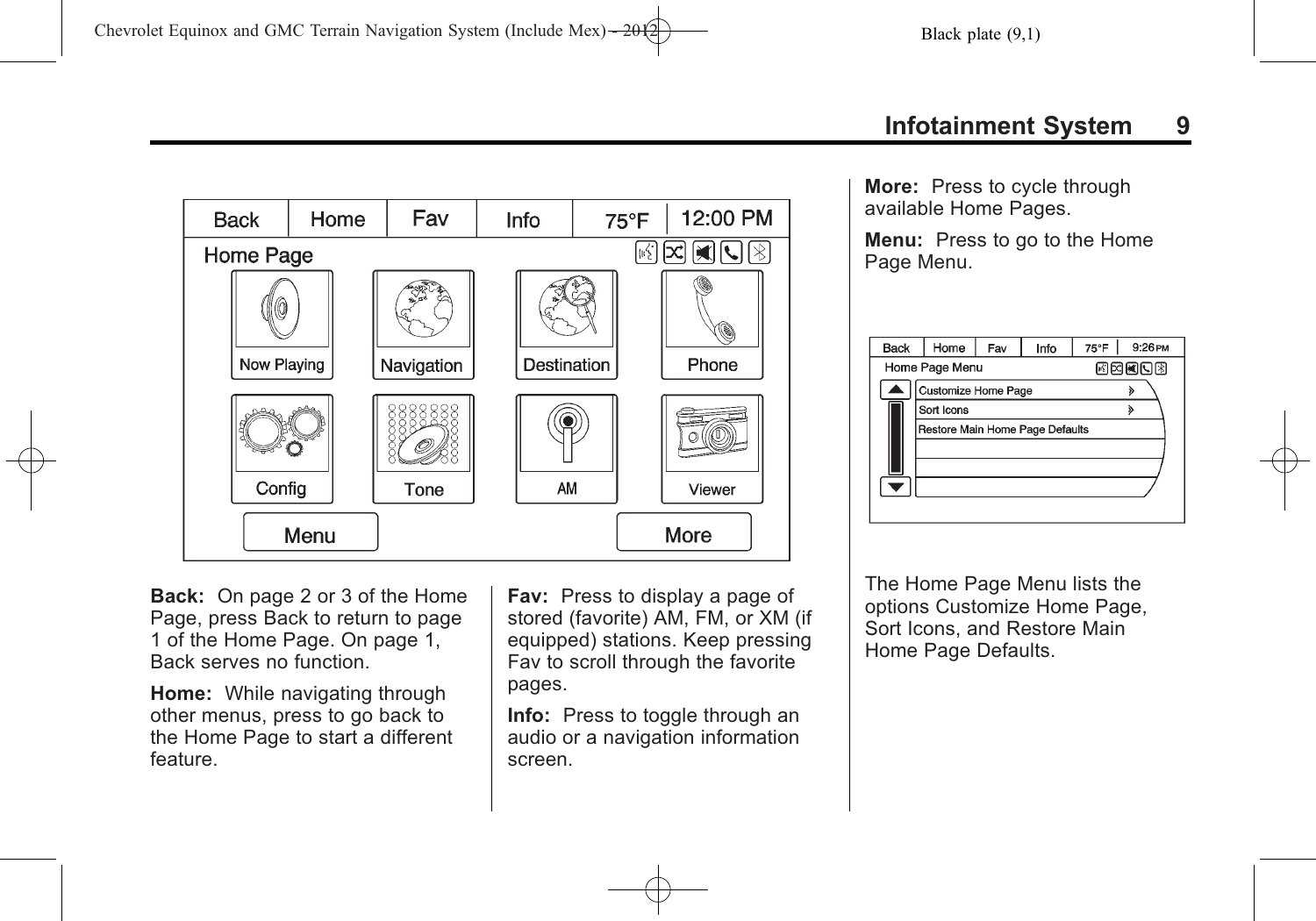**Back:** On page 2 or 3 of the Home Page, press Back to return to page 1 of the Home Page. On page 1, Back serves no function.

**Home:** While navigating through other menus, press to go back to the Home Page to start a different feature.

**Fav:** Press to display a page of stored (favorite) AM, FM, or XM (if equipped) stations. Keep pressing Fav to scroll through the favorite pages.

**Info:** Press to toggle through an audio or a navigation information screen.

**More:** Press to cycle through available Home Pages.

**Menu:** Press to go to the Home Page Menu.

The Home Page Menu lists the options Customize Home Page, Sort Icons, and Restore Main Home Page Defaults.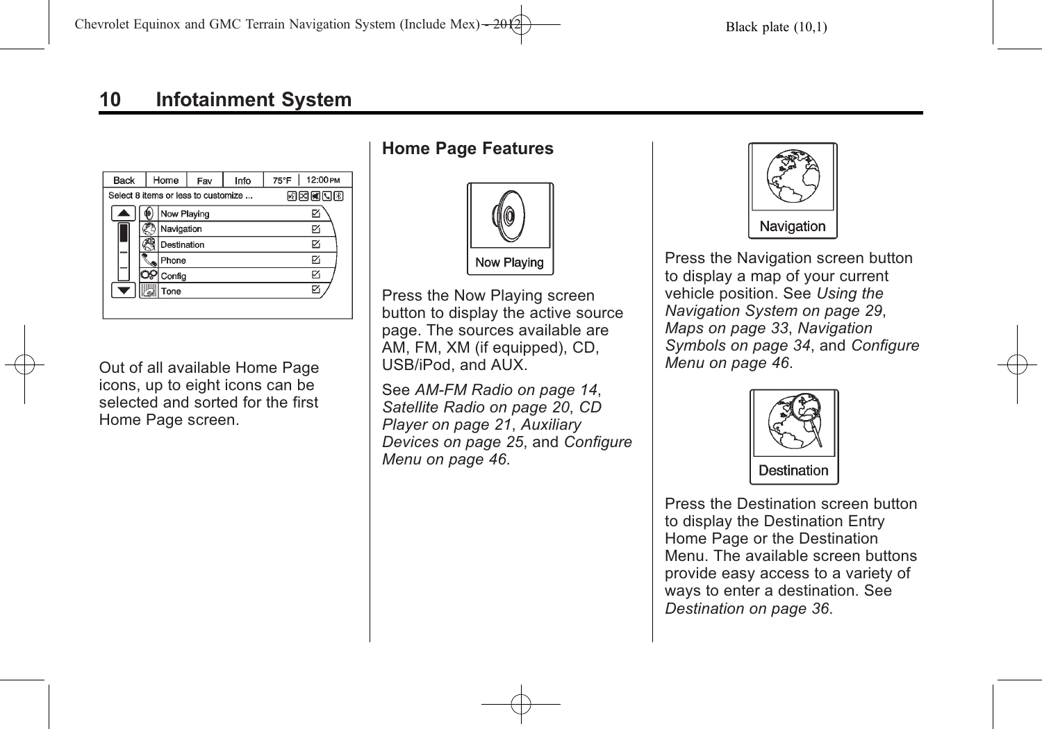## Infotainment System

Out of all available Home Page icons, up to eight icons can be selected and sorted for the first Home Page screen.

### Home Page Features

Press the Now Playing screen button to display the active source page. The sources available are AM, FM, XM (if equipped), CD, USB/iPod, and AUX.

See *AM-FM Radio on page 14*, *Satellite Radio on page 20*, *CD Player on page 21*, *Auxiliary Devices on page 25*, and *Configure Menu on page 46*.

Press the Navigation screen button to display a map of your current vehicle position. See *Using the Navigation System on page 29*, *Maps on page 33*, *Navigation Symbols on page 34*, and *Configure Menu on page 46*.

Press the Destination screen button to display the Destination Entry Home Page or the Destination Menu. The available screen buttons provide easy access to a variety of ways to enter a destination. See *Destination on page 36*.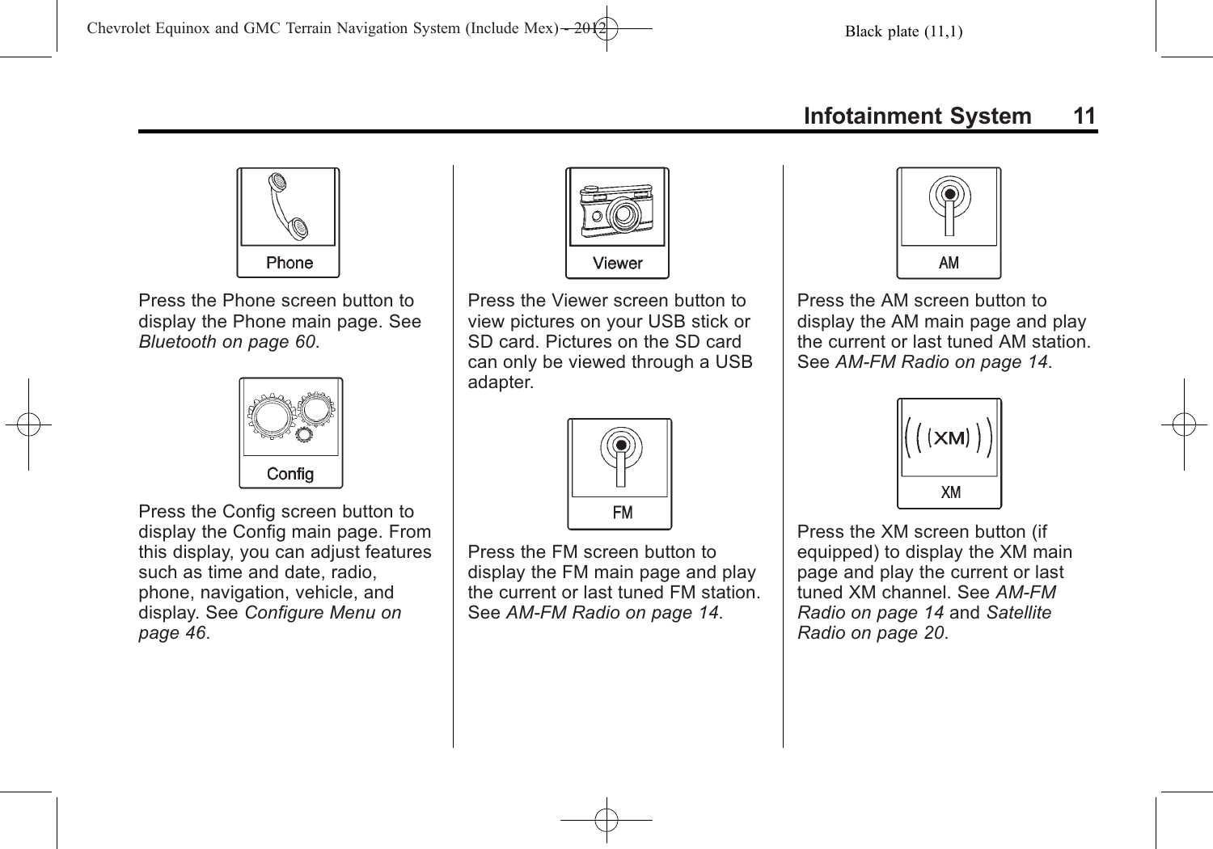Phone

Press the Phone screen button to display the Phone main page. See *Bluetooth on page 60*.

Config

Press the Config screen button to display the Config main page. From this display, you can adjust features such as time and date, radio, phone, navigation, vehicle, and display. See *Configure Menu on page 46*.

Viewer

Press the Viewer screen button to view pictures on your USB stick or SD card. Pictures on the SD card can only be viewed through a USB adapter.

FM

Press the FM screen button to display the FM main page and play the current or last tuned FM station. See *AM-FM Radio on page 14*.

AM

Press the AM screen button to display the AM main page and play the current or last tuned AM station. See *AM-FM Radio on page 14*.

XM

Press the XM screen button (if equipped) to display the XM main page and play the current or last tuned XM channel. See *AM-FM Radio on page 14* and *Satellite Radio on page 20*.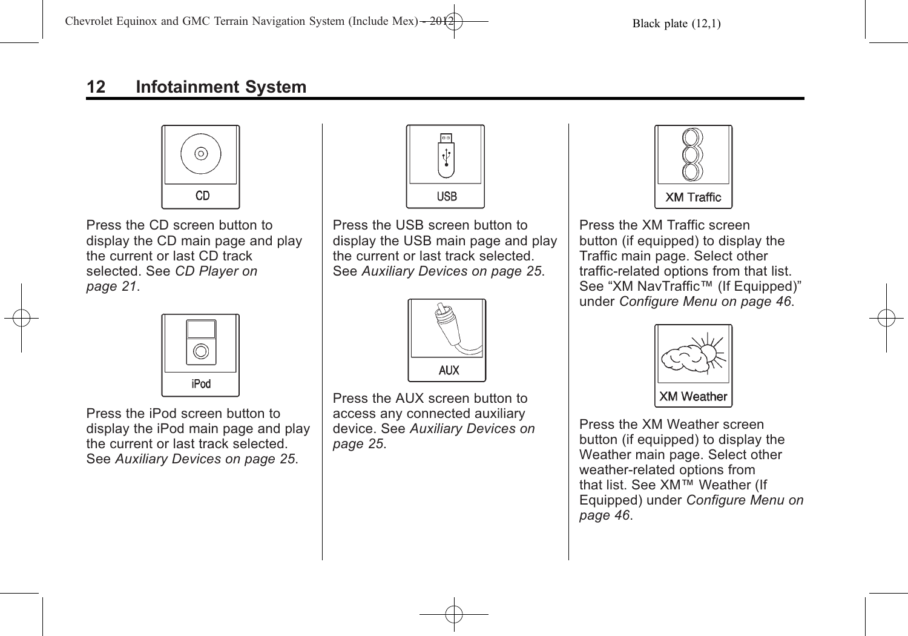CD

Press the CD screen button to display the CD main page and play the current or last CD track selected. See *CD Player on page 21*.

iPod

Press the iPod screen button to display the iPod main page and play the current or last track selected. See *Auxiliary Devices on page 25*.

USB

Press the USB screen button to display the USB main page and play the current or last track selected. See *Auxiliary Devices on page 25*.

AUX

Press the AUX screen button to access any connected auxiliary device. See *Auxiliary Devices on page 25*.

XM Traffic

Press the XM Traffic screen button (if equipped) to display the Traffic main page. Select other traffic-related options from that list. See “XM NavTraffic™ (If Equipped)” under *Configure Menu on page 46*.

XM Weather

Press the XM Weather screen button (if equipped) to display the Weather main page. Select other weather-related options from that list. See XM™ Weather (If Equipped) under *Configure Menu on page 46*.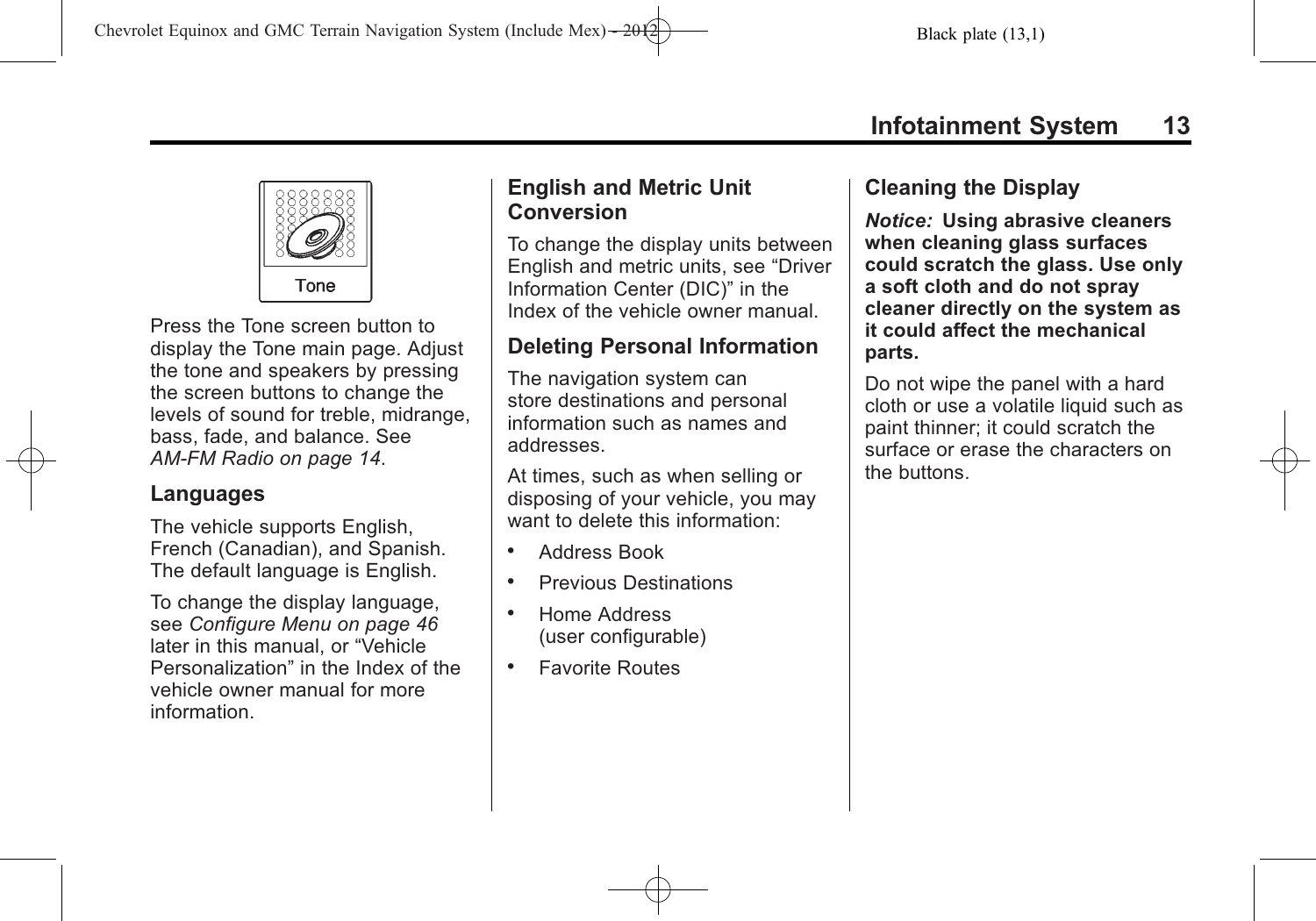Tone

Press the Tone screen button to display the Tone main page. Adjust the tone and speakers by pressing the screen buttons to change the levels of sound for treble, midrange, bass, fade, and balance. See *AM-FM Radio on page 14*.

### Languages

The vehicle supports English, French (Canadian), and Spanish. The default language is English.

To change the display language, see *Configure Menu on page 46* later in this manual, or “Vehicle Personalization” in the Index of the vehicle owner manual for more information.

### English and Metric Unit Conversion

To change the display units between English and metric units, see “Driver Information Center (DIC)” in the Index of the vehicle owner manual.

### Deleting Personal Information

The navigation system can store destinations and personal information such as names and addresses.

At times, such as when selling or disposing of your vehicle, you may want to delete this information:

- Address Book
- Previous Destinations
- Home Address (user configurable)
- Favorite Routes

### Cleaning the Display

***Notice:*** **Using abrasive cleaners when cleaning glass surfaces could scratch the glass. Use only a soft cloth and do not spray cleaner directly on the system as it could affect the mechanical parts.**

Do not wipe the panel with a hard cloth or use a volatile liquid such as paint thinner; it could scratch the surface or erase the characters on the buttons.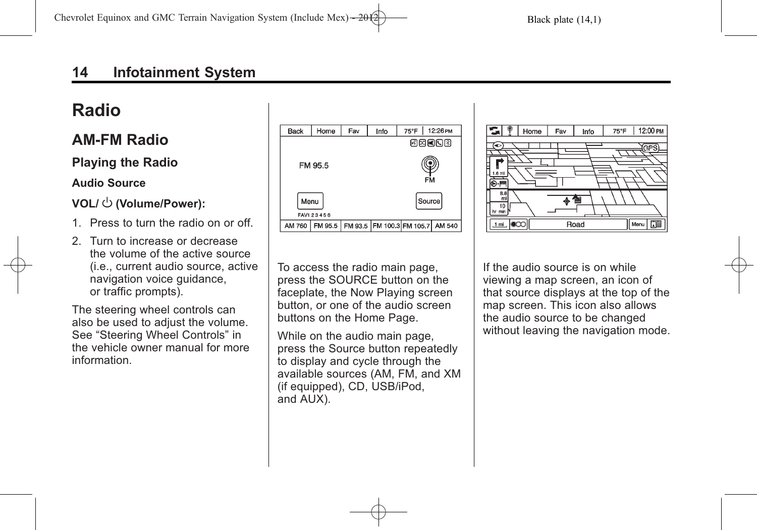# Radio

## AM-FM Radio

### Playing the Radio

#### Audio Source

**VOL/ ⏻ (Volume/Power):**

1. Press to turn the radio on or off.
2. Turn to increase or decrease the volume of the active source (i.e., current audio source, active navigation voice guidance, or traffic prompts).

The steering wheel controls can also be used to adjust the volume. See “Steering Wheel Controls” in the vehicle owner manual for more information.

To access the radio main page, press the SOURCE button on the faceplate, the Now Playing screen button, or one of the audio screen buttons on the Home Page.

While on the audio main page, press the Source button repeatedly to display and cycle through the available sources (AM, FM, and XM (if equipped), CD, USB/iPod, and AUX).

If the audio source is on while viewing a map screen, an icon of that source displays at the top of the map screen. This icon also allows the audio source to be changed without leaving the navigation mode.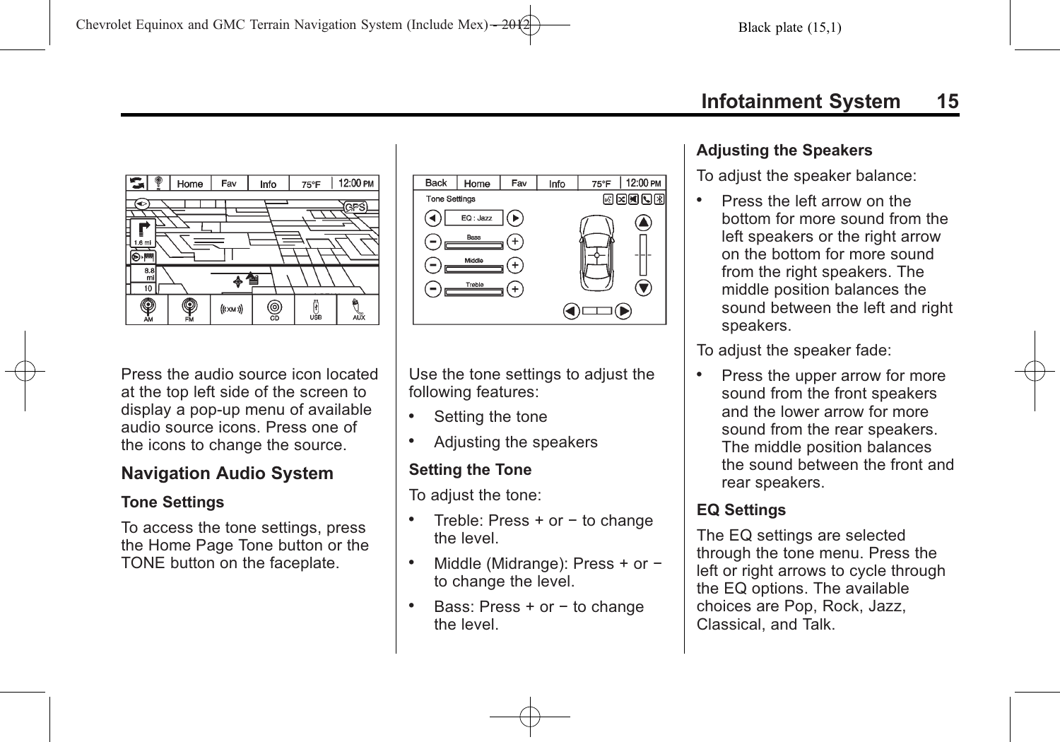Press the audio source icon located at the top left side of the screen to display a pop-up menu of available audio source icons. Press one of the icons to change the source.

## Navigation Audio System

### Tone Settings

To access the tone settings, press the Home Page Tone button or the TONE button on the faceplate.

Use the tone settings to adjust the following features:

- Setting the tone
- Adjusting the speakers

### Setting the Tone

To adjust the tone:

- Treble: Press + or − to change the level.
- Middle (Midrange): Press + or − to change the level.
- Bass: Press + or − to change the level.

### Adjusting the Speakers

To adjust the speaker balance:

- Press the left arrow on the bottom for more sound from the left speakers or the right arrow on the bottom for more sound from the right speakers. The middle position balances the sound between the left and right speakers.

To adjust the speaker fade:

- Press the upper arrow for more sound from the front speakers and the lower arrow for more sound from the rear speakers. The middle position balances the sound between the front and rear speakers.

### EQ Settings

The EQ settings are selected through the tone menu. Press the left or right arrows to cycle through the EQ options. The available choices are Pop, Rock, Jazz, Classical, and Talk.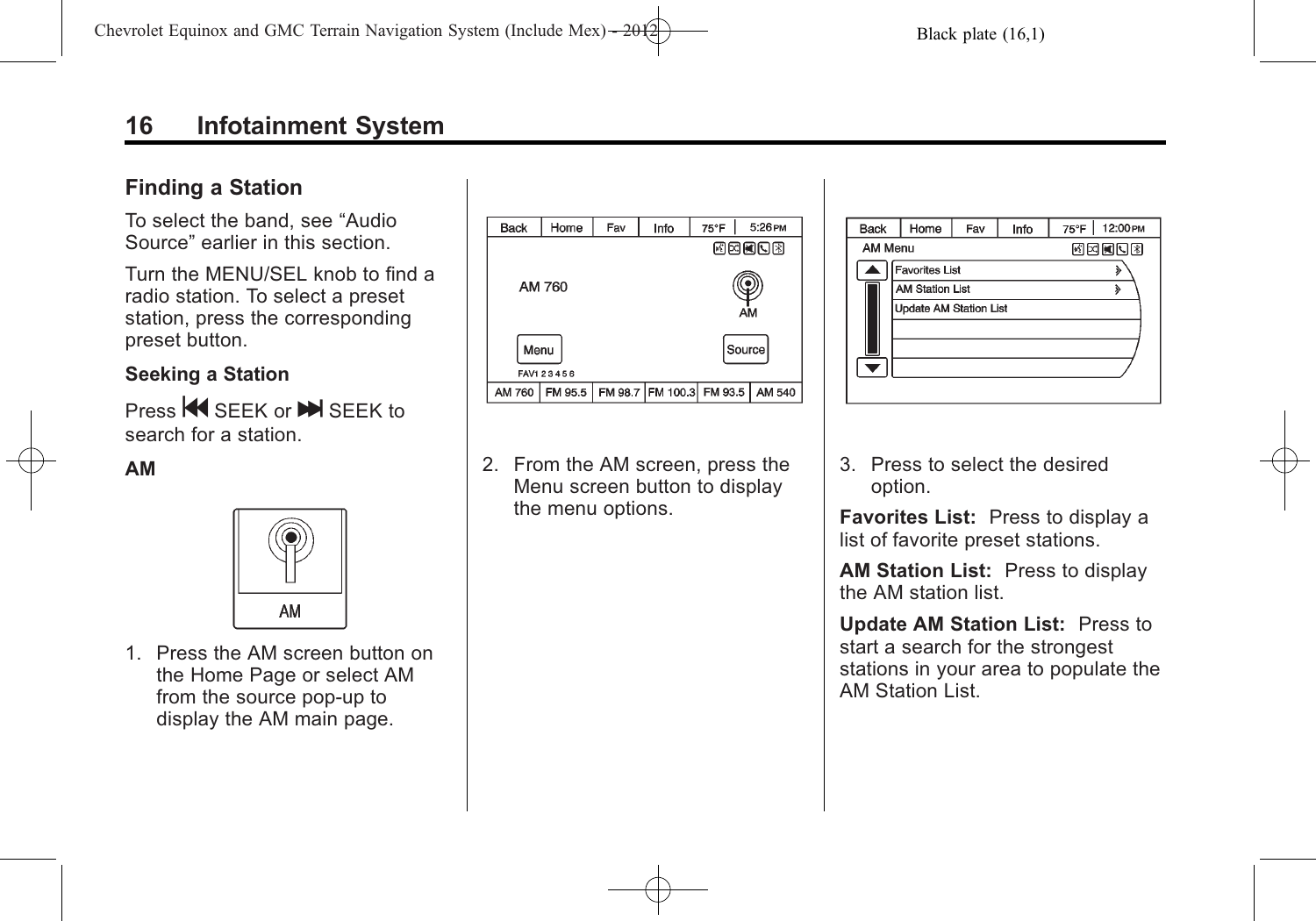## Finding a Station

To select the band, see “Audio Source” earlier in this section.

Turn the MENU/SEL knob to find a radio station. To select a preset station, press the corresponding preset button.

### Seeking a Station

Press ⏮ SEEK or ⏭ SEEK to search for a station.

### AM

1. Press the AM screen button on the Home Page or select AM from the source pop-up to display the AM main page.
2. From the AM screen, press the Menu screen button to display the menu options.
3. Press to select the desired option.

**Favorites List:** Press to display a list of favorite preset stations.

**AM Station List:** Press to display the AM station list.

**Update AM Station List:** Press to start a search for the strongest stations in your area to populate the AM Station List.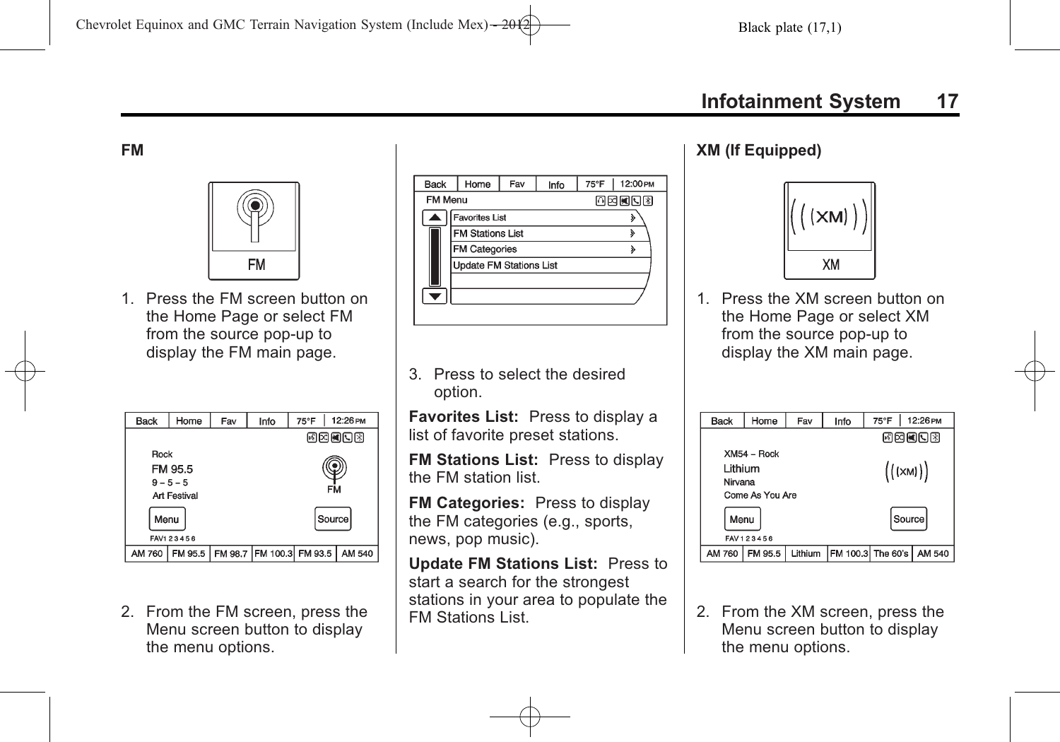## FM

1. Press the FM screen button on the Home Page or select FM from the source pop-up to display the FM main page.

2. From the FM screen, press the Menu screen button to display the menu options.

3. Press to select the desired option.

**Favorites List:** Press to display a list of favorite preset stations.

**FM Stations List:** Press to display the FM station list.

**FM Categories:** Press to display the FM categories (e.g., sports, news, pop music).

**Update FM Stations List:** Press to start a search for the strongest stations in your area to populate the FM Stations List.

## XM (If Equipped)

1. Press the XM screen button on the Home Page or select XM from the source pop-up to display the XM main page.

2. From the XM screen, press the Menu screen button to display the menu options.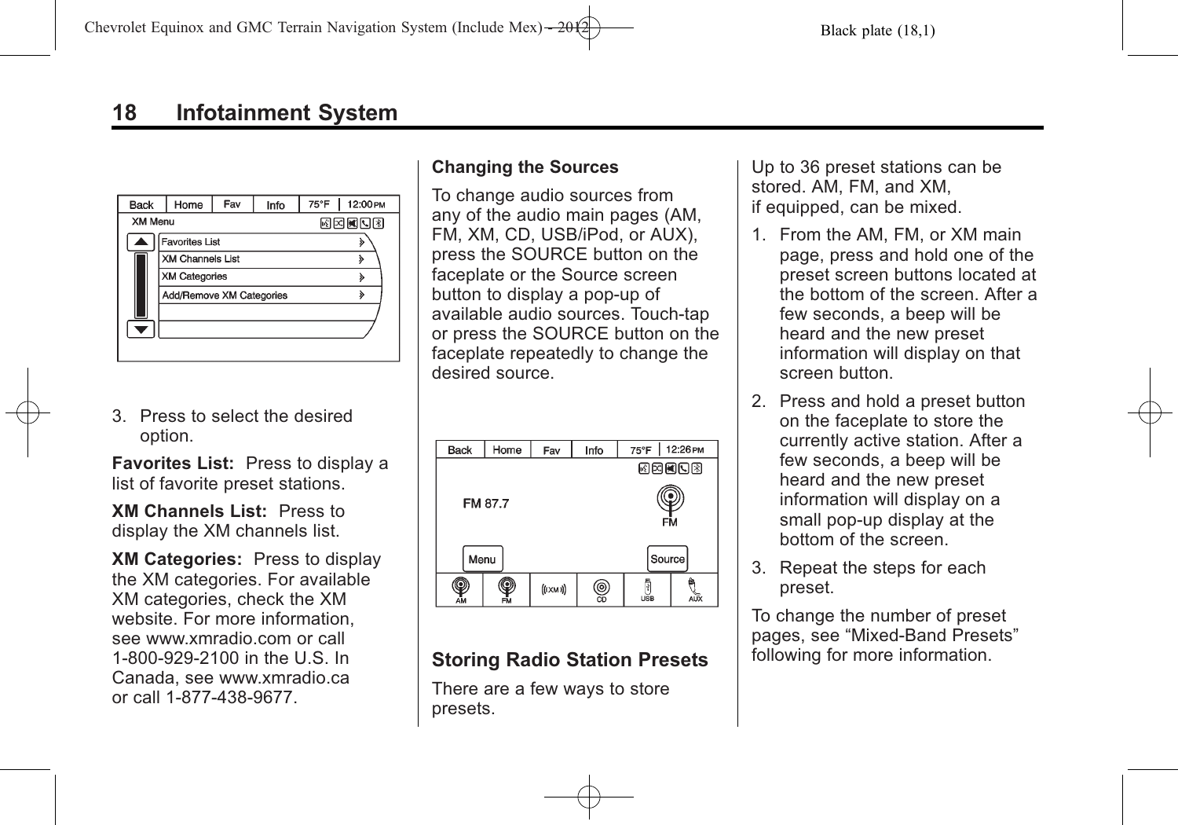3. Press to select the desired option.

**Favorites List:** Press to display a list of favorite preset stations.

**XM Channels List:** Press to display the XM channels list.

**XM Categories:** Press to display the XM categories. For available XM categories, check the XM website. For more information, see www.xmradio.com or call 1-800-929-2100 in the U.S. In Canada, see www.xmradio.ca or call 1-877-438-9677.

### Changing the Sources

To change audio sources from any of the audio main pages (AM, FM, XM, CD, USB/iPod, or AUX), press the SOURCE button on the faceplate or the Source screen button to display a pop-up of available audio sources. Touch-tap or press the SOURCE button on the faceplate repeatedly to change the desired source.

## Storing Radio Station Presets

There are a few ways to store presets.

Up to 36 preset stations can be stored. AM, FM, and XM, if equipped, can be mixed.

1. From the AM, FM, or XM main page, press and hold one of the preset screen buttons located at the bottom of the screen. After a few seconds, a beep will be heard and the new preset information will display on that screen button.
2. Press and hold a preset button on the faceplate to store the currently active station. After a few seconds, a beep will be heard and the new preset information will display on a small pop-up display at the bottom of the screen.
3. Repeat the steps for each preset.

To change the number of preset pages, see “Mixed-Band Presets” following for more information.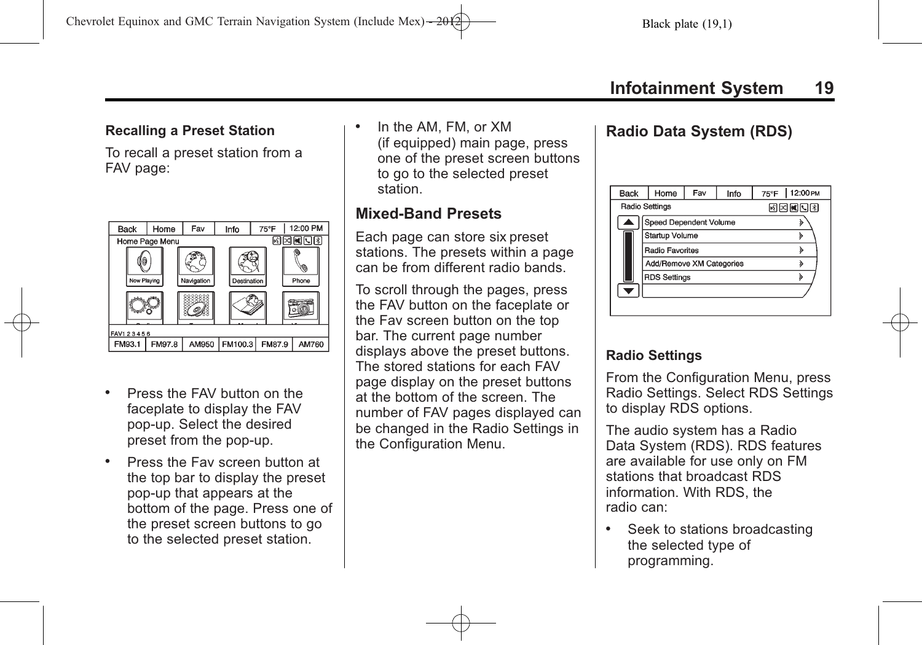### Recalling a Preset Station

To recall a preset station from a FAV page:

- Press the FAV button on the faceplate to display the FAV pop-up. Select the desired preset from the pop-up.
- Press the Fav screen button at the top bar to display the preset pop-up that appears at the bottom of the page. Press one of the preset screen buttons to go to the selected preset station.
- In the AM, FM, or XM (if equipped) main page, press one of the preset screen buttons to go to the selected preset station.

## Mixed-Band Presets

Each page can store six preset stations. The presets within a page can be from different radio bands.

To scroll through the pages, press the FAV button on the faceplate or the Fav screen button on the top bar. The current page number displays above the preset buttons. The stored stations for each FAV page display on the preset buttons at the bottom of the screen. The number of FAV pages displayed can be changed in the Radio Settings in the Configuration Menu.

## Radio Data System (RDS)

### Radio Settings

From the Configuration Menu, press Radio Settings. Select RDS Settings to display RDS options.

The audio system has a Radio Data System (RDS). RDS features are available for use only on FM stations that broadcast RDS information. With RDS, the radio can:

- Seek to stations broadcasting the selected type of programming.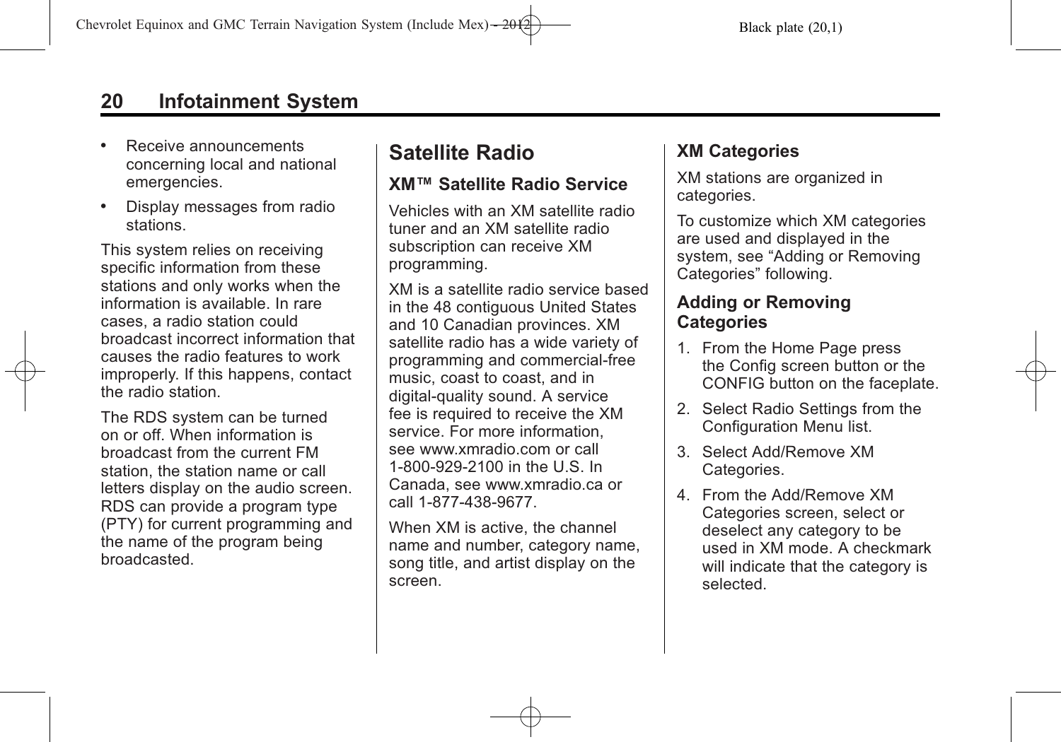- Receive announcements concerning local and national emergencies.
- Display messages from radio stations.

This system relies on receiving specific information from these stations and only works when the information is available. In rare cases, a radio station could broadcast incorrect information that causes the radio features to work improperly. If this happens, contact the radio station.

The RDS system can be turned on or off. When information is broadcast from the current FM station, the station name or call letters display on the audio screen. RDS can provide a program type (PTY) for current programming and the name of the program being broadcasted.

## Satellite Radio

### XM™ Satellite Radio Service

Vehicles with an XM satellite radio tuner and an XM satellite radio subscription can receive XM programming.

XM is a satellite radio service based in the 48 contiguous United States and 10 Canadian provinces. XM satellite radio has a wide variety of programming and commercial-free music, coast to coast, and in digital-quality sound. A service fee is required to receive the XM service. For more information, see www.xmradio.com or call 1-800-929-2100 in the U.S. In Canada, see www.xmradio.ca or call 1-877-438-9677.

When XM is active, the channel name and number, category name, song title, and artist display on the screen.

### XM Categories

XM stations are organized in categories.

To customize which XM categories are used and displayed in the system, see “Adding or Removing Categories” following.

### Adding or Removing Categories

1. From the Home Page press the Config screen button or the CONFIG button on the faceplate.
2. Select Radio Settings from the Configuration Menu list.
3. Select Add/Remove XM Categories.
4. From the Add/Remove XM Categories screen, select or deselect any category to be used in XM mode. A checkmark will indicate that the category is selected.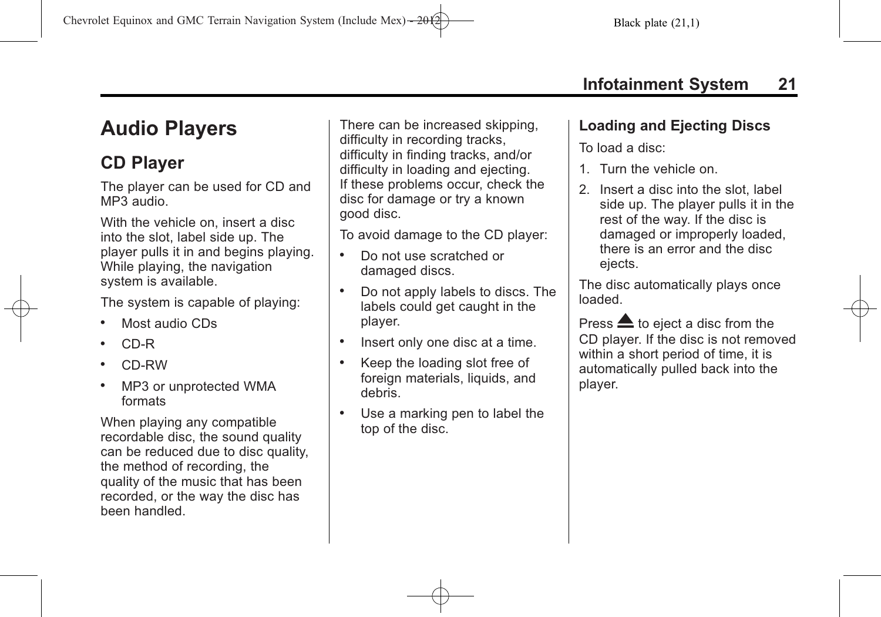# Audio Players

## CD Player

The player can be used for CD and MP3 audio.

With the vehicle on, insert a disc into the slot, label side up. The player pulls it in and begins playing. While playing, the navigation system is available.

The system is capable of playing:

- Most audio CDs
- CD-R
- CD-RW
- MP3 or unprotected WMA formats

When playing any compatible recordable disc, the sound quality can be reduced due to disc quality, the method of recording, the quality of the music that has been recorded, or the way the disc has been handled.

There can be increased skipping, difficulty in recording tracks, difficulty in finding tracks, and/or difficulty in loading and ejecting. If these problems occur, check the disc for damage or try a known good disc.

To avoid damage to the CD player:

- Do not use scratched or damaged discs.
- Do not apply labels to discs. The labels could get caught in the player.
- Insert only one disc at a time.
- Keep the loading slot free of foreign materials, liquids, and debris.
- Use a marking pen to label the top of the disc.

### Loading and Ejecting Discs

To load a disc:

1. Turn the vehicle on.
2. Insert a disc into the slot, label side up. The player pulls it in the rest of the way. If the disc is damaged or improperly loaded, there is an error and the disc ejects.

The disc automatically plays once loaded.

Press ⏏ to eject a disc from the CD player. If the disc is not removed within a short period of time, it is automatically pulled back into the player.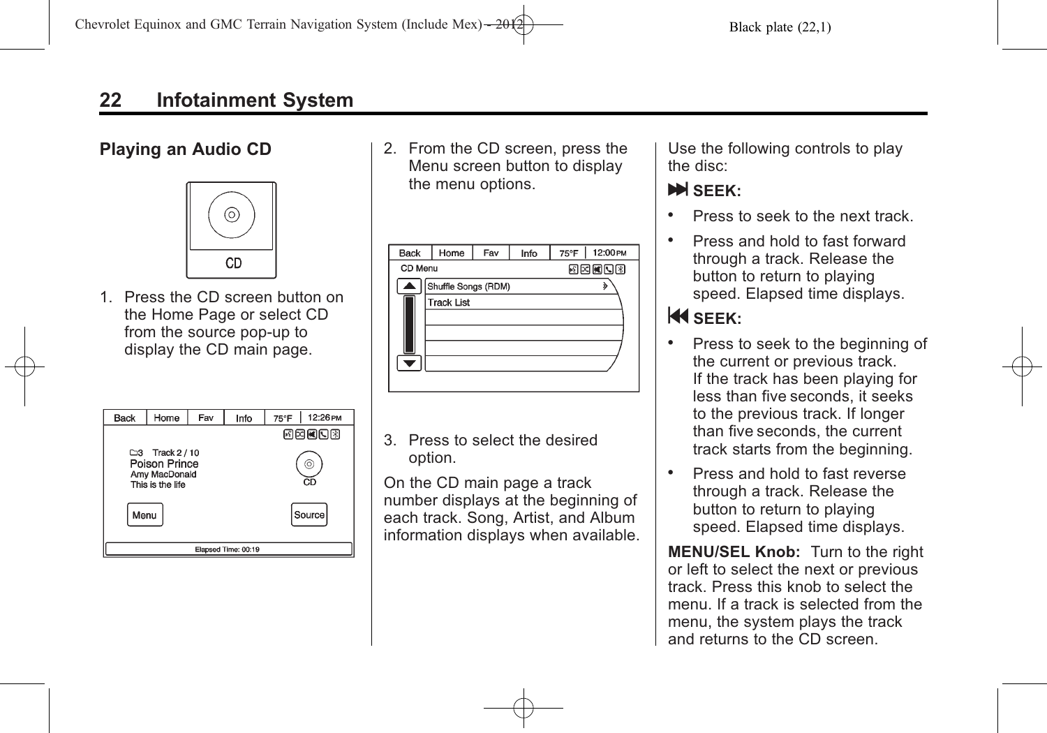## Playing an Audio CD

1. Press the CD screen button on the Home Page or select CD from the source pop-up to display the CD main page.
2. From the CD screen, press the Menu screen button to display the menu options.
3. Press to select the desired option.

On the CD main page a track number displays at the beginning of each track. Song, Artist, and Album information displays when available.

Use the following controls to play the disc:

**⏭ SEEK:**

- Press to seek to the next track.
- Press and hold to fast forward through a track. Release the button to return to playing speed. Elapsed time displays.

**⏮ SEEK:**

- Press to seek to the beginning of the current or previous track. If the track has been playing for less than five seconds, it seeks to the previous track. If longer than five seconds, the current track starts from the beginning.
- Press and hold to fast reverse through a track. Release the button to return to playing speed. Elapsed time displays.

**MENU/SEL Knob:** Turn to the right or left to select the next or previous track. Press this knob to select the menu. If a track is selected from the menu, the system plays the track and returns to the CD screen.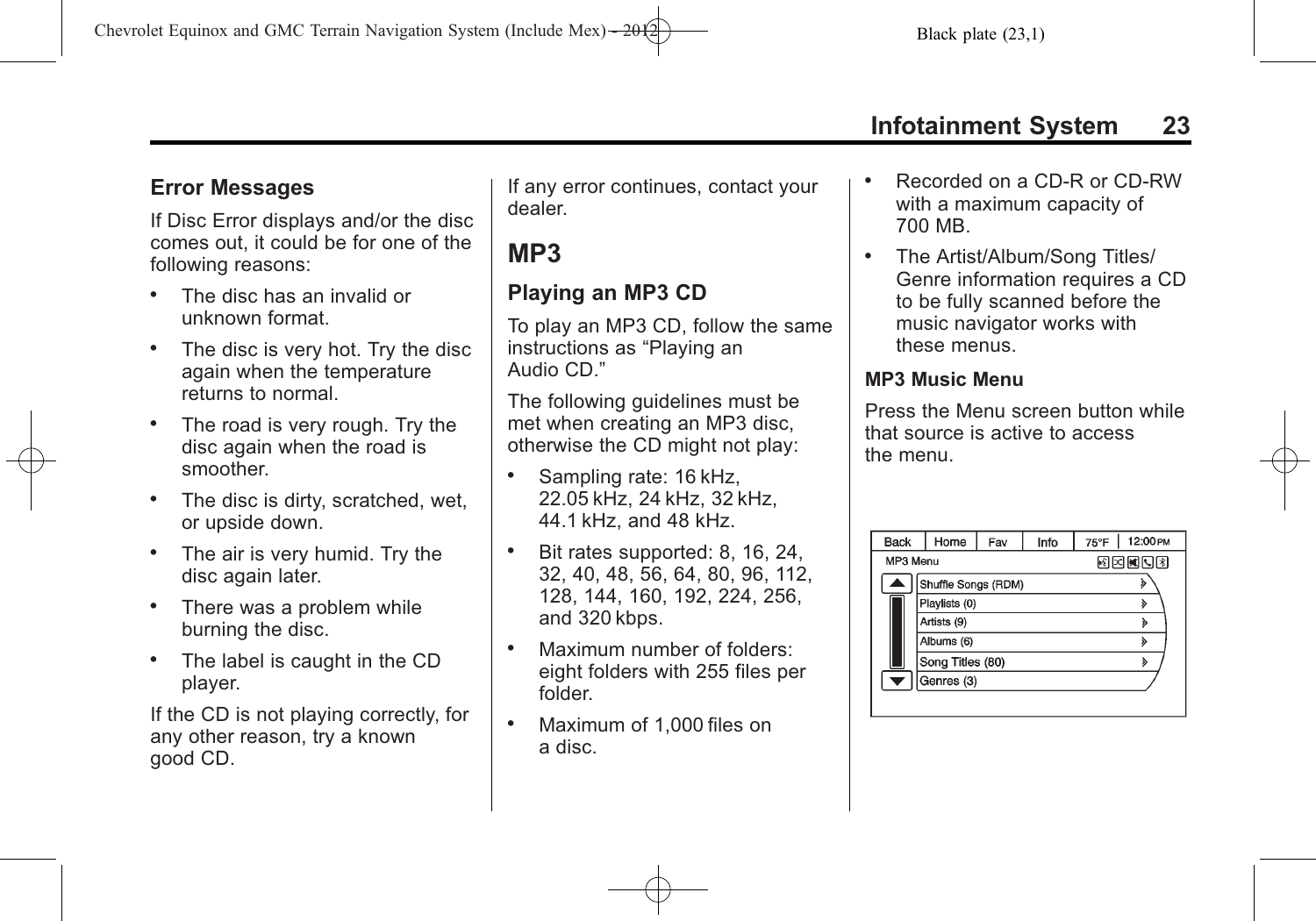### Error Messages

If Disc Error displays and/or the disc comes out, it could be for one of the following reasons:

- The disc has an invalid or unknown format.
- The disc is very hot. Try the disc again when the temperature returns to normal.
- The road is very rough. Try the disc again when the road is smoother.
- The disc is dirty, scratched, wet, or upside down.
- The air is very humid. Try the disc again later.
- There was a problem while burning the disc.
- The label is caught in the CD player.

If the CD is not playing correctly, for any other reason, try a known good CD.

If any error continues, contact your dealer.

## MP3

### Playing an MP3 CD

To play an MP3 CD, follow the same instructions as “Playing an Audio CD.”

The following guidelines must be met when creating an MP3 disc, otherwise the CD might not play:

- Sampling rate: 16 kHz, 22.05 kHz, 24 kHz, 32 kHz, 44.1 kHz, and 48 kHz.
- Bit rates supported: 8, 16, 24, 32, 40, 48, 56, 64, 80, 96, 112, 128, 144, 160, 192, 224, 256, and 320 kbps.
- Maximum number of folders: eight folders with 255 files per folder.
- Maximum of 1,000 files on a disc.
- Recorded on a CD-R or CD-RW with a maximum capacity of 700 MB.
- The Artist/Album/Song Titles/Genre information requires a CD to be fully scanned before the music navigator works with these menus.

#### MP3 Music Menu

Press the Menu screen button while that source is active to access the menu.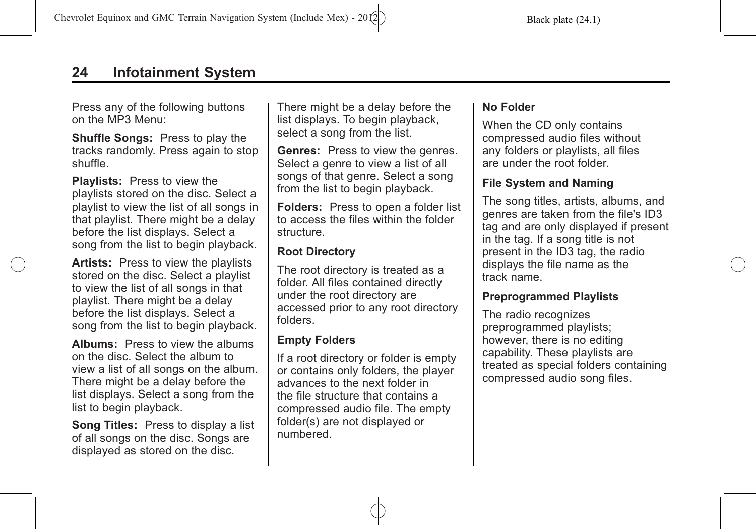Press any of the following buttons on the MP3 Menu:

**Shuffle Songs:** Press to play the tracks randomly. Press again to stop shuffle.

**Playlists:** Press to view the playlists stored on the disc. Select a playlist to view the list of all songs in that playlist. There might be a delay before the list displays. Select a song from the list to begin playback.

**Artists:** Press to view the playlists stored on the disc. Select a playlist to view the list of all songs in that playlist. There might be a delay before the list displays. Select a song from the list to begin playback.

**Albums:** Press to view the albums on the disc. Select the album to view a list of all songs on the album. There might be a delay before the list displays. Select a song from the list to begin playback.

**Song Titles:** Press to display a list of all songs on the disc. Songs are displayed as stored on the disc. There might be a delay before the list displays. To begin playback, select a song from the list.

**Genres:** Press to view the genres. Select a genre to view a list of all songs of that genre. Select a song from the list to begin playback.

**Folders:** Press to open a folder list to access the files within the folder structure.

#### Root Directory

The root directory is treated as a folder. All files contained directly under the root directory are accessed prior to any root directory folders.

#### Empty Folders

If a root directory or folder is empty or contains only folders, the player advances to the next folder in the file structure that contains a compressed audio file. The empty folder(s) are not displayed or numbered.

#### No Folder

When the CD only contains compressed audio files without any folders or playlists, all files are under the root folder.

#### File System and Naming

The song titles, artists, albums, and genres are taken from the file's ID3 tag and are only displayed if present in the tag. If a song title is not present in the ID3 tag, the radio displays the file name as the track name.

#### Preprogrammed Playlists

The radio recognizes preprogrammed playlists; however, there is no editing capability. These playlists are treated as special folders containing compressed audio song files.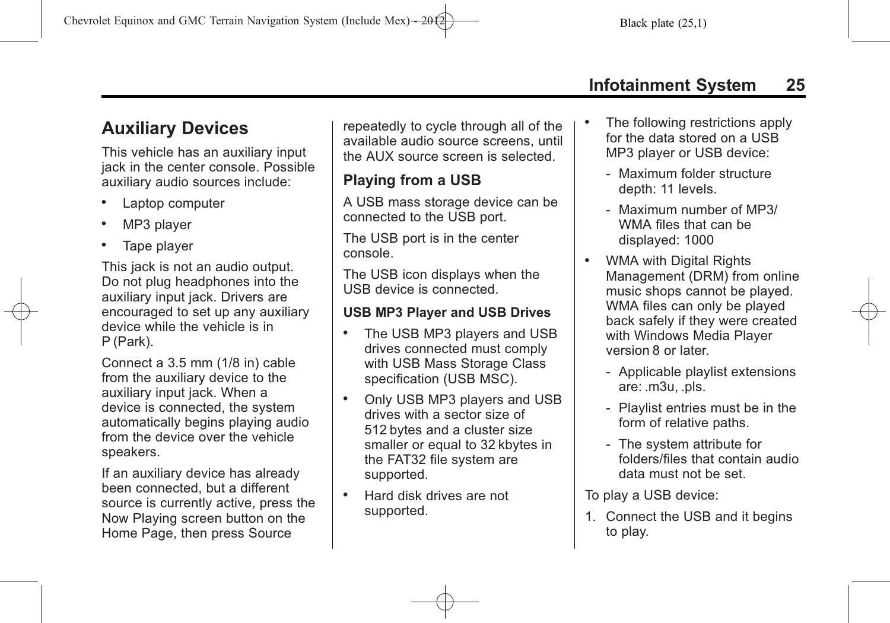## Auxiliary Devices

This vehicle has an auxiliary input jack in the center console. Possible auxiliary audio sources include:

- Laptop computer
- MP3 player
- Tape player

This jack is not an audio output. Do not plug headphones into the auxiliary input jack. Drivers are encouraged to set up any auxiliary device while the vehicle is in P (Park).

Connect a 3.5 mm (1/8 in) cable from the auxiliary device to the auxiliary input jack. When a device is connected, the system automatically begins playing audio from the device over the vehicle speakers.

If an auxiliary device has already been connected, but a different source is currently active, press the Now Playing screen button on the Home Page, then press Source repeatedly to cycle through all of the available audio source screens, until the AUX source screen is selected.

### Playing from a USB

A USB mass storage device can be connected to the USB port.

The USB port is in the center console.

The USB icon displays when the USB device is connected.

**USB MP3 Player and USB Drives**

- The USB MP3 players and USB drives connected must comply with USB Mass Storage Class specification (USB MSC).
- Only USB MP3 players and USB drives with a sector size of 512 bytes and a cluster size smaller or equal to 32 kbytes in the FAT32 file system are supported.
- Hard disk drives are not supported.
- The following restrictions apply for the data stored on a USB MP3 player or USB device:
  - Maximum folder structure depth: 11 levels.
  - Maximum number of MP3/WMA files that can be displayed: 1000
- WMA with Digital Rights Management (DRM) from online music shops cannot be played. WMA files can only be played back safely if they were created with Windows Media Player version 8 or later.
  - Applicable playlist extensions are: .m3u, .pls.
  - Playlist entries must be in the form of relative paths.
  - The system attribute for folders/files that contain audio data must not be set.

To play a USB device:

1. Connect the USB and it begins to play.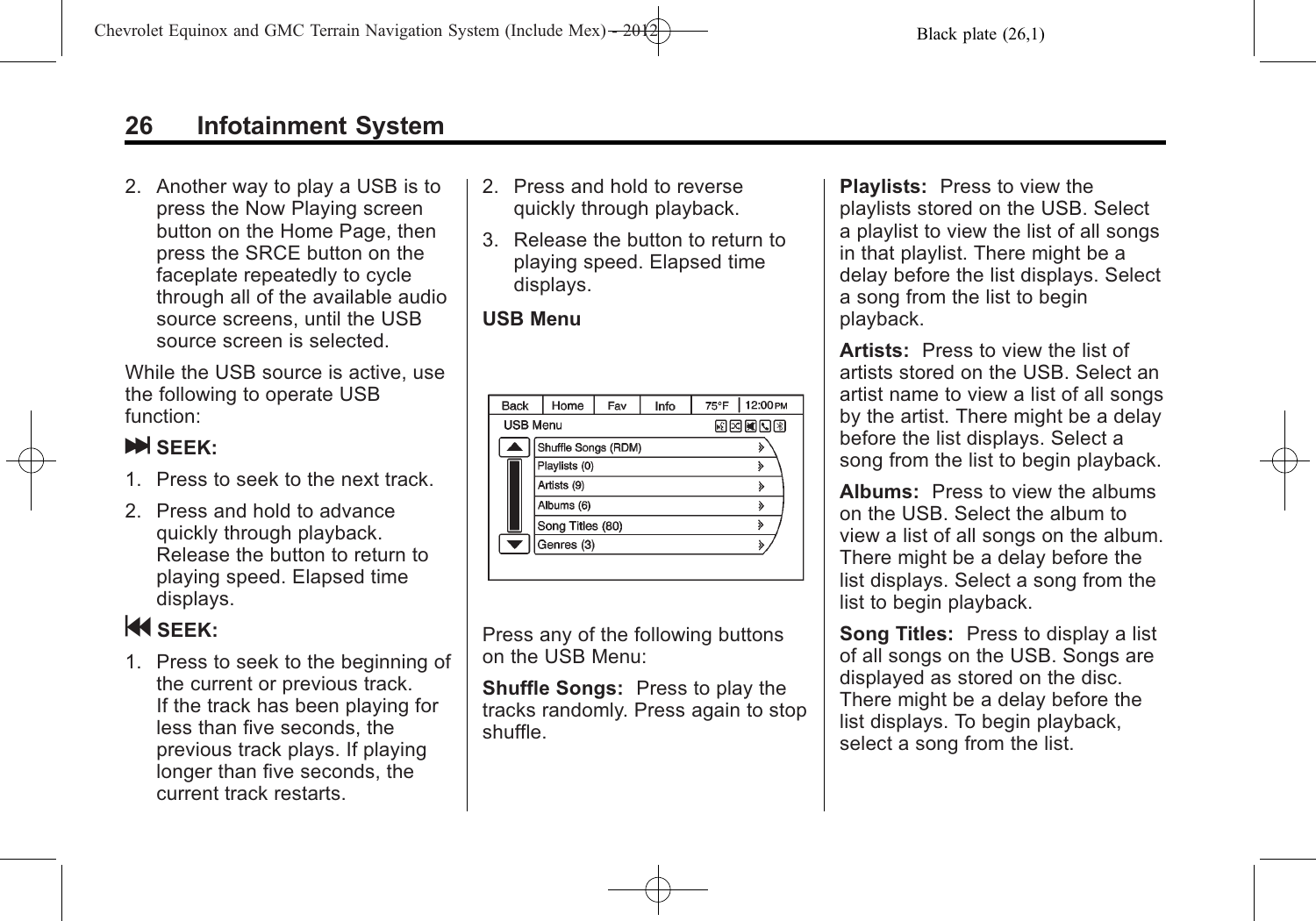2. Another way to play a USB is to press the Now Playing screen button on the Home Page, then press the SRCE button on the faceplate repeatedly to cycle through all of the available audio source screens, until the USB source screen is selected.

While the USB source is active, use the following to operate USB function:

**⏭ SEEK:**

1. Press to seek to the next track.
2. Press and hold to advance quickly through playback. Release the button to return to playing speed. Elapsed time displays.

**⏮ SEEK:**

1. Press to seek to the beginning of the current or previous track. If the track has been playing for less than five seconds, the previous track plays. If playing longer than five seconds, the current track restarts.
2. Press and hold to reverse quickly through playback.
3. Release the button to return to playing speed. Elapsed time displays.

**USB Menu**

Press any of the following buttons on the USB Menu:

**Shuffle Songs:** Press to play the tracks randomly. Press again to stop shuffle.

**Playlists:** Press to view the playlists stored on the USB. Select a playlist to view the list of all songs in that playlist. There might be a delay before the list displays. Select a song from the list to begin playback.

**Artists:** Press to view the list of artists stored on the USB. Select an artist name to view a list of all songs by the artist. There might be a delay before the list displays. Select a song from the list to begin playback.

**Albums:** Press to view the albums on the USB. Select the album to view a list of all songs on the album. There might be a delay before the list displays. Select a song from the list to begin playback.

**Song Titles:** Press to display a list of all songs on the USB. Songs are displayed as stored on the disc. There might be a delay before the list displays. To begin playback, select a song from the list.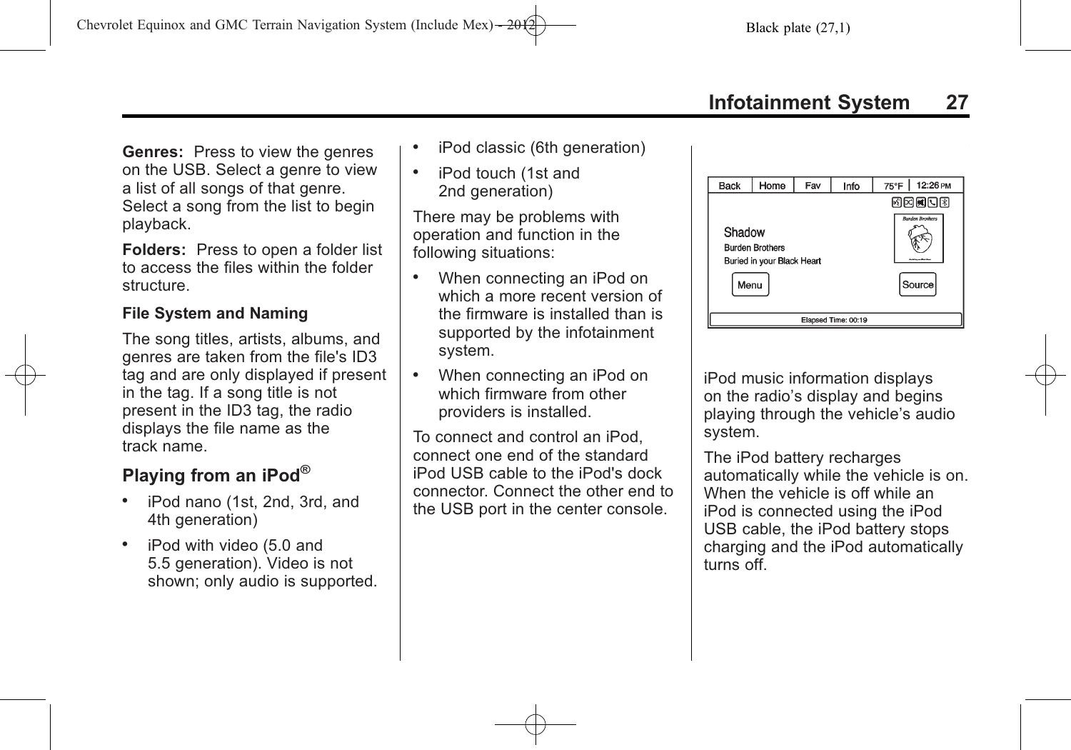**Genres:** Press to view the genres on the USB. Select a genre to view a list of all songs of that genre. Select a song from the list to begin playback.

**Folders:** Press to open a folder list to access the files within the folder structure.

**File System and Naming**

The song titles, artists, albums, and genres are taken from the file's ID3 tag and are only displayed if present in the tag. If a song title is not present in the ID3 tag, the radio displays the file name as the track name.

## Playing from an iPod®

- iPod nano (1st, 2nd, 3rd, and 4th generation)
- iPod with video (5.0 and 5.5 generation). Video is not shown; only audio is supported.
- iPod classic (6th generation)
- iPod touch (1st and 2nd generation)

There may be problems with operation and function in the following situations:

- When connecting an iPod on which a more recent version of the firmware is installed than is supported by the infotainment system.
- When connecting an iPod on which firmware from other providers is installed.

To connect and control an iPod, connect one end of the standard iPod USB cable to the iPod's dock connector. Connect the other end to the USB port in the center console.

iPod music information displays on the radio's display and begins playing through the vehicle's audio system.

The iPod battery recharges automatically while the vehicle is on. When the vehicle is off while an iPod is connected using the iPod USB cable, the iPod battery stops charging and the iPod automatically turns off.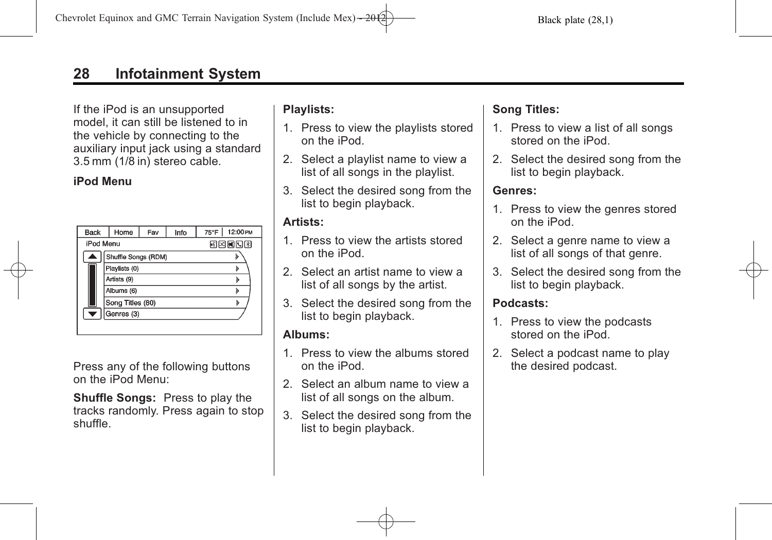If the iPod is an unsupported model, it can still be listened to in the vehicle by connecting to the auxiliary input jack using a standard 3.5 mm (1/8 in) stereo cable.

**iPod Menu**

Press any of the following buttons on the iPod Menu:

**Shuffle Songs:** Press to play the tracks randomly. Press again to stop shuffle.

**Playlists:**

1. Press to view the playlists stored on the iPod.
2. Select a playlist name to view a list of all songs in the playlist.
3. Select the desired song from the list to begin playback.

**Artists:**

1. Press to view the artists stored on the iPod.
2. Select an artist name to view a list of all songs by the artist.
3. Select the desired song from the list to begin playback.

**Albums:**

1. Press to view the albums stored on the iPod.
2. Select an album name to view a list of all songs on the album.
3. Select the desired song from the list to begin playback.

**Song Titles:**

1. Press to view a list of all songs stored on the iPod.
2. Select the desired song from the list to begin playback.

**Genres:**

1. Press to view the genres stored on the iPod.
2. Select a genre name to view a list of all songs of that genre.
3. Select the desired song from the list to begin playback.

**Podcasts:**

1. Press to view the podcasts stored on the iPod.
2. Select a podcast name to play the desired podcast.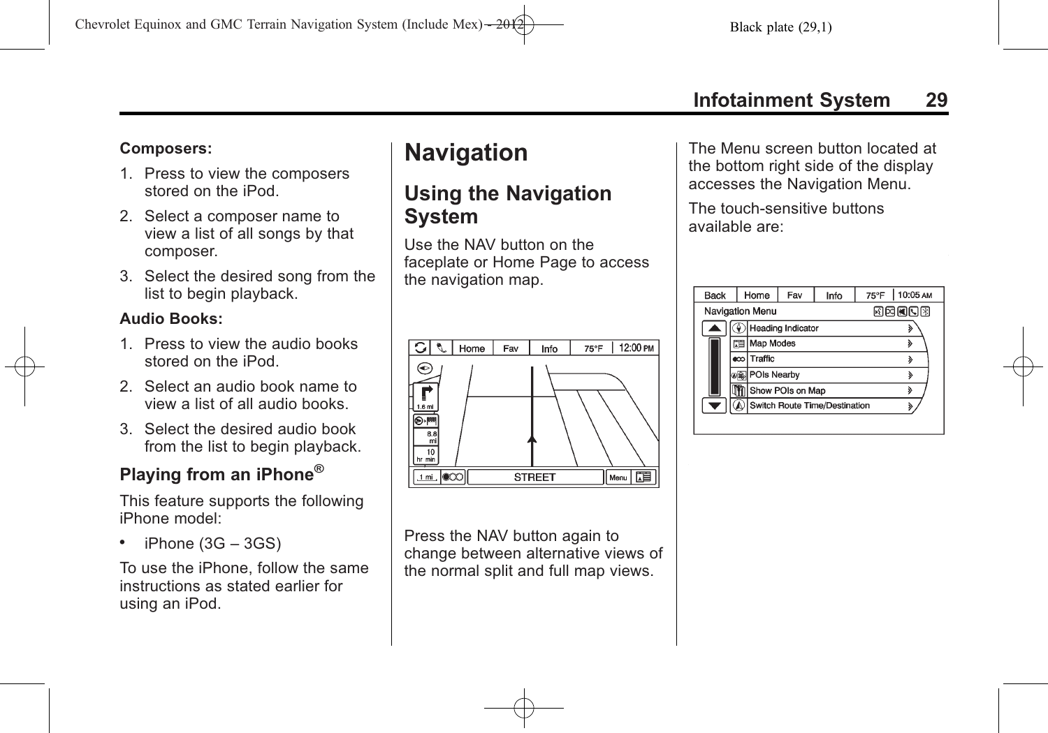**Composers:**

1. Press to view the composers stored on the iPod.
2. Select a composer name to view a list of all songs by that composer.
3. Select the desired song from the list to begin playback.

**Audio Books:**

1. Press to view the audio books stored on the iPod.
2. Select an audio book name to view a list of all audio books.
3. Select the desired audio book from the list to begin playback.

### Playing from an iPhone®

This feature supports the following iPhone model:

- iPhone (3G – 3GS)

To use the iPhone, follow the same instructions as stated earlier for using an iPod.

# Navigation

## Using the Navigation System

Use the NAV button on the faceplate or Home Page to access the navigation map.

Press the NAV button again to change between alternative views of the normal split and full map views.

The Menu screen button located at the bottom right side of the display accesses the Navigation Menu.

The touch-sensitive buttons available are: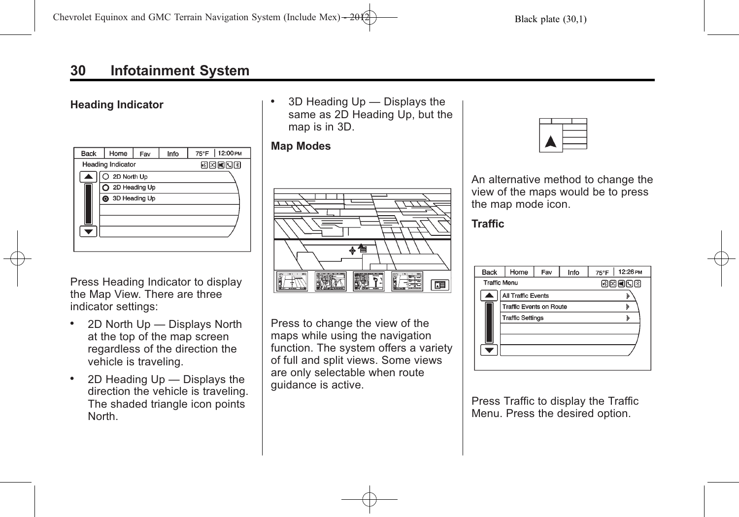## Heading Indicator

Press Heading Indicator to display the Map View. There are three indicator settings:

- 2D North Up — Displays North at the top of the map screen regardless of the direction the vehicle is traveling.
- 2D Heading Up — Displays the direction the vehicle is traveling. The shaded triangle icon points North.
- 3D Heading Up — Displays the same as 2D Heading Up, but the map is in 3D.

## Map Modes

Press to change the view of the maps while using the navigation function. The system offers a variety of full and split views. Some views are only selectable when route guidance is active.

An alternative method to change the view of the maps would be to press the map mode icon.

## Traffic

Press Traffic to display the Traffic Menu. Press the desired option.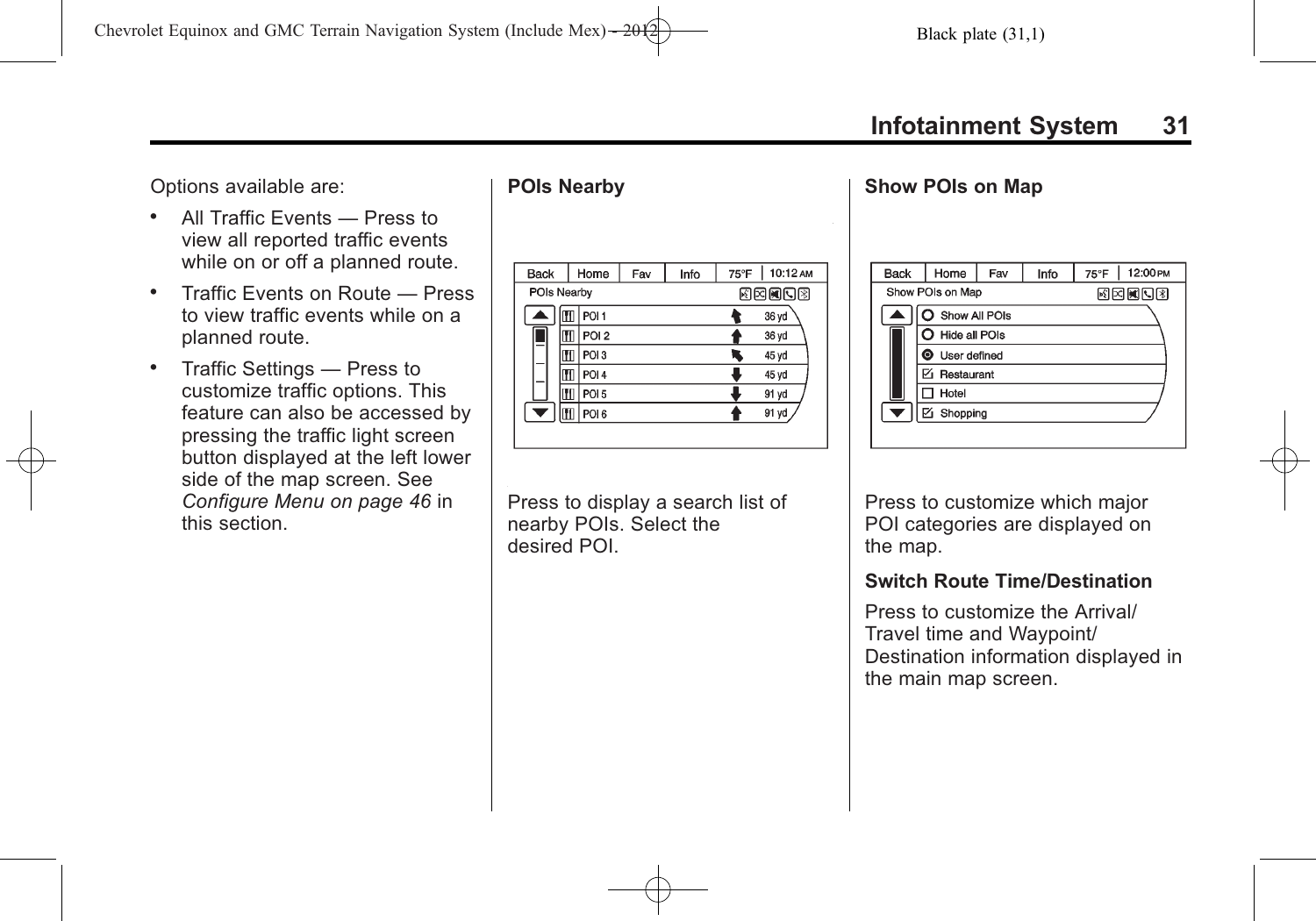Options available are:

- All Traffic Events — Press to view all reported traffic events while on or off a planned route.
- Traffic Events on Route — Press to view traffic events while on a planned route.
- Traffic Settings — Press to customize traffic options. This feature can also be accessed by pressing the traffic light screen button displayed at the left lower side of the map screen. See *Configure Menu on page 46* in this section.

**POIs Nearby**

Press to display a search list of nearby POIs. Select the desired POI.

**Show POIs on Map**

Press to customize which major POI categories are displayed on the map.

**Switch Route Time/Destination**

Press to customize the Arrival/Travel time and Waypoint/Destination information displayed in the main map screen.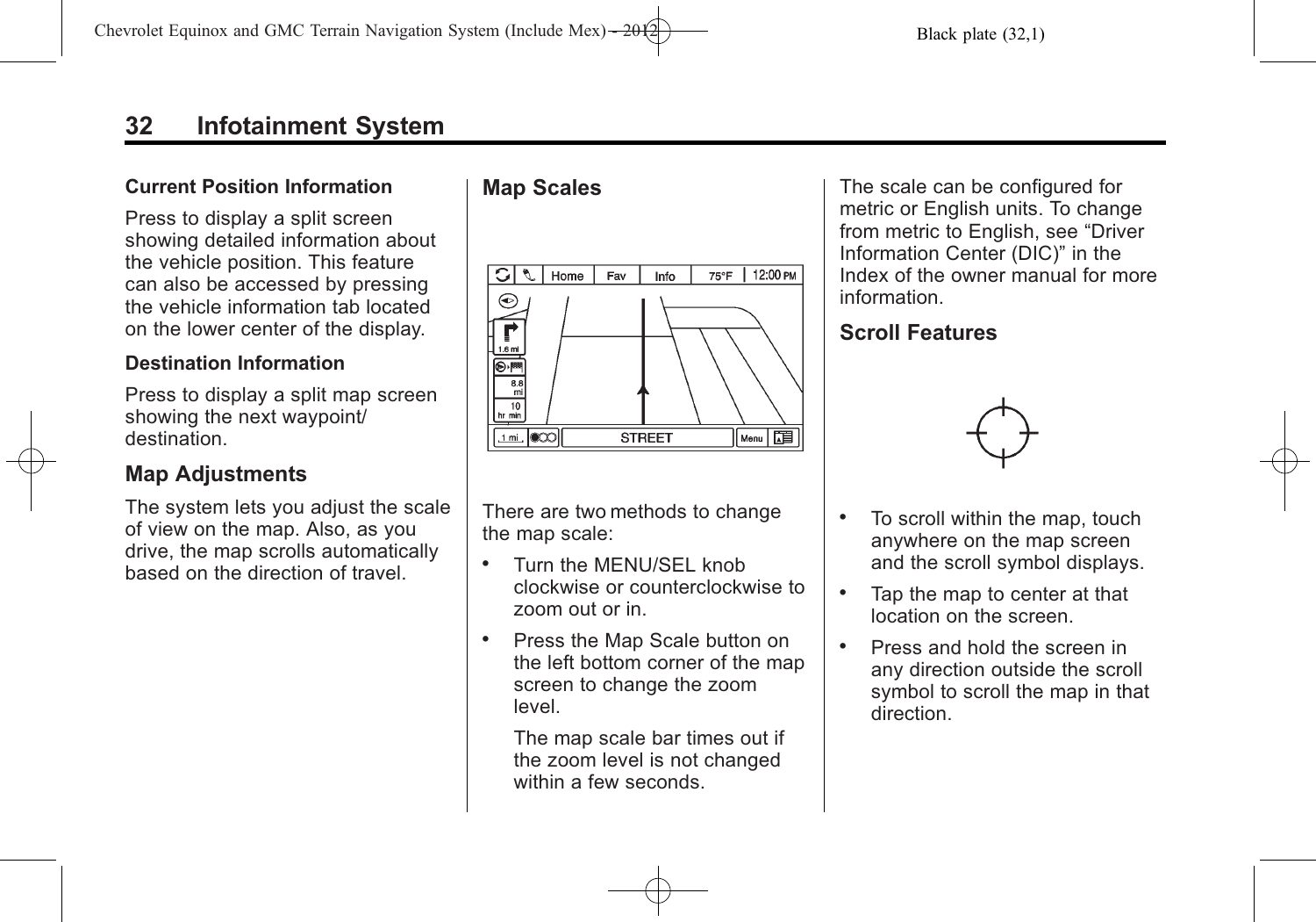#### Current Position Information

Press to display a split screen showing detailed information about the vehicle position. This feature can also be accessed by pressing the vehicle information tab located on the lower center of the display.

#### Destination Information

Press to display a split map screen showing the next waypoint/destination.

### Map Adjustments

The system lets you adjust the scale of view on the map. Also, as you drive, the map scrolls automatically based on the direction of travel.

### Map Scales

There are two methods to change the map scale:

- Turn the MENU/SEL knob clockwise or counterclockwise to zoom out or in.
- Press the Map Scale button on the left bottom corner of the map screen to change the zoom level.

  The map scale bar times out if the zoom level is not changed within a few seconds.

The scale can be configured for metric or English units. To change from metric to English, see "Driver Information Center (DIC)" in the Index of the owner manual for more information.

### Scroll Features

- To scroll within the map, touch anywhere on the map screen and the scroll symbol displays.
- Tap the map to center at that location on the screen.
- Press and hold the screen in any direction outside the scroll symbol to scroll the map in that direction.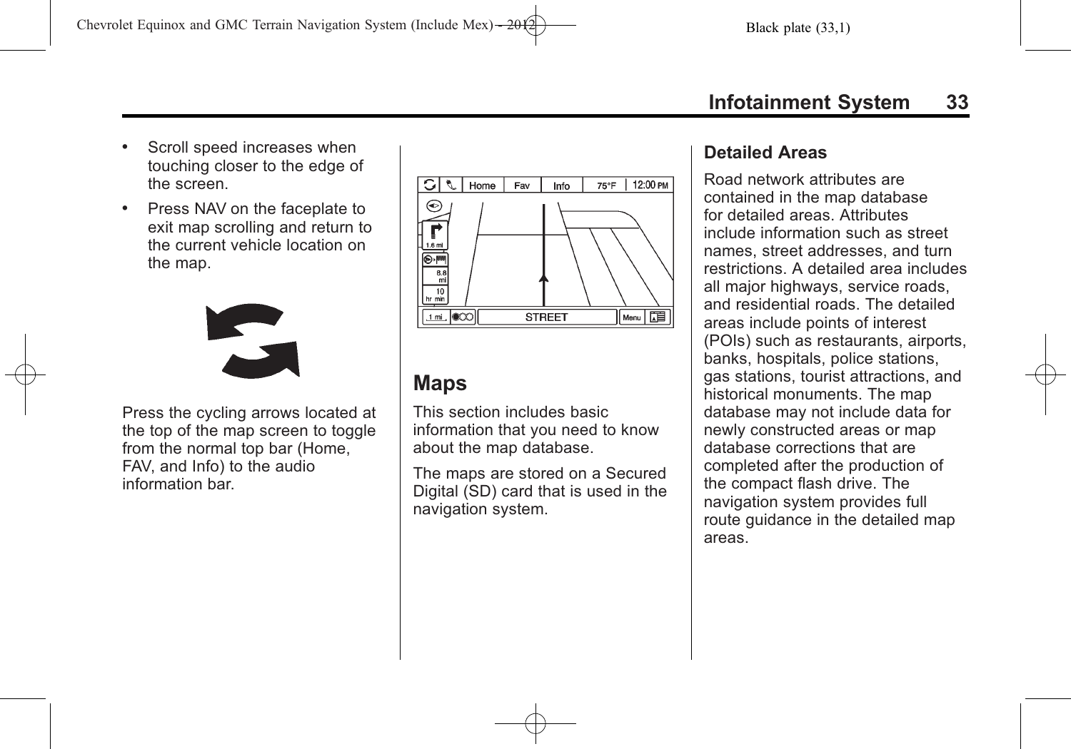- Scroll speed increases when touching closer to the edge of the screen.
- Press NAV on the faceplate to exit map scrolling and return to the current vehicle location on the map.

Press the cycling arrows located at the top of the map screen to toggle from the normal top bar (Home, FAV, and Info) to the audio information bar.

## Maps

This section includes basic information that you need to know about the map database.

The maps are stored on a Secured Digital (SD) card that is used in the navigation system.

### Detailed Areas

Road network attributes are contained in the map database for detailed areas. Attributes include information such as street names, street addresses, and turn restrictions. A detailed area includes all major highways, service roads, and residential roads. The detailed areas include points of interest (POIs) such as restaurants, airports, banks, hospitals, police stations, gas stations, tourist attractions, and historical monuments. The map database may not include data for newly constructed areas or map database corrections that are completed after the production of the compact flash drive. The navigation system provides full route guidance in the detailed map areas.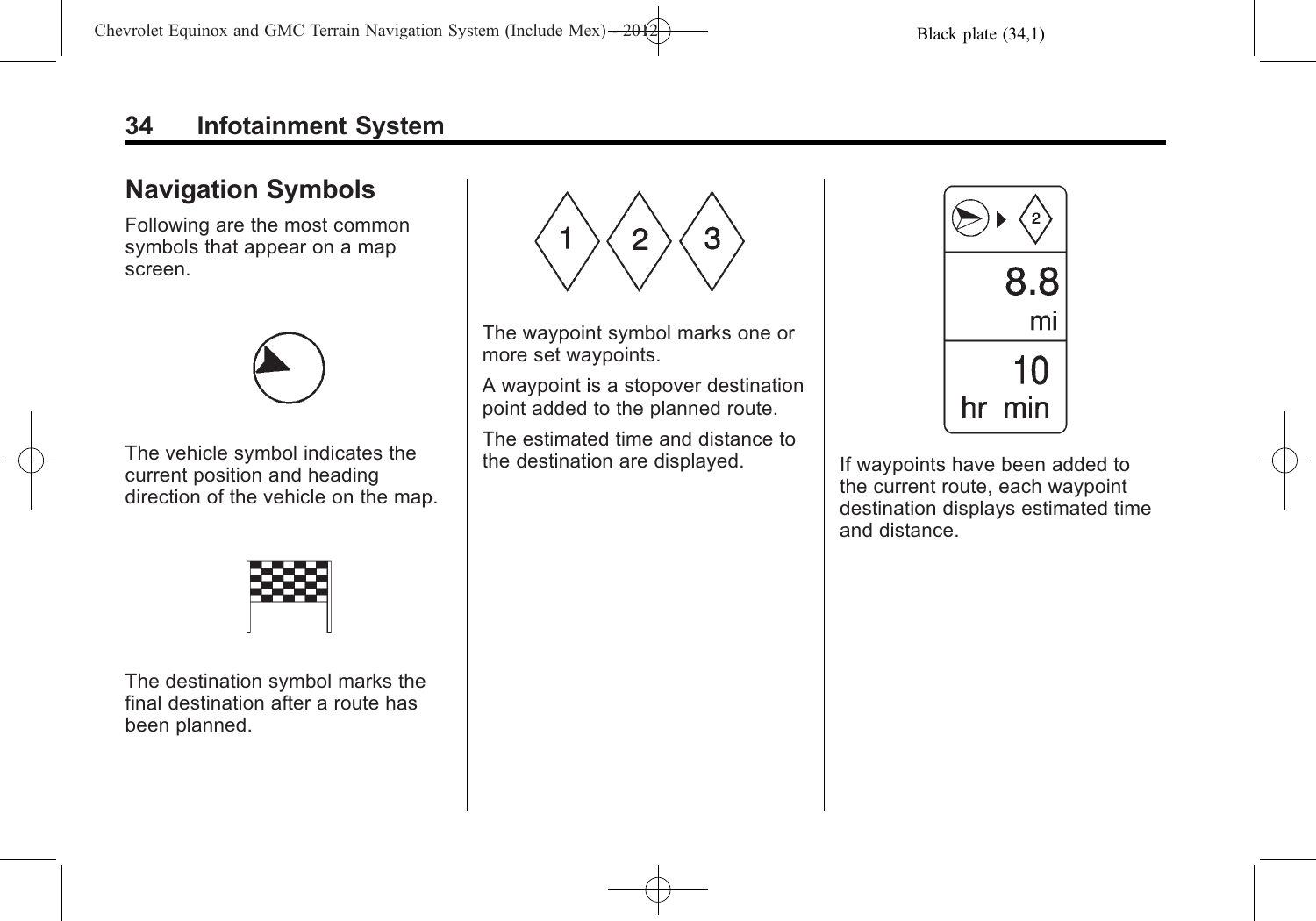## Navigation Symbols

Following are the most common symbols that appear on a map screen.

The vehicle symbol indicates the current position and heading direction of the vehicle on the map.

The destination symbol marks the final destination after a route has been planned.

The waypoint symbol marks one or more set waypoints.

A waypoint is a stopover destination point added to the planned route.

The estimated time and distance to the destination are displayed.

If waypoints have been added to the current route, each waypoint destination displays estimated time and distance.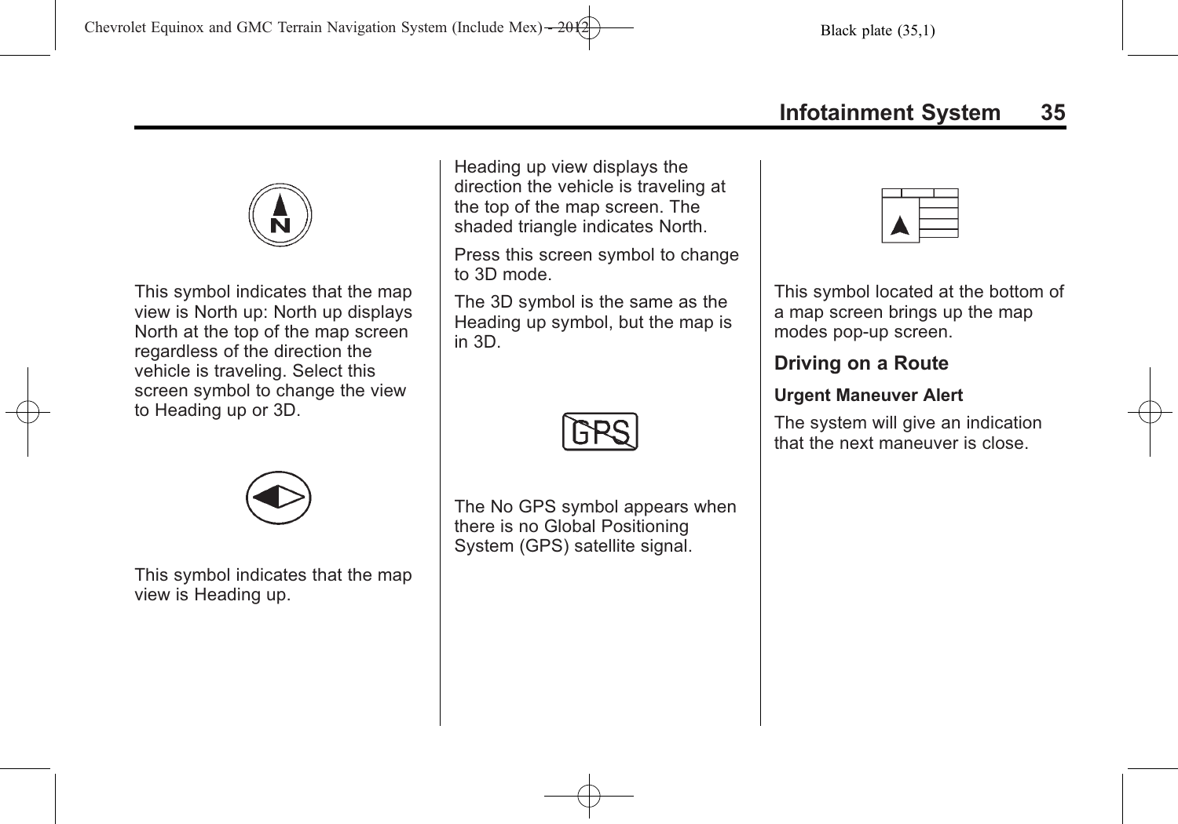This symbol indicates that the map view is North up: North up displays North at the top of the map screen regardless of the direction the vehicle is traveling. Select this screen symbol to change the view to Heading up or 3D.

This symbol indicates that the map view is Heading up.

Heading up view displays the direction the vehicle is traveling at the top of the map screen. The shaded triangle indicates North.

Press this screen symbol to change to 3D mode.

The 3D symbol is the same as the Heading up symbol, but the map is in 3D.

The No GPS symbol appears when there is no Global Positioning System (GPS) satellite signal.

This symbol located at the bottom of a map screen brings up the map modes pop-up screen.

## Driving on a Route

### Urgent Maneuver Alert

The system will give an indication that the next maneuver is close.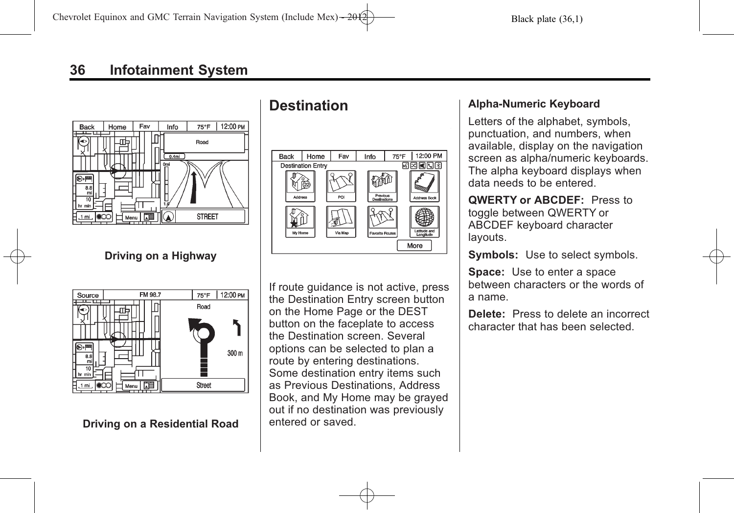Driving on a Highway

Driving on a Residential Road

## Destination

If route guidance is not active, press the Destination Entry screen button on the Home Page or the DEST button on the faceplate to access the Destination screen. Several options can be selected to plan a route by entering destinations. Some destination entry items such as Previous Destinations, Address Book, and My Home may be grayed out if no destination was previously entered or saved.

### Alpha-Numeric Keyboard

Letters of the alphabet, symbols, punctuation, and numbers, when available, display on the navigation screen as alpha/numeric keyboards. The alpha keyboard displays when data needs to be entered.

**QWERTY or ABCDEF:** Press to toggle between QWERTY or ABCDEF keyboard character layouts.

**Symbols:** Use to select symbols.

**Space:** Use to enter a space between characters or the words of a name.

**Delete:** Press to delete an incorrect character that has been selected.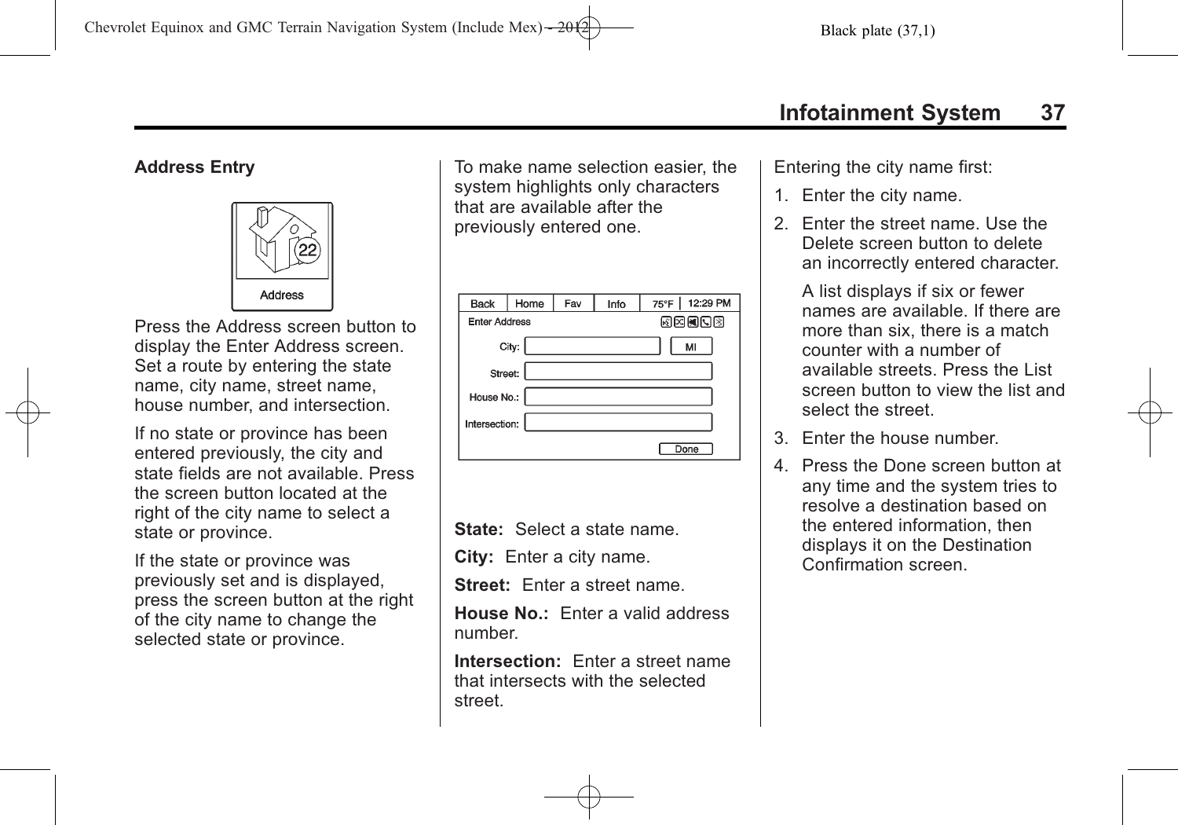### Address Entry

Press the Address screen button to display the Enter Address screen. Set a route by entering the state name, city name, street name, house number, and intersection.

If no state or province has been entered previously, the city and state fields are not available. Press the screen button located at the right of the city name to select a state or province.

If the state or province was previously set and is displayed, press the screen button at the right of the city name to change the selected state or province.

To make name selection easier, the system highlights only characters that are available after the previously entered one.

**State:** Select a state name.

**City:** Enter a city name.

**Street:** Enter a street name.

**House No.:** Enter a valid address number.

**Intersection:** Enter a street name that intersects with the selected street.

Entering the city name first:

1. Enter the city name.
2. Enter the street name. Use the Delete screen button to delete an incorrectly entered character.

   A list displays if six or fewer names are available. If there are more than six, there is a match counter with a number of available streets. Press the List screen button to view the list and select the street.
3. Enter the house number.
4. Press the Done screen button at any time and the system tries to resolve a destination based on the entered information, then displays it on the Destination Confirmation screen.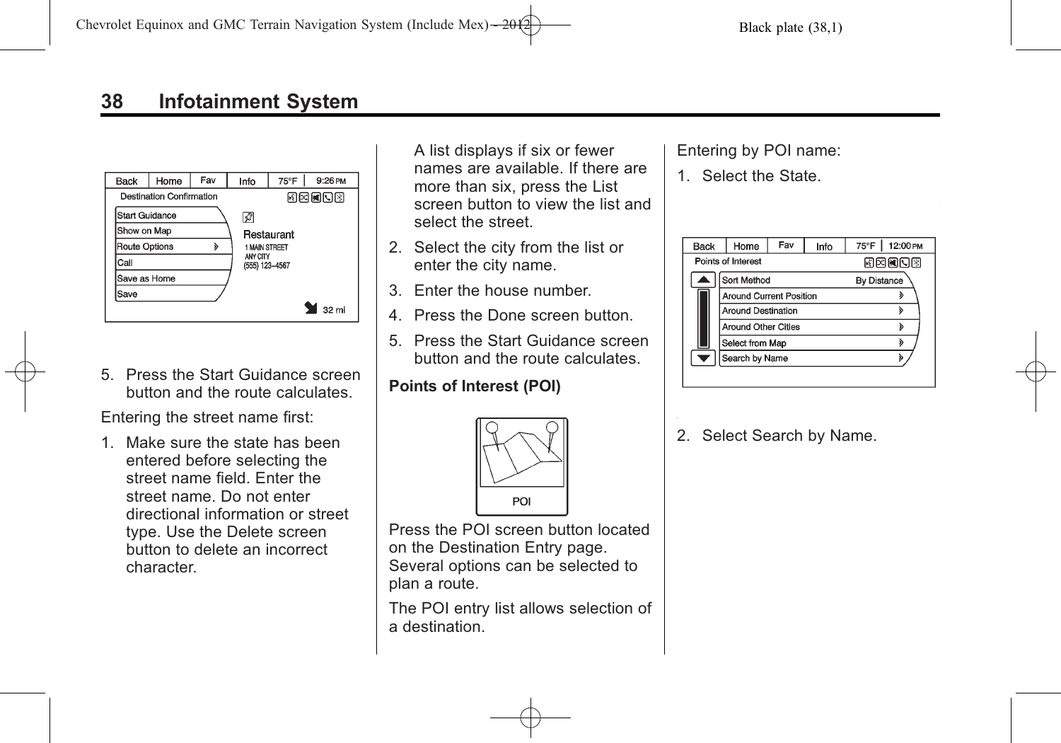5. Press the Start Guidance screen button and the route calculates.

Entering the street name first:

1. Make sure the state has been entered before selecting the street name field. Enter the street name. Do not enter directional information or street type. Use the Delete screen button to delete an incorrect character.

   A list displays if six or fewer names are available. If there are more than six, press the List screen button to view the list and select the street.

2. Select the city from the list or enter the city name.
3. Enter the house number.
4. Press the Done screen button.
5. Press the Start Guidance screen button and the route calculates.

**Points of Interest (POI)**

Press the POI screen button located on the Destination Entry page. Several options can be selected to plan a route.

The POI entry list allows selection of a destination.

Entering by POI name:

1. Select the State.

2. Select Search by Name.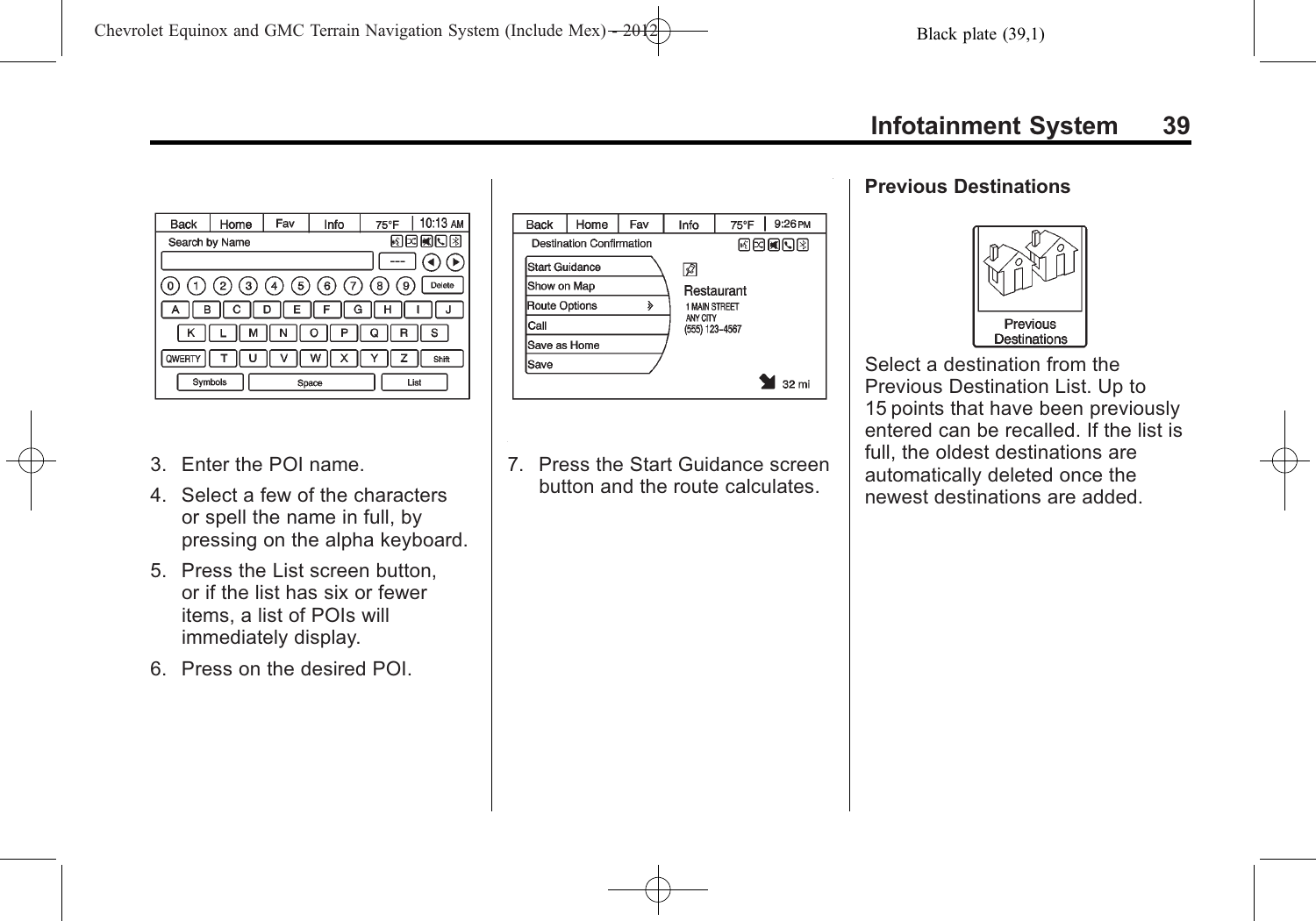3. Enter the POI name.
4. Select a few of the characters or spell the name in full, by pressing on the alpha keyboard.
5. Press the List screen button, or if the list has six or fewer items, a list of POIs will immediately display.
6. Press on the desired POI.
7. Press the Start Guidance screen button and the route calculates.

### Previous Destinations

Select a destination from the Previous Destination List. Up to 15 points that have been previously entered can be recalled. If the list is full, the oldest destinations are automatically deleted once the newest destinations are added.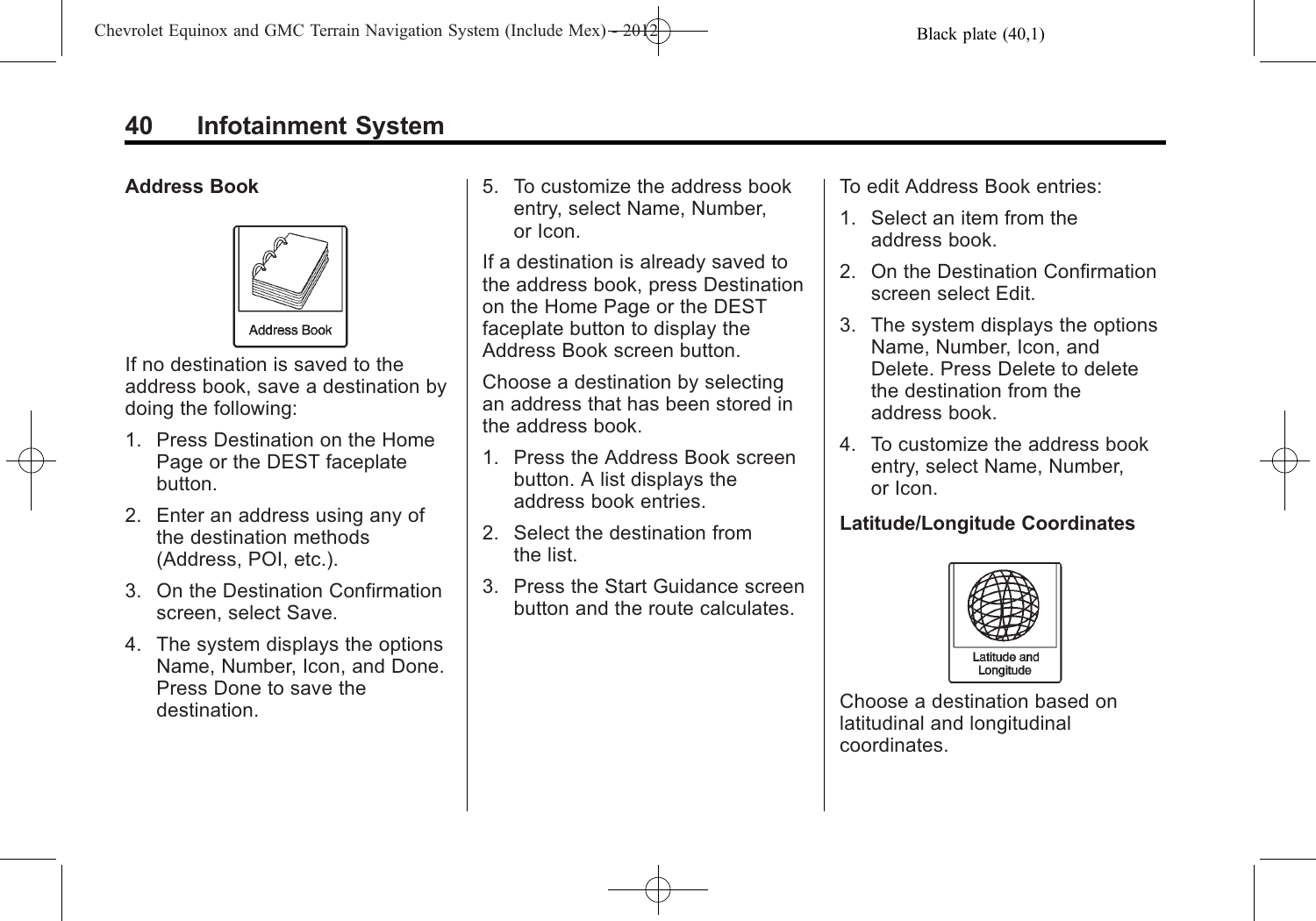**Address Book**

Address Book

If no destination is saved to the address book, save a destination by doing the following:

1. Press Destination on the Home Page or the DEST faceplate button.
2. Enter an address using any of the destination methods (Address, POI, etc.).
3. On the Destination Confirmation screen, select Save.
4. The system displays the options Name, Number, Icon, and Done. Press Done to save the destination.
5. To customize the address book entry, select Name, Number, or Icon.

If a destination is already saved to the address book, press Destination on the Home Page or the DEST faceplate button to display the Address Book screen button.

Choose a destination by selecting an address that has been stored in the address book.

1. Press the Address Book screen button. A list displays the address book entries.
2. Select the destination from the list.
3. Press the Start Guidance screen button and the route calculates.

To edit Address Book entries:

1. Select an item from the address book.
2. On the Destination Confirmation screen select Edit.
3. The system displays the options Name, Number, Icon, and Delete. Press Delete to delete the destination from the address book.
4. To customize the address book entry, select Name, Number, or Icon.

**Latitude/Longitude Coordinates**

Latitude and Longitude

Choose a destination based on latitudinal and longitudinal coordinates.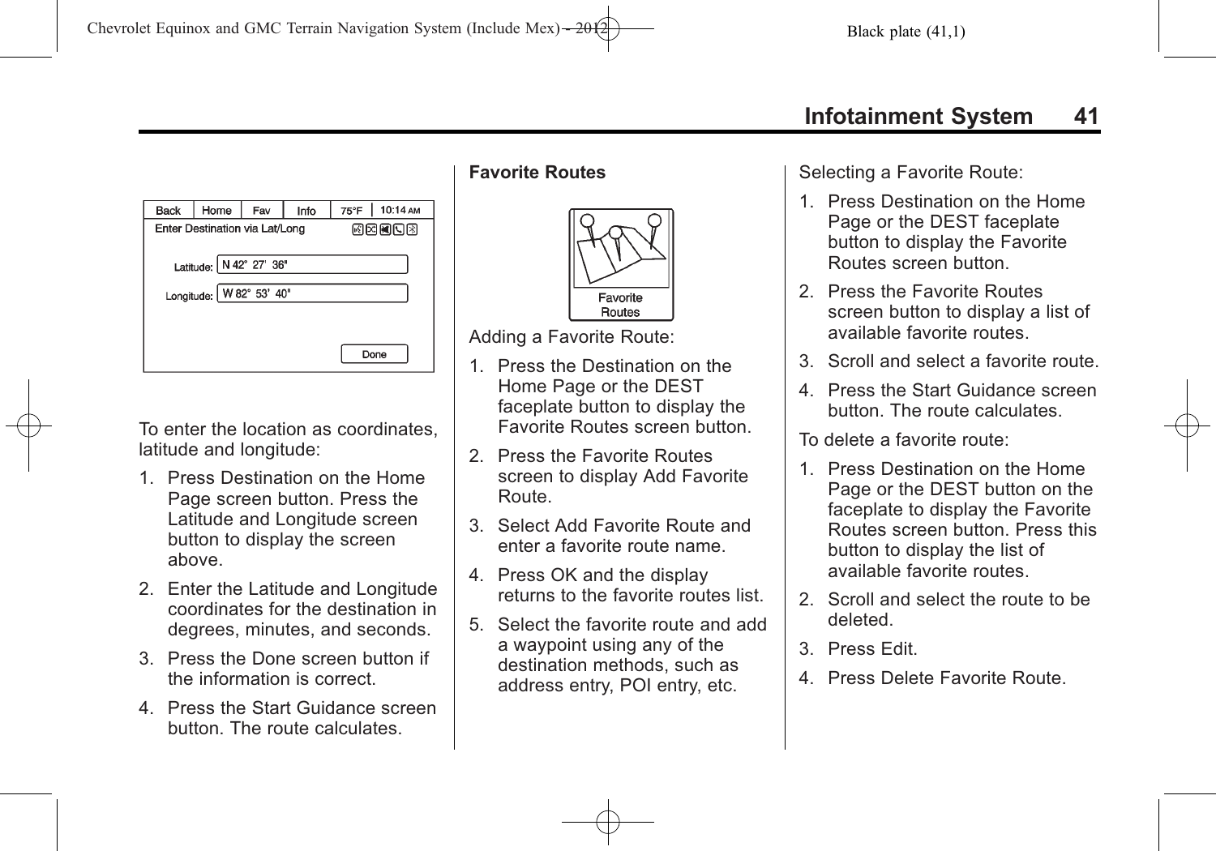To enter the location as coordinates, latitude and longitude:

1. Press Destination on the Home Page screen button. Press the Latitude and Longitude screen button to display the screen above.
2. Enter the Latitude and Longitude coordinates for the destination in degrees, minutes, and seconds.
3. Press the Done screen button if the information is correct.
4. Press the Start Guidance screen button. The route calculates.

**Favorite Routes**

Adding a Favorite Route:

1. Press the Destination on the Home Page or the DEST faceplate button to display the Favorite Routes screen button.
2. Press the Favorite Routes screen to display Add Favorite Route.
3. Select Add Favorite Route and enter a favorite route name.
4. Press OK and the display returns to the favorite routes list.
5. Select the favorite route and add a waypoint using any of the destination methods, such as address entry, POI entry, etc.

Selecting a Favorite Route:

1. Press Destination on the Home Page or the DEST faceplate button to display the Favorite Routes screen button.
2. Press the Favorite Routes screen button to display a list of available favorite routes.
3. Scroll and select a favorite route.
4. Press the Start Guidance screen button. The route calculates.

To delete a favorite route:

1. Press Destination on the Home Page or the DEST button on the faceplate to display the Favorite Routes screen button. Press this button to display the list of available favorite routes.
2. Scroll and select the route to be deleted.
3. Press Edit.
4. Press Delete Favorite Route.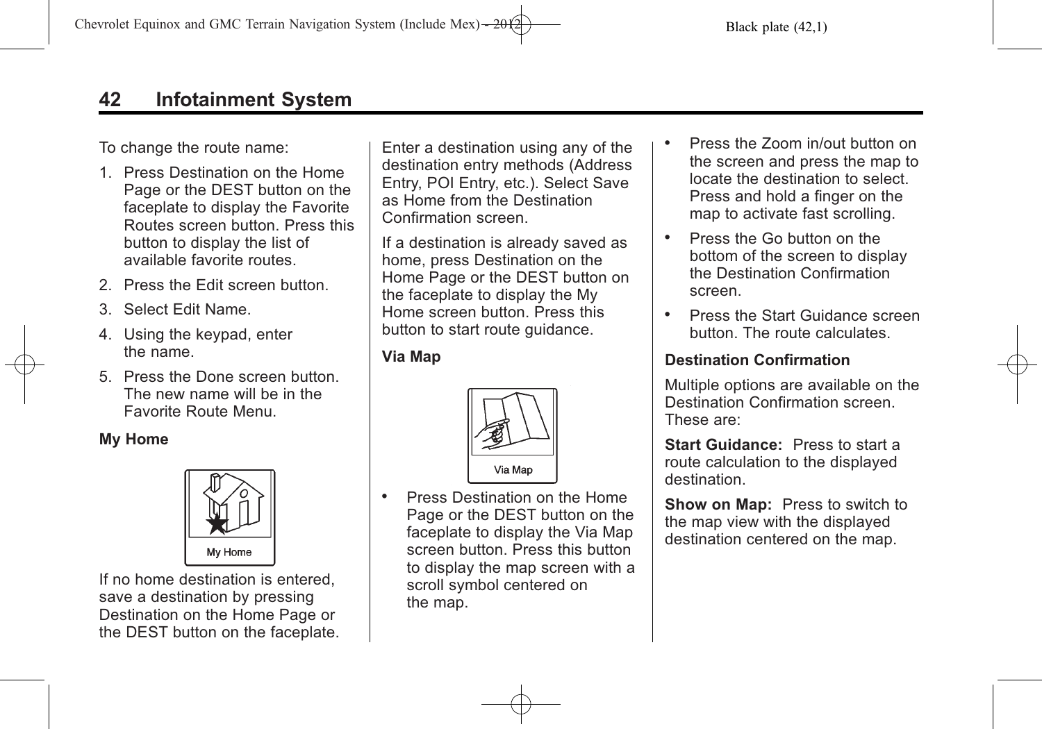To change the route name:

1. Press Destination on the Home Page or the DEST button on the faceplate to display the Favorite Routes screen button. Press this button to display the list of available favorite routes.
2. Press the Edit screen button.
3. Select Edit Name.
4. Using the keypad, enter the name.
5. Press the Done screen button. The new name will be in the Favorite Route Menu.

**My Home**

My Home

If no home destination is entered, save a destination by pressing Destination on the Home Page or the DEST button on the faceplate. Enter a destination using any of the destination entry methods (Address Entry, POI Entry, etc.). Select Save as Home from the Destination Confirmation screen.

If a destination is already saved as home, press Destination on the Home Page or the DEST button on the faceplate to display the My Home screen button. Press this button to start route guidance.

**Via Map**

Via Map

- Press Destination on the Home Page or the DEST button on the faceplate to display the Via Map screen button. Press this button to display the map screen with a scroll symbol centered on the map.
- Press the Zoom in/out button on the screen and press the map to locate the destination to select. Press and hold a finger on the map to activate fast scrolling.
- Press the Go button on the bottom of the screen to display the Destination Confirmation screen.
- Press the Start Guidance screen button. The route calculates.

**Destination Confirmation**

Multiple options are available on the Destination Confirmation screen. These are:

**Start Guidance:** Press to start a route calculation to the displayed destination.

**Show on Map:** Press to switch to the map view with the displayed destination centered on the map.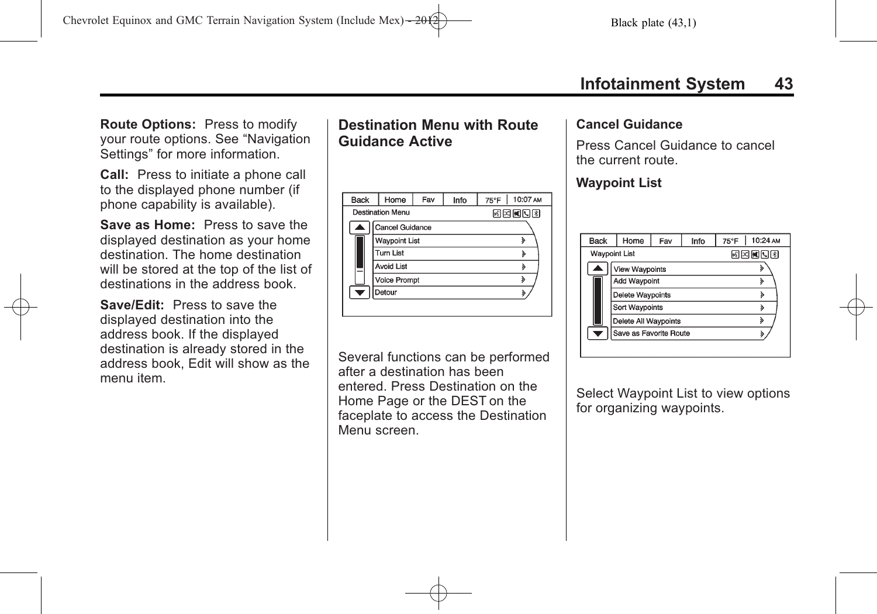**Route Options:** Press to modify your route options. See "Navigation Settings" for more information.

**Call:** Press to initiate a phone call to the displayed phone number (if phone capability is available).

**Save as Home:** Press to save the displayed destination as your home destination. The home destination will be stored at the top of the list of destinations in the address book.

**Save/Edit:** Press to save the displayed destination into the address book. If the displayed destination is already stored in the address book, Edit will show as the menu item.

## Destination Menu with Route Guidance Active

Several functions can be performed after a destination has been entered. Press Destination on the Home Page or the DEST on the faceplate to access the Destination Menu screen.

### Cancel Guidance

Press Cancel Guidance to cancel the current route.

### Waypoint List

Select Waypoint List to view options for organizing waypoints.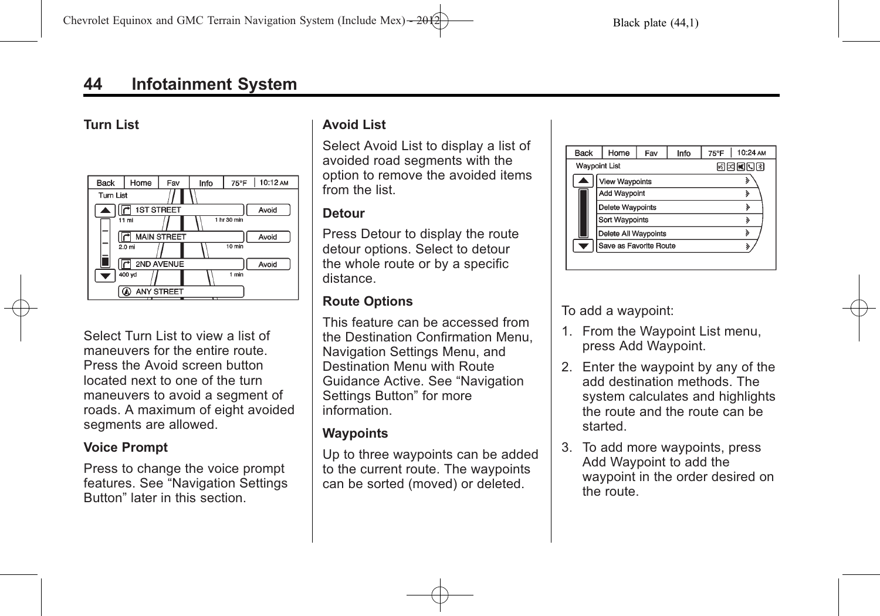## Turn List

Select Turn List to view a list of maneuvers for the entire route. Press the Avoid screen button located next to one of the turn maneuvers to avoid a segment of roads. A maximum of eight avoided segments are allowed.

### Voice Prompt

Press to change the voice prompt features. See “Navigation Settings Button” later in this section.

### Avoid List

Select Avoid List to display a list of avoided road segments with the option to remove the avoided items from the list.

### Detour

Press Detour to display the route detour options. Select to detour the whole route or by a specific distance.

### Route Options

This feature can be accessed from the Destination Confirmation Menu, Navigation Settings Menu, and Destination Menu with Route Guidance Active. See “Navigation Settings Button” for more information.

### Waypoints

Up to three waypoints can be added to the current route. The waypoints can be sorted (moved) or deleted.

To add a waypoint:

1. From the Waypoint List menu, press Add Waypoint.
2. Enter the waypoint by any of the add destination methods. The system calculates and highlights the route and the route can be started.
3. To add more waypoints, press Add Waypoint to add the waypoint in the order desired on the route.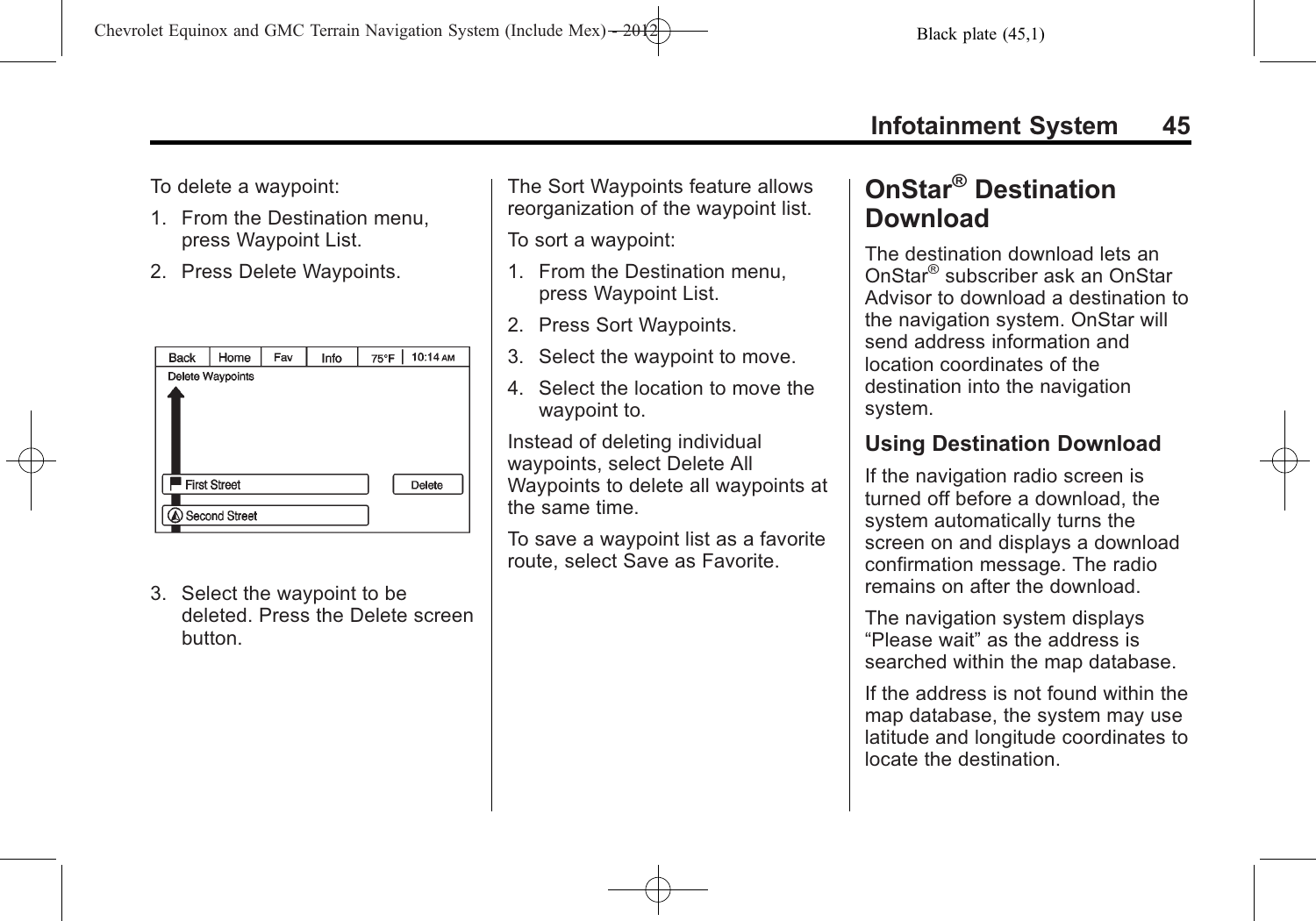To delete a waypoint:

1. From the Destination menu, press Waypoint List.
2. Press Delete Waypoints.
3. Select the waypoint to be deleted. Press the Delete screen button.

The Sort Waypoints feature allows reorganization of the waypoint list.

To sort a waypoint:

1. From the Destination menu, press Waypoint List.
2. Press Sort Waypoints.
3. Select the waypoint to move.
4. Select the location to move the waypoint to.

Instead of deleting individual waypoints, select Delete All Waypoints to delete all waypoints at the same time.

To save a waypoint list as a favorite route, select Save as Favorite.

## OnStar® Destination Download

The destination download lets an OnStar® subscriber ask an OnStar Advisor to download a destination to the navigation system. OnStar will send address information and location coordinates of the destination into the navigation system.

### Using Destination Download

If the navigation radio screen is turned off before a download, the system automatically turns the screen on and displays a download confirmation message. The radio remains on after the download.

The navigation system displays “Please wait” as the address is searched within the map database.

If the address is not found within the map database, the system may use latitude and longitude coordinates to locate the destination.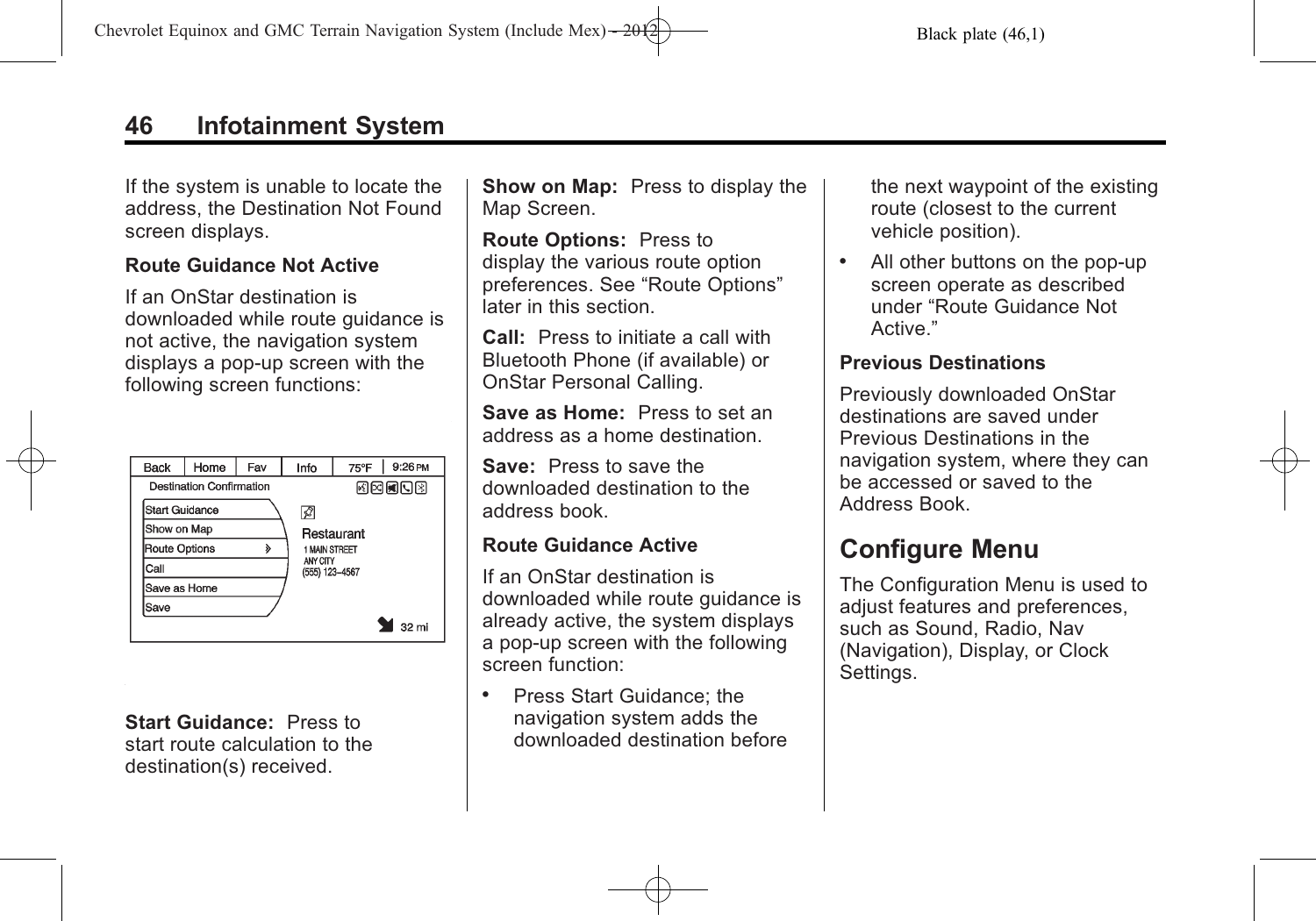If the system is unable to locate the address, the Destination Not Found screen displays.

### Route Guidance Not Active

If an OnStar destination is downloaded while route guidance is not active, the navigation system displays a pop-up screen with the following screen functions:

**Start Guidance:** Press to start route calculation to the destination(s) received.

**Show on Map:** Press to display the Map Screen.

**Route Options:** Press to display the various route option preferences. See "Route Options" later in this section.

**Call:** Press to initiate a call with Bluetooth Phone (if available) or OnStar Personal Calling.

**Save as Home:** Press to set an address as a home destination.

**Save:** Press to save the downloaded destination to the address book.

### Route Guidance Active

If an OnStar destination is downloaded while route guidance is already active, the system displays a pop-up screen with the following screen function:

- Press Start Guidance; the navigation system adds the downloaded destination before the next waypoint of the existing route (closest to the current vehicle position).
- All other buttons on the pop-up screen operate as described under "Route Guidance Not Active."

### Previous Destinations

Previously downloaded OnStar destinations are saved under Previous Destinations in the navigation system, where they can be accessed or saved to the Address Book.

## Configure Menu

The Configuration Menu is used to adjust features and preferences, such as Sound, Radio, Nav (Navigation), Display, or Clock Settings.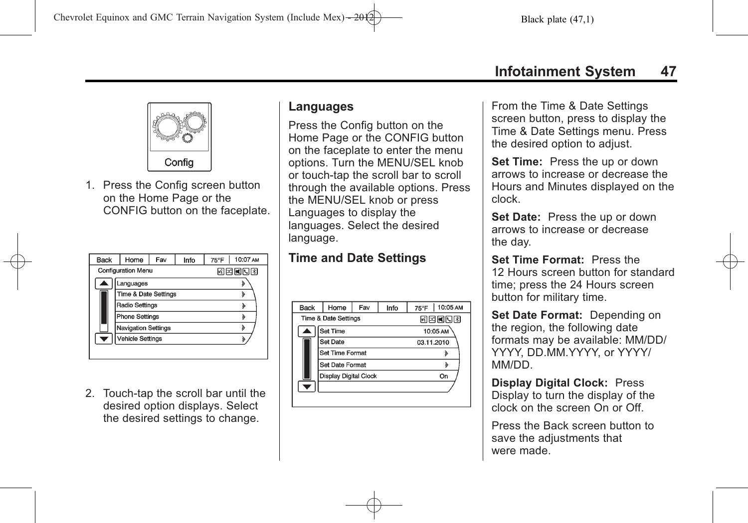1. Press the Config screen button on the Home Page or the CONFIG button on the faceplate.

2. Touch-tap the scroll bar until the desired option displays. Select the desired settings to change.

## Languages

Press the Config button on the Home Page or the CONFIG button on the faceplate to enter the menu options. Turn the MENU/SEL knob or touch-tap the scroll bar to scroll through the available options. Press the MENU/SEL knob or press Languages to display the languages. Select the desired language.

## Time and Date Settings

From the Time & Date Settings screen button, press to display the Time & Date Settings menu. Press the desired option to adjust.

**Set Time:** Press the up or down arrows to increase or decrease the Hours and Minutes displayed on the clock.

**Set Date:** Press the up or down arrows to increase or decrease the day.

**Set Time Format:** Press the 12 Hours screen button for standard time; press the 24 Hours screen button for military time.

**Set Date Format:** Depending on the region, the following date formats may be available: MM/DD/YYYY, DD.MM.YYYY, or YYYY/MM/DD.

**Display Digital Clock:** Press Display to turn the display of the clock on the screen On or Off.

Press the Back screen button to save the adjustments that were made.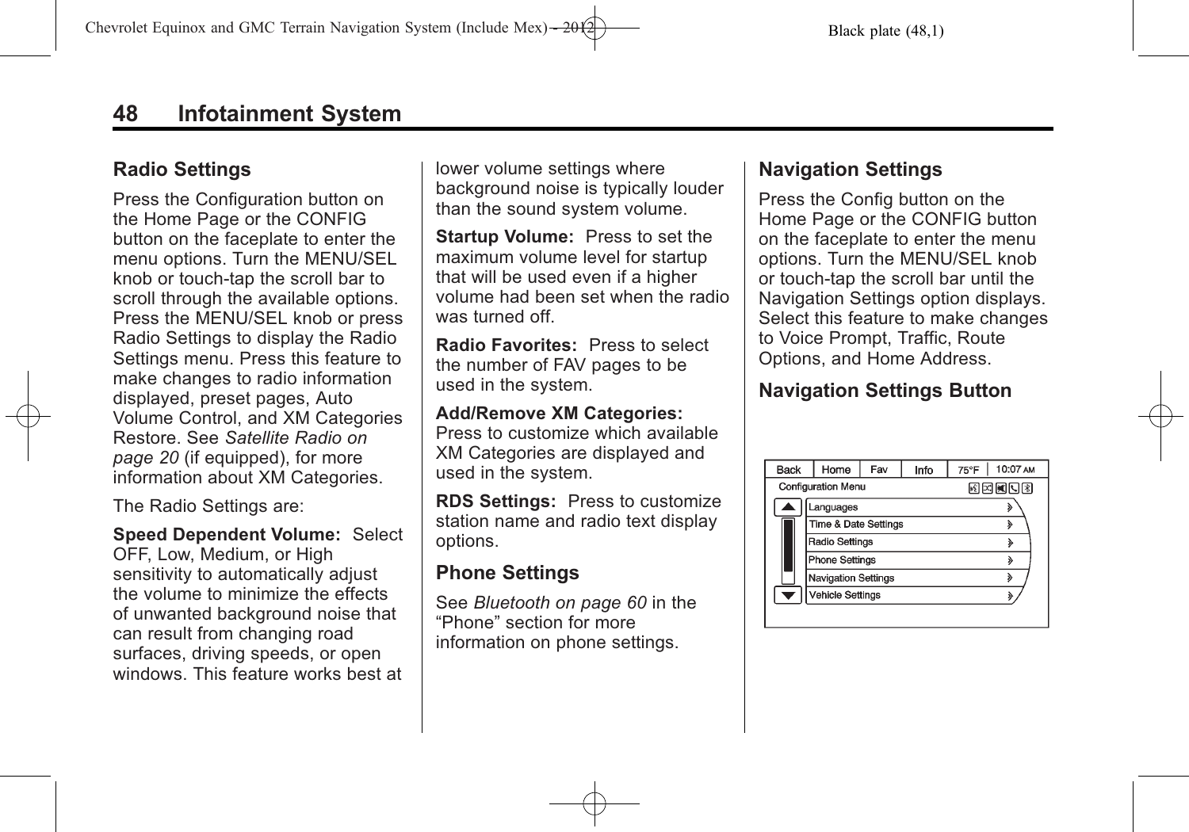## Radio Settings

Press the Configuration button on the Home Page or the CONFIG button on the faceplate to enter the menu options. Turn the MENU/SEL knob or touch-tap the scroll bar to scroll through the available options. Press the MENU/SEL knob or press Radio Settings to display the Radio Settings menu. Press this feature to make changes to radio information displayed, preset pages, Auto Volume Control, and XM Categories Restore. See *Satellite Radio on page 20* (if equipped), for more information about XM Categories.

The Radio Settings are:

**Speed Dependent Volume:** Select OFF, Low, Medium, or High sensitivity to automatically adjust the volume to minimize the effects of unwanted background noise that can result from changing road surfaces, driving speeds, or open windows. This feature works best at lower volume settings where background noise is typically louder than the sound system volume.

**Startup Volume:** Press to set the maximum volume level for startup that will be used even if a higher volume had been set when the radio was turned off.

**Radio Favorites:** Press to select the number of FAV pages to be used in the system.

**Add/Remove XM Categories:** Press to customize which available XM Categories are displayed and used in the system.

**RDS Settings:** Press to customize station name and radio text display options.

## Phone Settings

See *Bluetooth on page 60* in the "Phone" section for more information on phone settings.

## Navigation Settings

Press the Config button on the Home Page or the CONFIG button on the faceplate to enter the menu options. Turn the MENU/SEL knob or touch-tap the scroll bar until the Navigation Settings option displays. Select this feature to make changes to Voice Prompt, Traffic, Route Options, and Home Address.

## Navigation Settings Button

Back | Home | Fav | Info | 75°F | 10:07 AM

Configuration Menu

- Languages
- Time & Date Settings
- Radio Settings
- Phone Settings
- Navigation Settings
- Vehicle Settings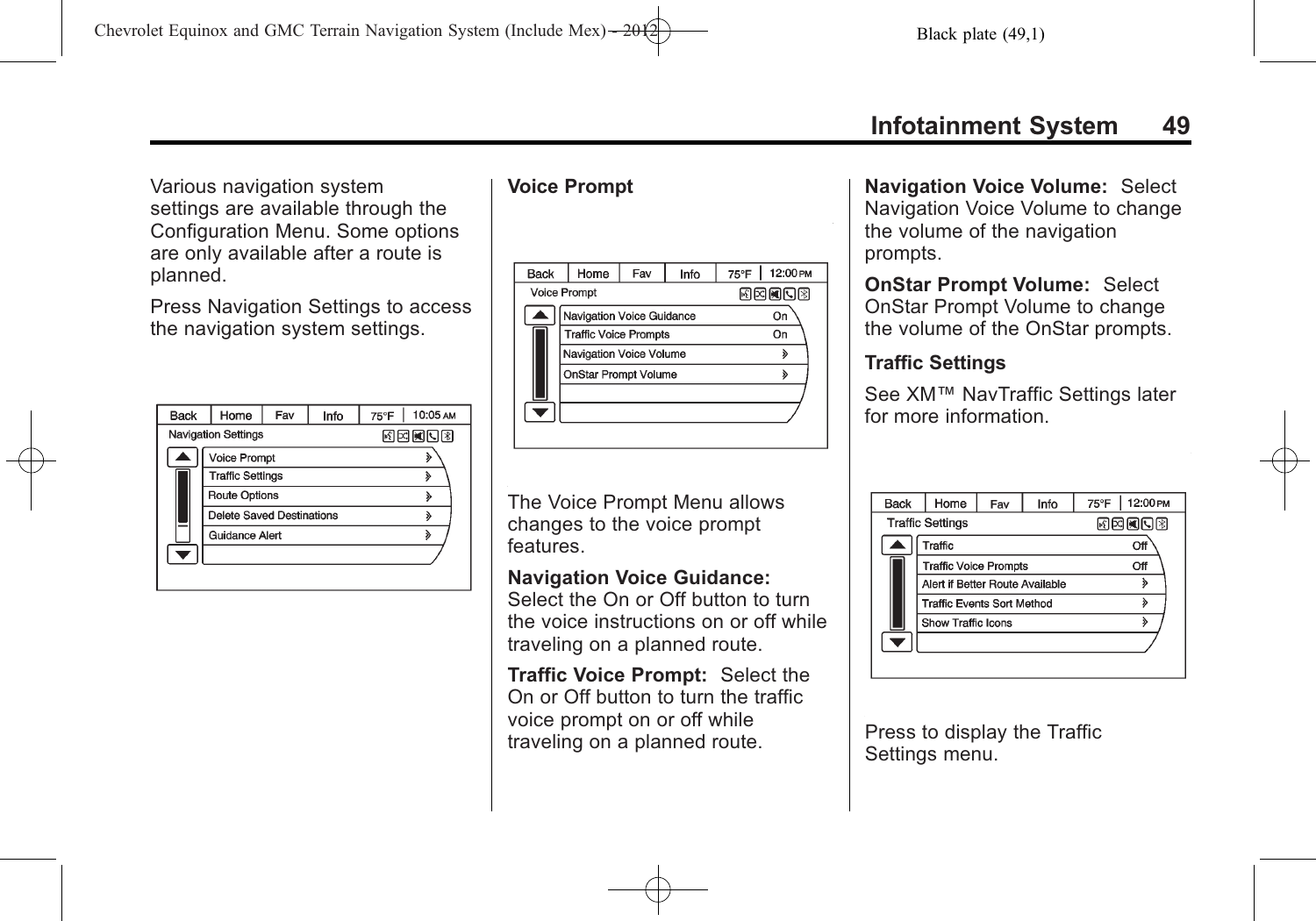Various navigation system settings are available through the Configuration Menu. Some options are only available after a route is planned.

Press Navigation Settings to access the navigation system settings.

### Voice Prompt

The Voice Prompt Menu allows changes to the voice prompt features.

**Navigation Voice Guidance:** Select the On or Off button to turn the voice instructions on or off while traveling on a planned route.

**Traffic Voice Prompt:** Select the On or Off button to turn the traffic voice prompt on or off while traveling on a planned route.

**Navigation Voice Volume:** Select Navigation Voice Volume to change the volume of the navigation prompts.

**OnStar Prompt Volume:** Select OnStar Prompt Volume to change the volume of the OnStar prompts.

### Traffic Settings

See XM™ NavTraffic Settings later for more information.

Press to display the Traffic Settings menu.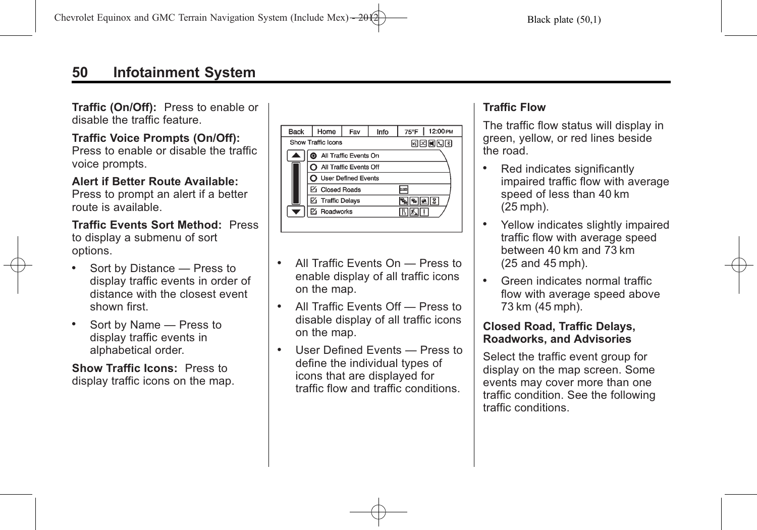**Traffic (On/Off):** Press to enable or disable the traffic feature.

**Traffic Voice Prompts (On/Off):** Press to enable or disable the traffic voice prompts.

**Alert if Better Route Available:** Press to prompt an alert if a better route is available.

**Traffic Events Sort Method:** Press to display a submenu of sort options.

- Sort by Distance — Press to display traffic events in order of distance with the closest event shown first.
- Sort by Name — Press to display traffic events in alphabetical order.

**Show Traffic Icons:** Press to display traffic icons on the map.

- All Traffic Events On — Press to enable display of all traffic icons on the map.
- All Traffic Events Off — Press to disable display of all traffic icons on the map.
- User Defined Events — Press to define the individual types of icons that are displayed for traffic flow and traffic conditions.

**Traffic Flow**

The traffic flow status will display in green, yellow, or red lines beside the road.

- Red indicates significantly impaired traffic flow with average speed of less than 40 km (25 mph).
- Yellow indicates slightly impaired traffic flow with average speed between 40 km and 73 km (25 and 45 mph).
- Green indicates normal traffic flow with average speed above 73 km (45 mph).

**Closed Road, Traffic Delays, Roadworks, and Advisories**

Select the traffic event group for display on the map screen. Some events may cover more than one traffic condition. See the following traffic conditions.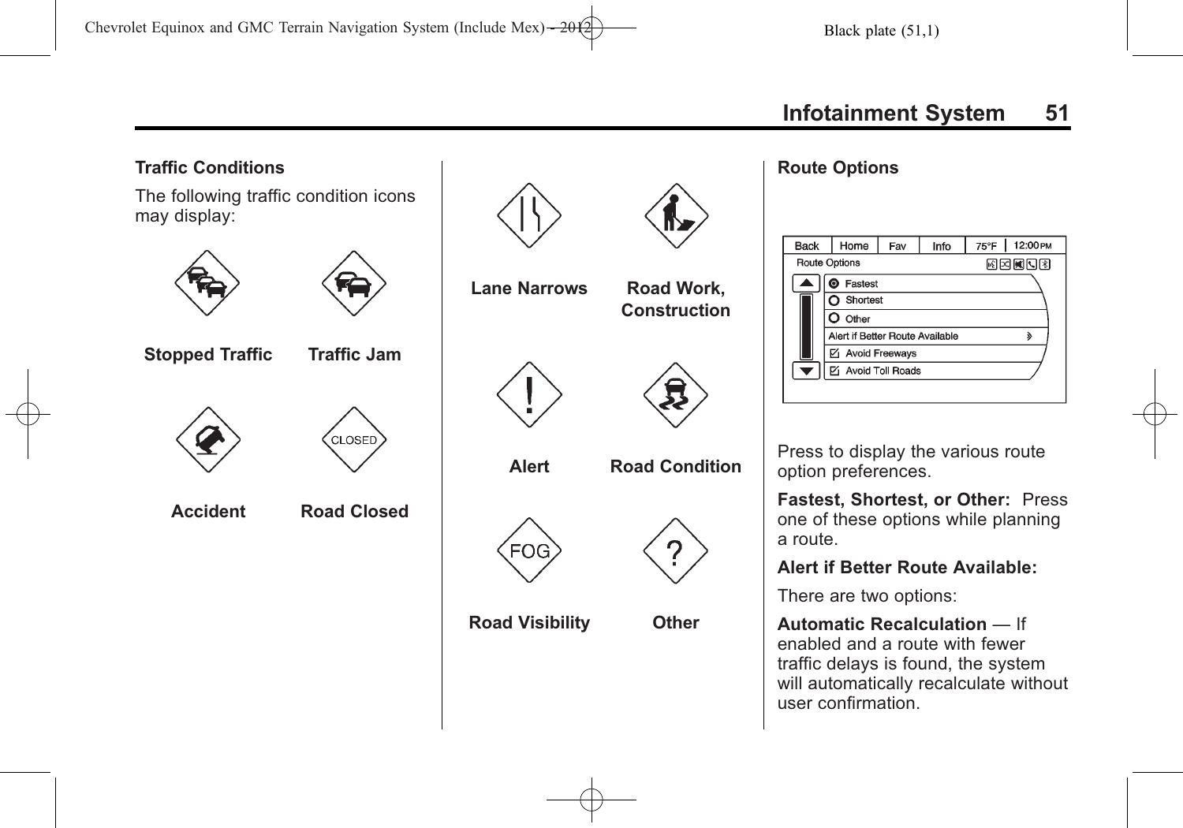**Traffic Conditions**

The following traffic condition icons may display:

**Stopped Traffic**

**Traffic Jam**

**Accident**

**Road Closed**

**Lane Narrows**

**Road Work, Construction**

**Alert**

**Road Condition**

**Road Visibility**

**Other**

**Route Options**

Press to display the various route option preferences.

**Fastest, Shortest, or Other:** Press one of these options while planning a route.

**Alert if Better Route Available:**

There are two options:

**Automatic Recalculation** — If enabled and a route with fewer traffic delays is found, the system will automatically recalculate without user confirmation.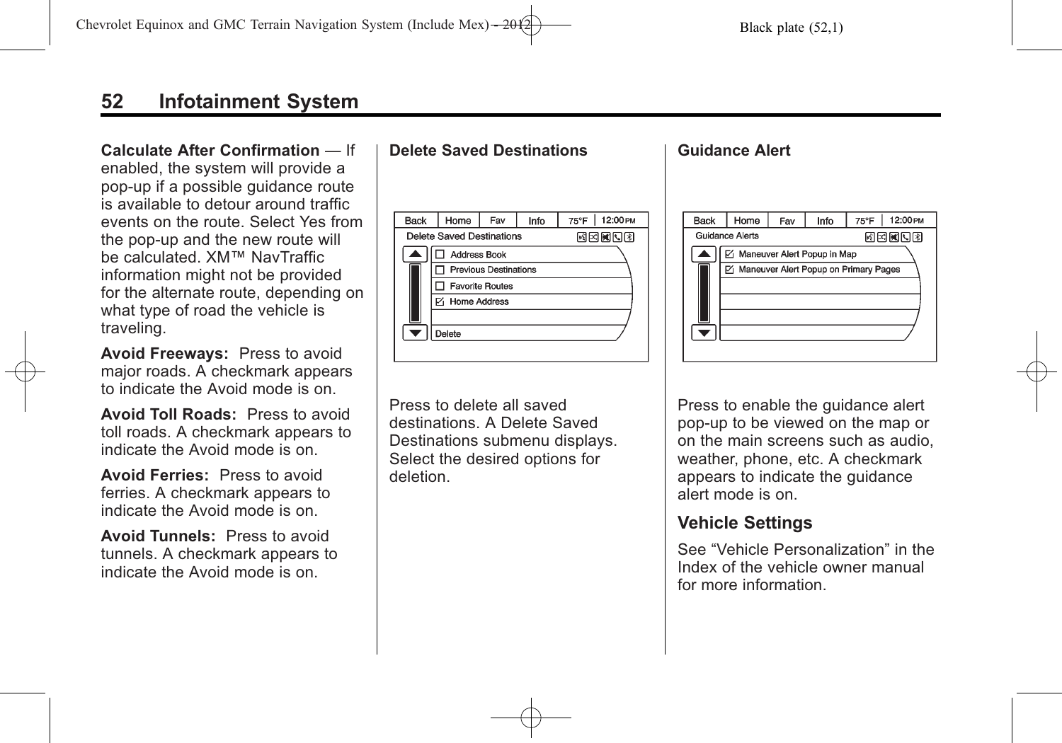## Infotainment System

**Calculate After Confirmation** — If enabled, the system will provide a pop-up if a possible guidance route is available to detour around traffic events on the route. Select Yes from the pop-up and the new route will be calculated. XM™ NavTraffic information might not be provided for the alternate route, depending on what type of road the vehicle is traveling.

**Avoid Freeways:** Press to avoid major roads. A checkmark appears to indicate the Avoid mode is on.

**Avoid Toll Roads:** Press to avoid toll roads. A checkmark appears to indicate the Avoid mode is on.

**Avoid Ferries:** Press to avoid ferries. A checkmark appears to indicate the Avoid mode is on.

**Avoid Tunnels:** Press to avoid tunnels. A checkmark appears to indicate the Avoid mode is on.

**Delete Saved Destinations**

Press to delete all saved destinations. A Delete Saved Destinations submenu displays. Select the desired options for deletion.

**Guidance Alert**

Press to enable the guidance alert pop-up to be viewed on the map or on the main screens such as audio, weather, phone, etc. A checkmark appears to indicate the guidance alert mode is on.

### Vehicle Settings

See “Vehicle Personalization” in the Index of the vehicle owner manual for more information.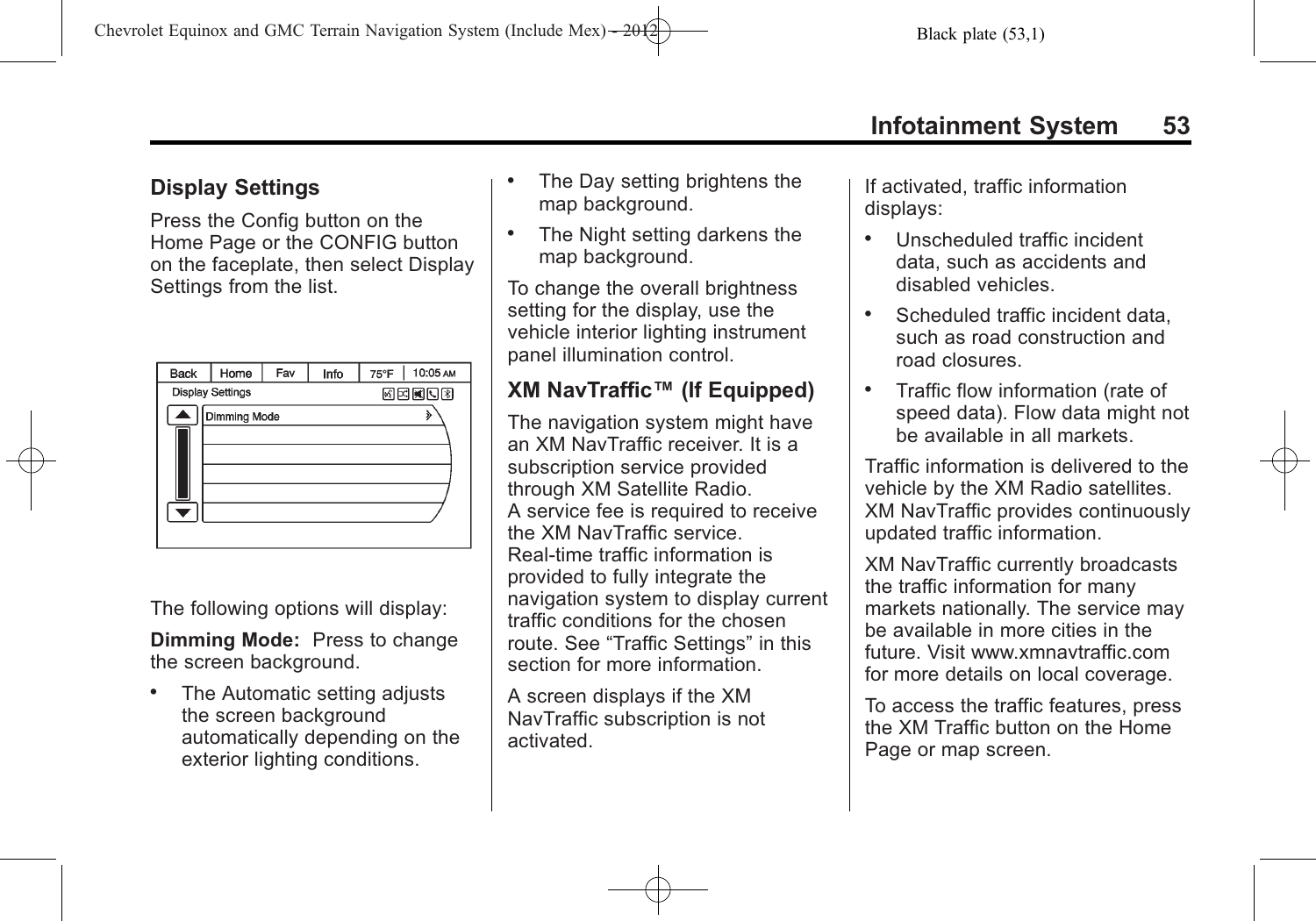## Display Settings

Press the Config button on the Home Page or the CONFIG button on the faceplate, then select Display Settings from the list.

The following options will display:

**Dimming Mode:** Press to change the screen background.

- The Automatic setting adjusts the screen background automatically depending on the exterior lighting conditions.
- The Day setting brightens the map background.
- The Night setting darkens the map background.

To change the overall brightness setting for the display, use the vehicle interior lighting instrument panel illumination control.

## XM NavTraffic™ (If Equipped)

The navigation system might have an XM NavTraffic receiver. It is a subscription service provided through XM Satellite Radio. A service fee is required to receive the XM NavTraffic service. Real-time traffic information is provided to fully integrate the navigation system to display current traffic conditions for the chosen route. See "Traffic Settings" in this section for more information.

A screen displays if the XM NavTraffic subscription is not activated.

If activated, traffic information displays:

- Unscheduled traffic incident data, such as accidents and disabled vehicles.
- Scheduled traffic incident data, such as road construction and road closures.
- Traffic flow information (rate of speed data). Flow data might not be available in all markets.

Traffic information is delivered to the vehicle by the XM Radio satellites. XM NavTraffic provides continuously updated traffic information.

XM NavTraffic currently broadcasts the traffic information for many markets nationally. The service may be available in more cities in the future. Visit www.xmnavtraffic.com for more details on local coverage.

To access the traffic features, press the XM Traffic button on the Home Page or map screen.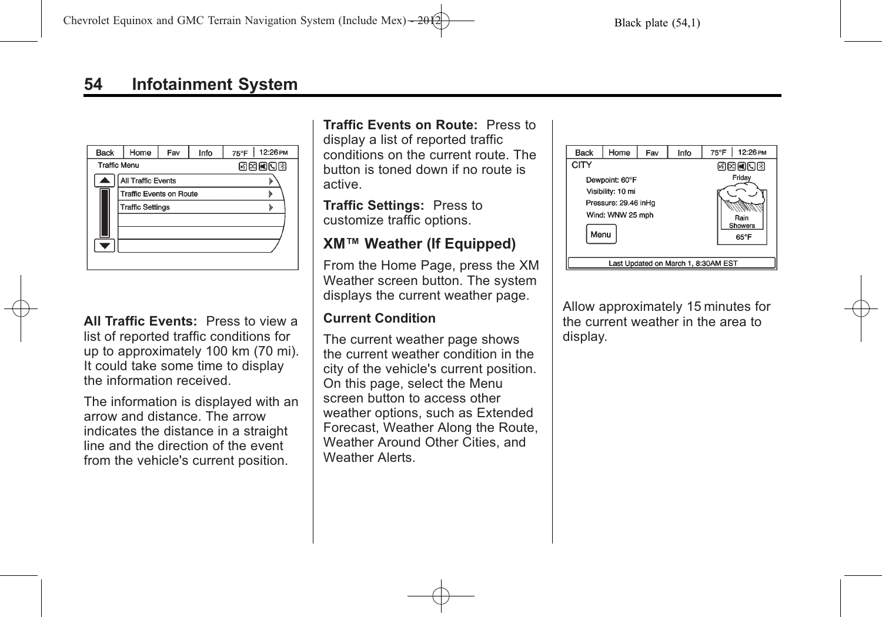**All Traffic Events:** Press to view a list of reported traffic conditions for up to approximately 100 km (70 mi). It could take some time to display the information received.

The information is displayed with an arrow and distance. The arrow indicates the distance in a straight line and the direction of the event from the vehicle's current position.

**Traffic Events on Route:** Press to display a list of reported traffic conditions on the current route. The button is toned down if no route is active.

**Traffic Settings:** Press to customize traffic options.

## XM™ Weather (If Equipped)

From the Home Page, press the XM Weather screen button. The system displays the current weather page.

### Current Condition

The current weather page shows the current weather condition in the city of the vehicle's current position. On this page, select the Menu screen button to access other weather options, such as Extended Forecast, Weather Along the Route, Weather Around Other Cities, and Weather Alerts.

Allow approximately 15 minutes for the current weather in the area to display.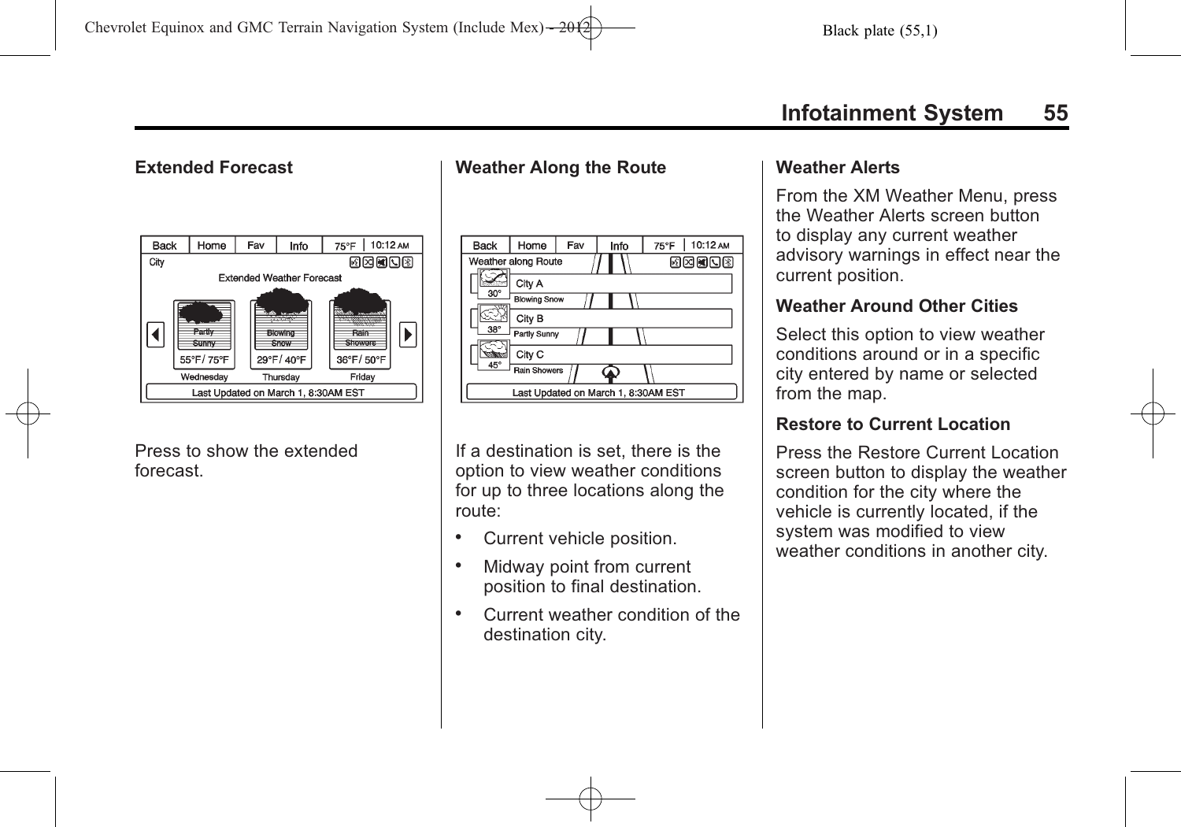### Extended Forecast

Press to show the extended forecast.

### Weather Along the Route

If a destination is set, there is the option to view weather conditions for up to three locations along the route:

- Current vehicle position.
- Midway point from current position to final destination.
- Current weather condition of the destination city.

### Weather Alerts

From the XM Weather Menu, press the Weather Alerts screen button to display any current weather advisory warnings in effect near the current position.

### Weather Around Other Cities

Select this option to view weather conditions around or in a specific city entered by name or selected from the map.

### Restore to Current Location

Press the Restore Current Location screen button to display the weather condition for the city where the vehicle is currently located, if the system was modified to view weather conditions in another city.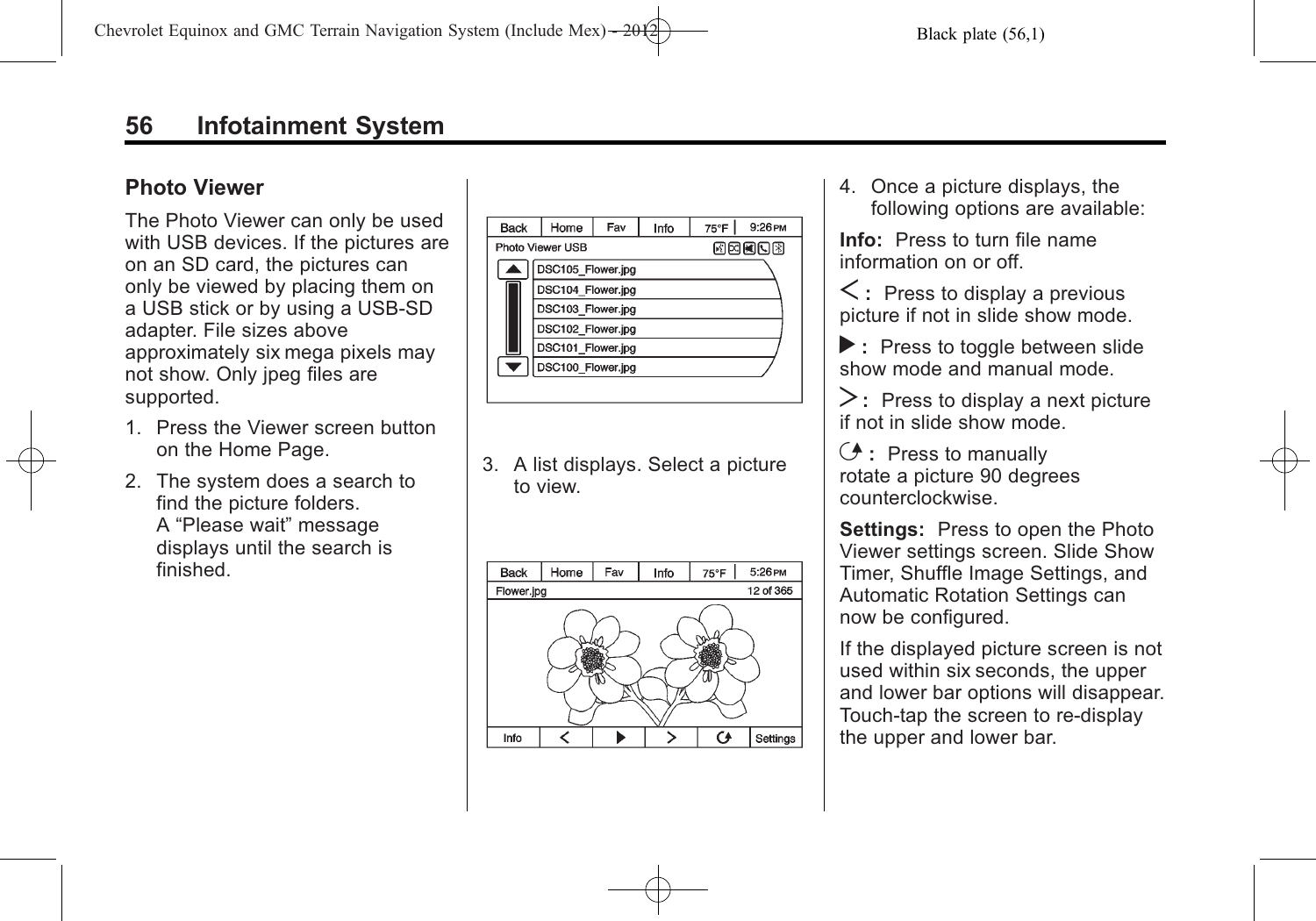## Photo Viewer

The Photo Viewer can only be used with USB devices. If the pictures are on an SD card, the pictures can only be viewed by placing them on a USB stick or by using a USB-SD adapter. File sizes above approximately six mega pixels may not show. Only jpeg files are supported.

1. Press the Viewer screen button on the Home Page.
2. The system does a search to find the picture folders. A “Please wait” message displays until the search is finished.
3. A list displays. Select a picture to view.
4. Once a picture displays, the following options are available:

**Info:** Press to turn file name information on or off.

**<:** Press to display a previous picture if not in slide show mode.

**▶:** Press to toggle between slide show mode and manual mode.

**>:** Press to display a next picture if not in slide show mode.

**↻:** Press to manually rotate a picture 90 degrees counterclockwise.

**Settings:** Press to open the Photo Viewer settings screen. Slide Show Timer, Shuffle Image Settings, and Automatic Rotation Settings can now be configured.

If the displayed picture screen is not used within six seconds, the upper and lower bar options will disappear. Touch-tap the screen to re-display the upper and lower bar.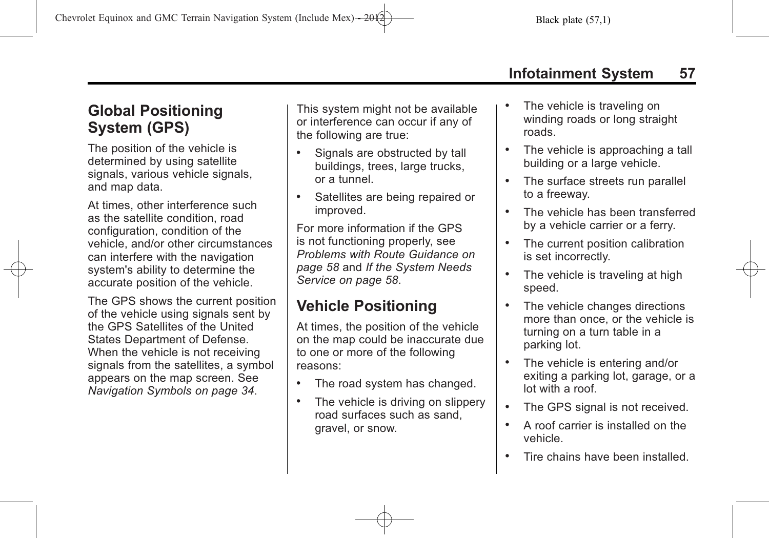## Global Positioning System (GPS)

The position of the vehicle is determined by using satellite signals, various vehicle signals, and map data.

At times, other interference such as the satellite condition, road configuration, condition of the vehicle, and/or other circumstances can interfere with the navigation system's ability to determine the accurate position of the vehicle.

The GPS shows the current position of the vehicle using signals sent by the GPS Satellites of the United States Department of Defense. When the vehicle is not receiving signals from the satellites, a symbol appears on the map screen. See *Navigation Symbols on page 34*.

This system might not be available or interference can occur if any of the following are true:

- Signals are obstructed by tall buildings, trees, large trucks, or a tunnel.
- Satellites are being repaired or improved.

For more information if the GPS is not functioning properly, see *Problems with Route Guidance on page 58* and *If the System Needs Service on page 58*.

## Vehicle Positioning

At times, the position of the vehicle on the map could be inaccurate due to one or more of the following reasons:

- The road system has changed.
- The vehicle is driving on slippery road surfaces such as sand, gravel, or snow.
- The vehicle is traveling on winding roads or long straight roads.
- The vehicle is approaching a tall building or a large vehicle.
- The surface streets run parallel to a freeway.
- The vehicle has been transferred by a vehicle carrier or a ferry.
- The current position calibration is set incorrectly.
- The vehicle is traveling at high speed.
- The vehicle changes directions more than once, or the vehicle is turning on a turn table in a parking lot.
- The vehicle is entering and/or exiting a parking lot, garage, or a lot with a roof.
- The GPS signal is not received.
- A roof carrier is installed on the vehicle.
- Tire chains have been installed.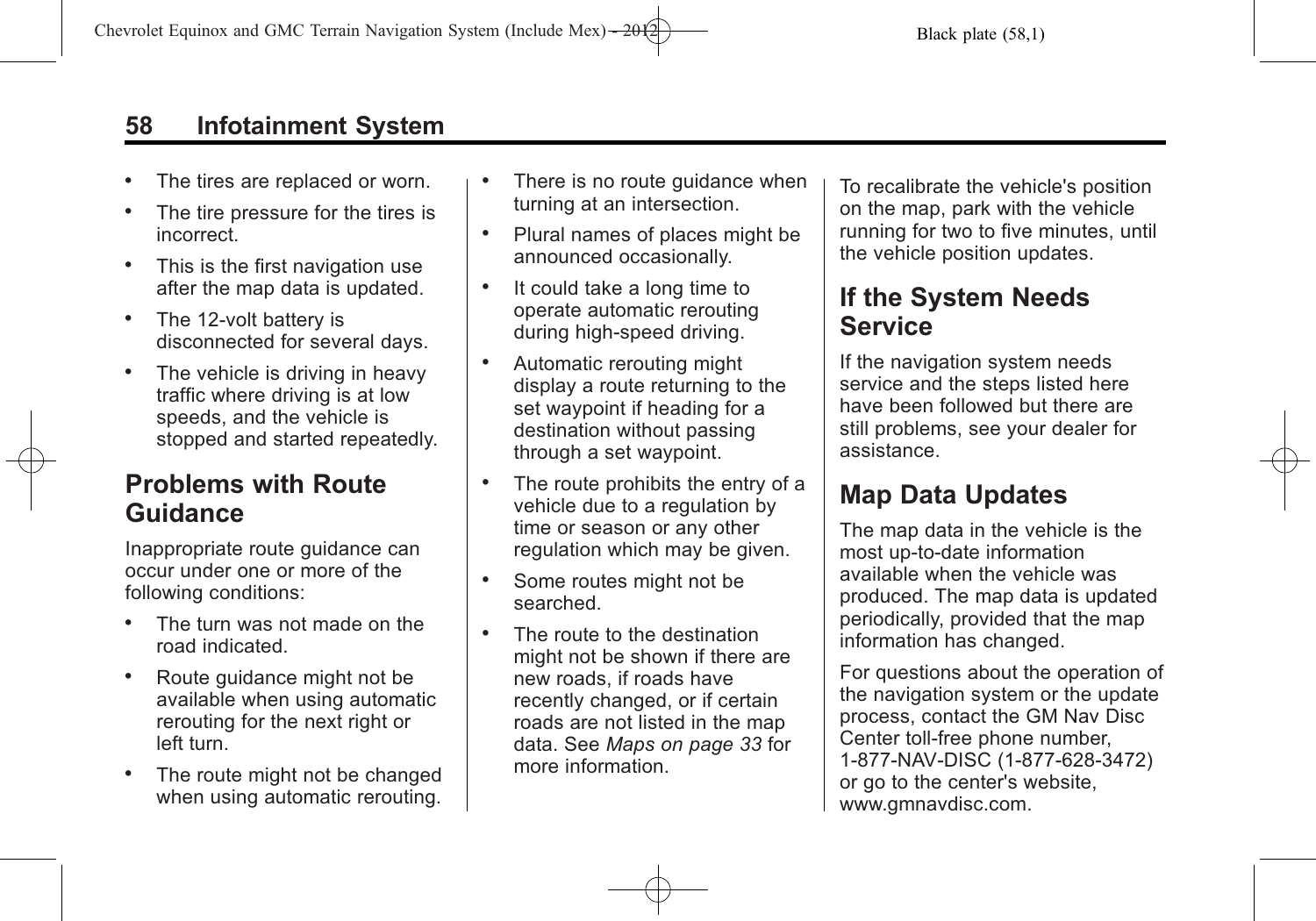- The tires are replaced or worn.
- The tire pressure for the tires is incorrect.
- This is the first navigation use after the map data is updated.
- The 12-volt battery is disconnected for several days.
- The vehicle is driving in heavy traffic where driving is at low speeds, and the vehicle is stopped and started repeatedly.

## Problems with Route Guidance

Inappropriate route guidance can occur under one or more of the following conditions:

- The turn was not made on the road indicated.
- Route guidance might not be available when using automatic rerouting for the next right or left turn.
- The route might not be changed when using automatic rerouting.
- There is no route guidance when turning at an intersection.
- Plural names of places might be announced occasionally.
- It could take a long time to operate automatic rerouting during high-speed driving.
- Automatic rerouting might display a route returning to the set waypoint if heading for a destination without passing through a set waypoint.
- The route prohibits the entry of a vehicle due to a regulation by time or season or any other regulation which may be given.
- Some routes might not be searched.
- The route to the destination might not be shown if there are new roads, if roads have recently changed, or if certain roads are not listed in the map data. See *Maps on page 33* for more information.

To recalibrate the vehicle's position on the map, park with the vehicle running for two to five minutes, until the vehicle position updates.

## If the System Needs Service

If the navigation system needs service and the steps listed here have been followed but there are still problems, see your dealer for assistance.

## Map Data Updates

The map data in the vehicle is the most up-to-date information available when the vehicle was produced. The map data is updated periodically, provided that the map information has changed.

For questions about the operation of the navigation system or the update process, contact the GM Nav Disc Center toll-free phone number, 1-877-NAV-DISC (1-877-628-3472) or go to the center's website, www.gmnavdisc.com.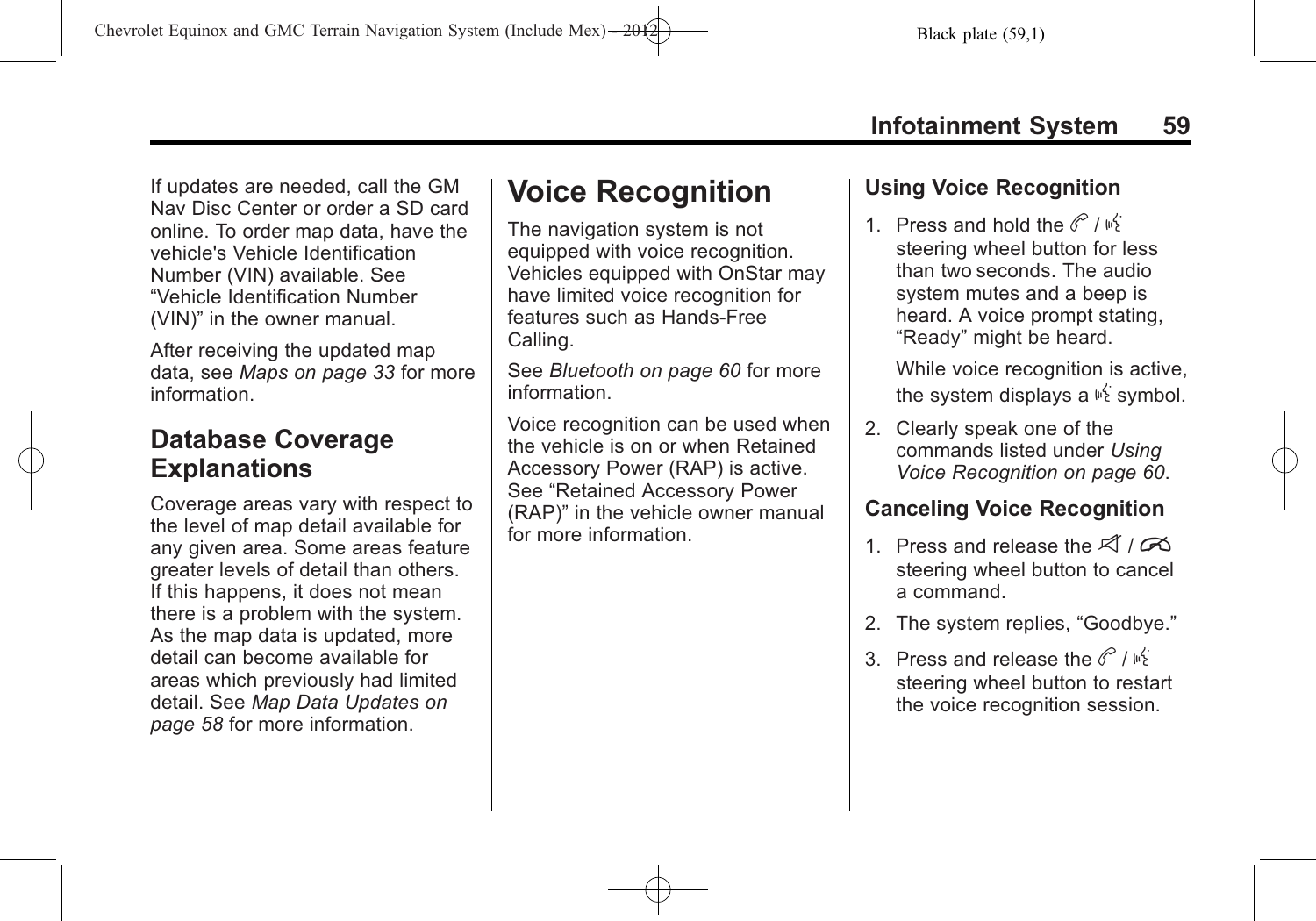If updates are needed, call the GM Nav Disc Center or order a SD card online. To order map data, have the vehicle's Vehicle Identification Number (VIN) available. See “Vehicle Identification Number (VIN)” in the owner manual.

After receiving the updated map data, see *Maps on page 33* for more information.

## Database Coverage Explanations

Coverage areas vary with respect to the level of map detail available for any given area. Some areas feature greater levels of detail than others. If this happens, it does not mean there is a problem with the system. As the map data is updated, more detail can become available for areas which previously had limited detail. See *Map Data Updates on page 58* for more information.

# Voice Recognition

The navigation system is not equipped with voice recognition. Vehicles equipped with OnStar may have limited voice recognition for features such as Hands-Free Calling.

See *Bluetooth on page 60* for more information.

Voice recognition can be used when the vehicle is on or when Retained Accessory Power (RAP) is active. See “Retained Accessory Power (RAP)” in the vehicle owner manual for more information.

### Using Voice Recognition

1. Press and hold the b / g steering wheel button for less than two seconds. The audio system mutes and a beep is heard. A voice prompt stating, “Ready” might be heard.

   While voice recognition is active, the system displays a g symbol.

2. Clearly speak one of the commands listed under *Using Voice Recognition on page 60*.

### Canceling Voice Recognition

1. Press and release the $ / i steering wheel button to cancel a command.
2. The system replies, “Goodbye.”
3. Press and release the b / g steering wheel button to restart the voice recognition session.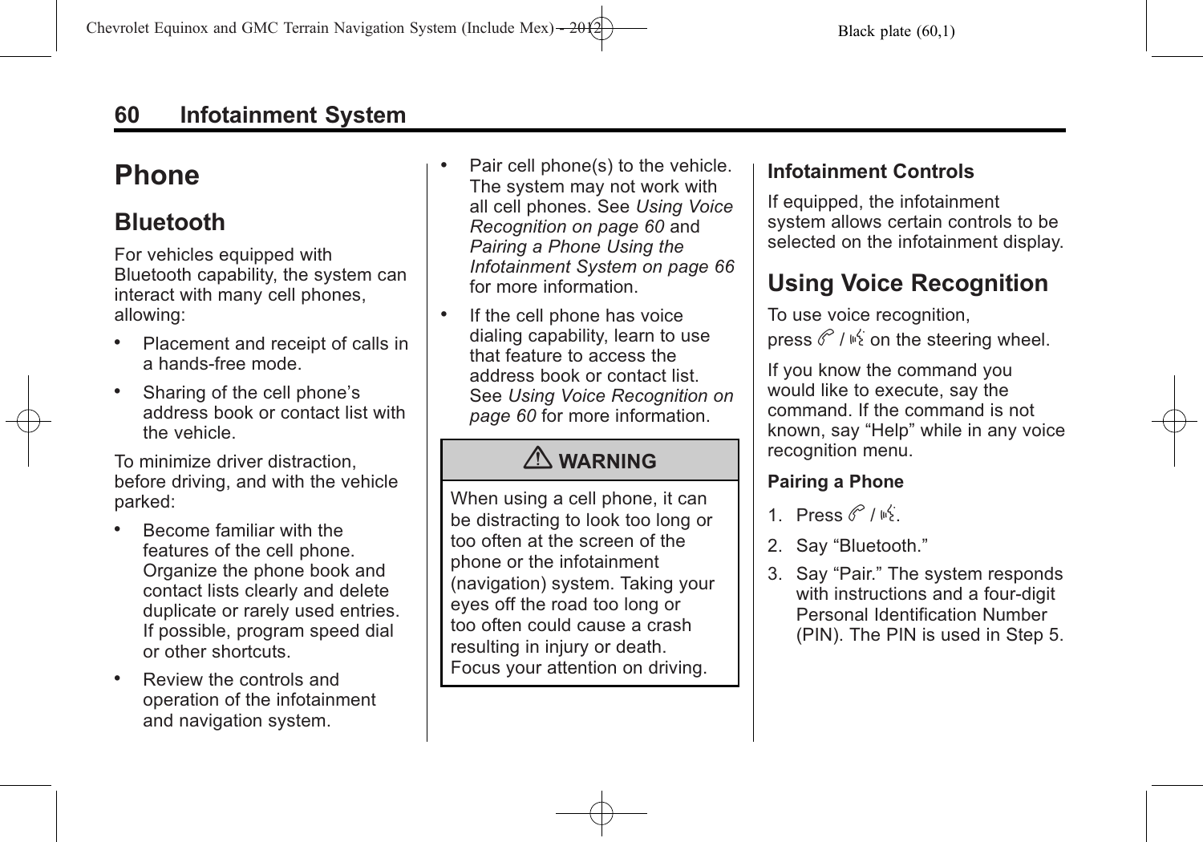## Phone

### Bluetooth

For vehicles equipped with Bluetooth capability, the system can interact with many cell phones, allowing:

- Placement and receipt of calls in a hands-free mode.
- Sharing of the cell phone's address book or contact list with the vehicle.

To minimize driver distraction, before driving, and with the vehicle parked:

- Become familiar with the features of the cell phone. Organize the phone book and contact lists clearly and delete duplicate or rarely used entries. If possible, program speed dial or other shortcuts.
- Review the controls and operation of the infotainment and navigation system.
- Pair cell phone(s) to the vehicle. The system may not work with all cell phones. See *Using Voice Recognition on page 60* and *Pairing a Phone Using the Infotainment System on page 66* for more information.
- If the cell phone has voice dialing capability, learn to use that feature to access the address book or contact list. See *Using Voice Recognition on page 60* for more information.

> **⚠ WARNING**
>
> When using a cell phone, it can be distracting to look too long or too often at the screen of the phone or the infotainment (navigation) system. Taking your eyes off the road too long or too often could cause a crash resulting in injury or death. Focus your attention on driving.

#### Infotainment Controls

If equipped, the infotainment system allows certain controls to be selected on the infotainment display.

### Using Voice Recognition

To use voice recognition, press b / g on the steering wheel.

If you know the command you would like to execute, say the command. If the command is not known, say "Help" while in any voice recognition menu.

**Pairing a Phone**

1. Press b / g.
2. Say "Bluetooth."
3. Say "Pair." The system responds with instructions and a four-digit Personal Identification Number (PIN). The PIN is used in Step 5.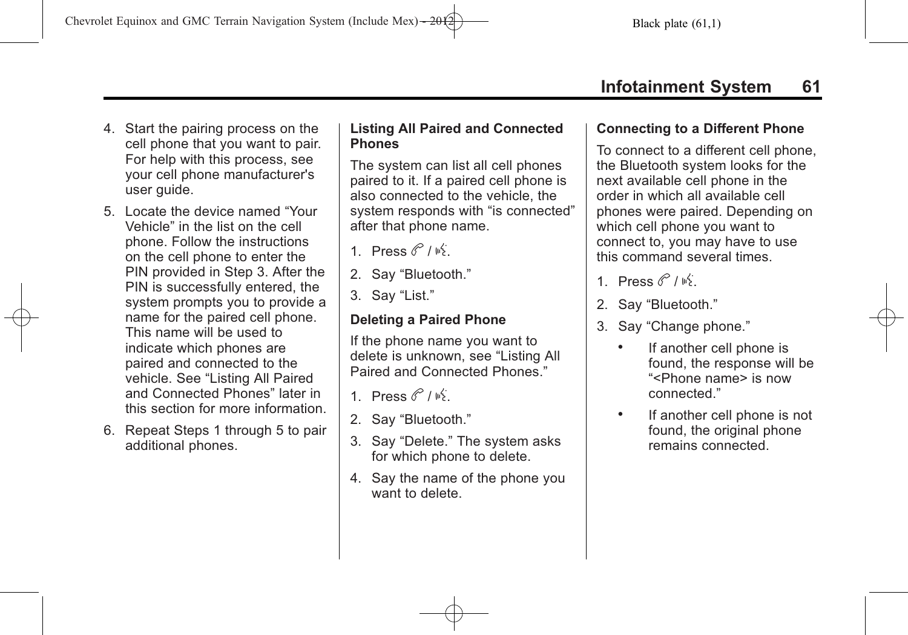4. Start the pairing process on the cell phone that you want to pair. For help with this process, see your cell phone manufacturer's user guide.
5. Locate the device named "Your Vehicle" in the list on the cell phone. Follow the instructions on the cell phone to enter the PIN provided in Step 3. After the PIN is successfully entered, the system prompts you to provide a name for the paired cell phone. This name will be used to indicate which phones are paired and connected to the vehicle. See "Listing All Paired and Connected Phones" later in this section for more information.
6. Repeat Steps 1 through 5 to pair additional phones.

**Listing All Paired and Connected Phones**

The system can list all cell phones paired to it. If a paired cell phone is also connected to the vehicle, the system responds with "is connected" after that phone name.

1. Press b / g.
2. Say "Bluetooth."
3. Say "List."

**Deleting a Paired Phone**

If the phone name you want to delete is unknown, see "Listing All Paired and Connected Phones."

1. Press b / g.
2. Say "Bluetooth."
3. Say "Delete." The system asks for which phone to delete.
4. Say the name of the phone you want to delete.

**Connecting to a Different Phone**

To connect to a different cell phone, the Bluetooth system looks for the next available cell phone in the order in which all available cell phones were paired. Depending on which cell phone you want to connect to, you may have to use this command several times.

1. Press b / g.
2. Say "Bluetooth."
3. Say "Change phone."
   - If another cell phone is found, the response will be "<Phone name> is now connected."
   - If another cell phone is not found, the original phone remains connected.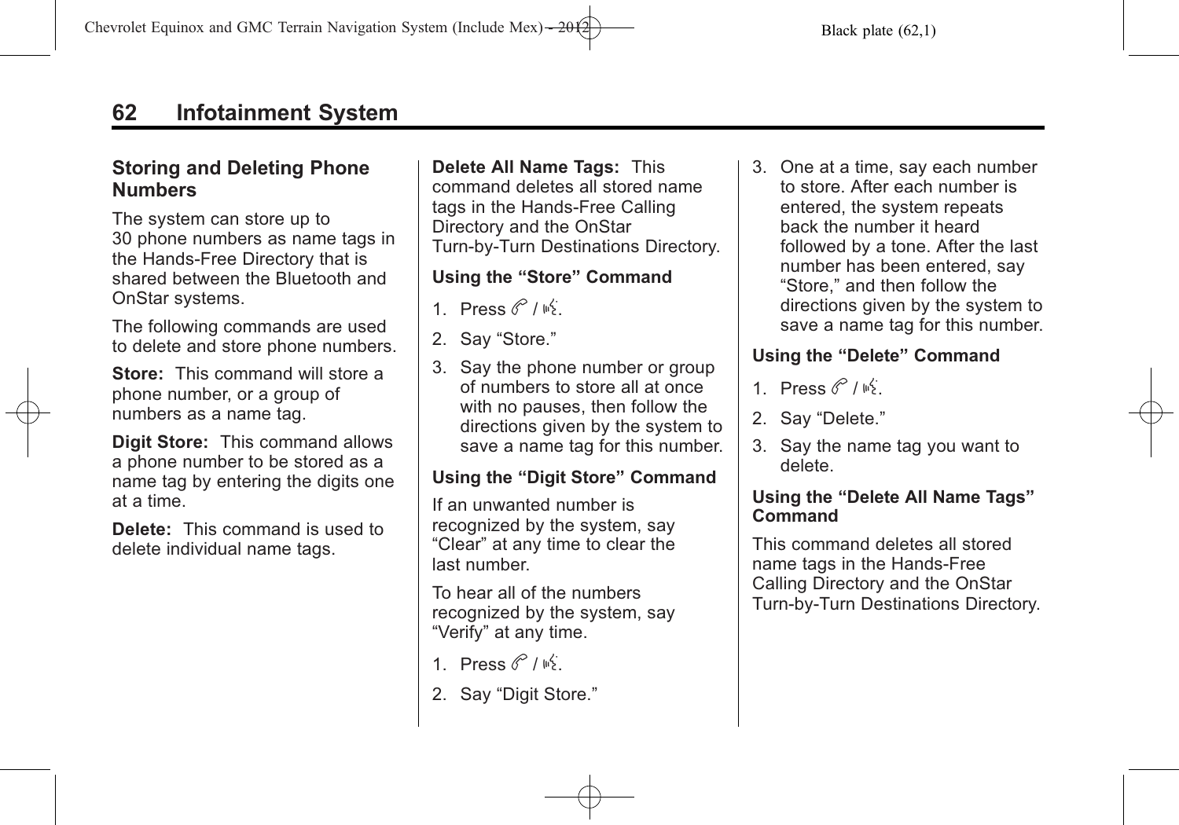## Storing and Deleting Phone Numbers

The system can store up to 30 phone numbers as name tags in the Hands-Free Directory that is shared between the Bluetooth and OnStar systems.

The following commands are used to delete and store phone numbers.

**Store:** This command will store a phone number, or a group of numbers as a name tag.

**Digit Store:** This command allows a phone number to be stored as a name tag by entering the digits one at a time.

**Delete:** This command is used to delete individual name tags.

**Delete All Name Tags:** This command deletes all stored name tags in the Hands-Free Calling Directory and the OnStar Turn-by-Turn Destinations Directory.

### Using the “Store” Command

1. Press b / g.
2. Say “Store.”
3. Say the phone number or group of numbers to store all at once with no pauses, then follow the directions given by the system to save a name tag for this number.

### Using the “Digit Store” Command

If an unwanted number is recognized by the system, say “Clear” at any time to clear the last number.

To hear all of the numbers recognized by the system, say “Verify” at any time.

1. Press b / g.
2. Say “Digit Store.”
3. One at a time, say each number to store. After each number is entered, the system repeats back the number it heard followed by a tone. After the last number has been entered, say “Store,” and then follow the directions given by the system to save a name tag for this number.

### Using the “Delete” Command

1. Press b / g.
2. Say “Delete.”
3. Say the name tag you want to delete.

### Using the “Delete All Name Tags” Command

This command deletes all stored name tags in the Hands-Free Calling Directory and the OnStar Turn-by-Turn Destinations Directory.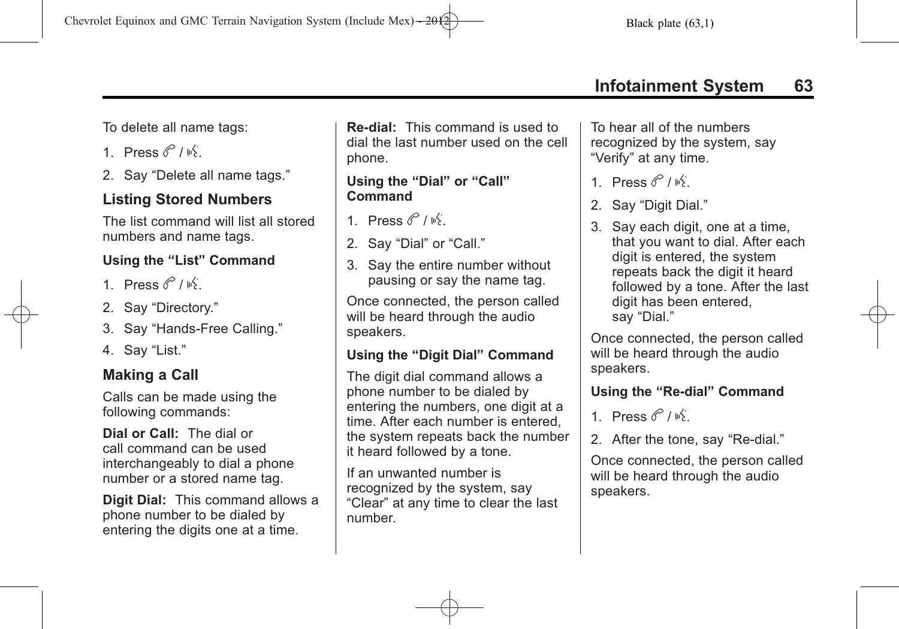To delete all name tags:

1. Press b / g.
2. Say “Delete all name tags.”

## Listing Stored Numbers

The list command will list all stored numbers and name tags.

**Using the “List” Command**

1. Press b / g.
2. Say “Directory.”
3. Say “Hands-Free Calling.”
4. Say “List.”

## Making a Call

Calls can be made using the following commands:

**Dial or Call:** The dial or call command can be used interchangeably to dial a phone number or a stored name tag.

**Digit Dial:** This command allows a phone number to be dialed by entering the digits one at a time.

**Re-dial:** This command is used to dial the last number used on the cell phone.

**Using the “Dial” or “Call” Command**

1. Press b / g.
2. Say “Dial” or “Call.”
3. Say the entire number without pausing or say the name tag.

Once connected, the person called will be heard through the audio speakers.

**Using the “Digit Dial” Command**

The digit dial command allows a phone number to be dialed by entering the numbers, one digit at a time. After each number is entered, the system repeats back the number it heard followed by a tone.

If an unwanted number is recognized by the system, say “Clear” at any time to clear the last number.

To hear all of the numbers recognized by the system, say “Verify” at any time.

1. Press b / g.
2. Say “Digit Dial.”
3. Say each digit, one at a time, that you want to dial. After each digit is entered, the system repeats back the digit it heard followed by a tone. After the last digit has been entered, say “Dial.”

Once connected, the person called will be heard through the audio speakers.

**Using the “Re-dial” Command**

1. Press b / g.
2. After the tone, say “Re-dial.”

Once connected, the person called will be heard through the audio speakers.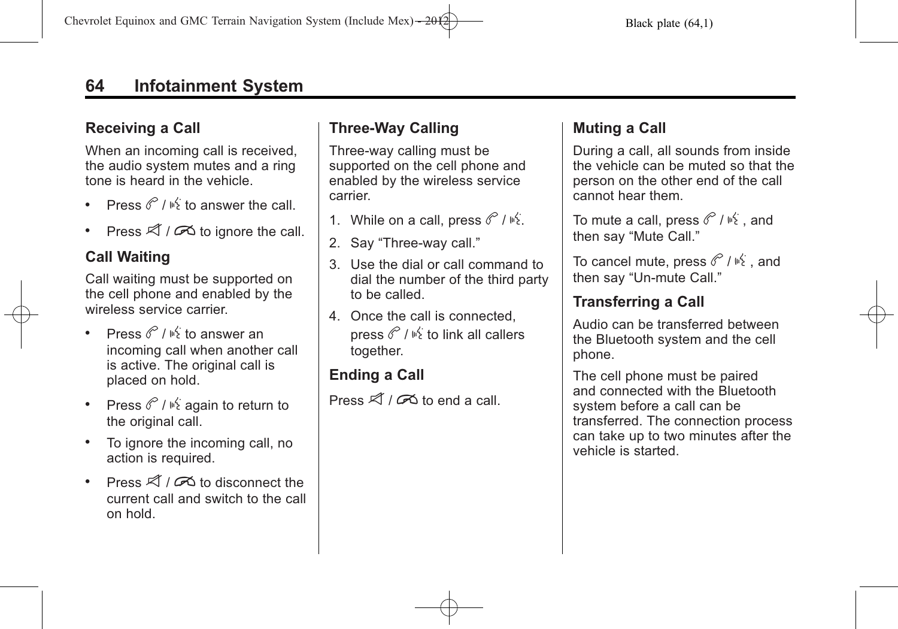## Receiving a Call

When an incoming call is received, the audio system mutes and a ring tone is heard in the vehicle.

- Press b / g to answer the call.
- Press c / x to ignore the call.

## Call Waiting

Call waiting must be supported on the cell phone and enabled by the wireless service carrier.

- Press b / g to answer an incoming call when another call is active. The original call is placed on hold.
- Press b / g again to return to the original call.
- To ignore the incoming call, no action is required.
- Press c / x to disconnect the current call and switch to the call on hold.

## Three-Way Calling

Three-way calling must be supported on the cell phone and enabled by the wireless service carrier.

1. While on a call, press b / g.
2. Say "Three-way call."
3. Use the dial or call command to dial the number of the third party to be called.
4. Once the call is connected, press b / g to link all callers together.

## Ending a Call

Press c / x to end a call.

## Muting a Call

During a call, all sounds from inside the vehicle can be muted so that the person on the other end of the call cannot hear them.

To mute a call, press b / g , and then say "Mute Call."

To cancel mute, press b / g , and then say "Un-mute Call."

## Transferring a Call

Audio can be transferred between the Bluetooth system and the cell phone.

The cell phone must be paired and connected with the Bluetooth system before a call can be transferred. The connection process can take up to two minutes after the vehicle is started.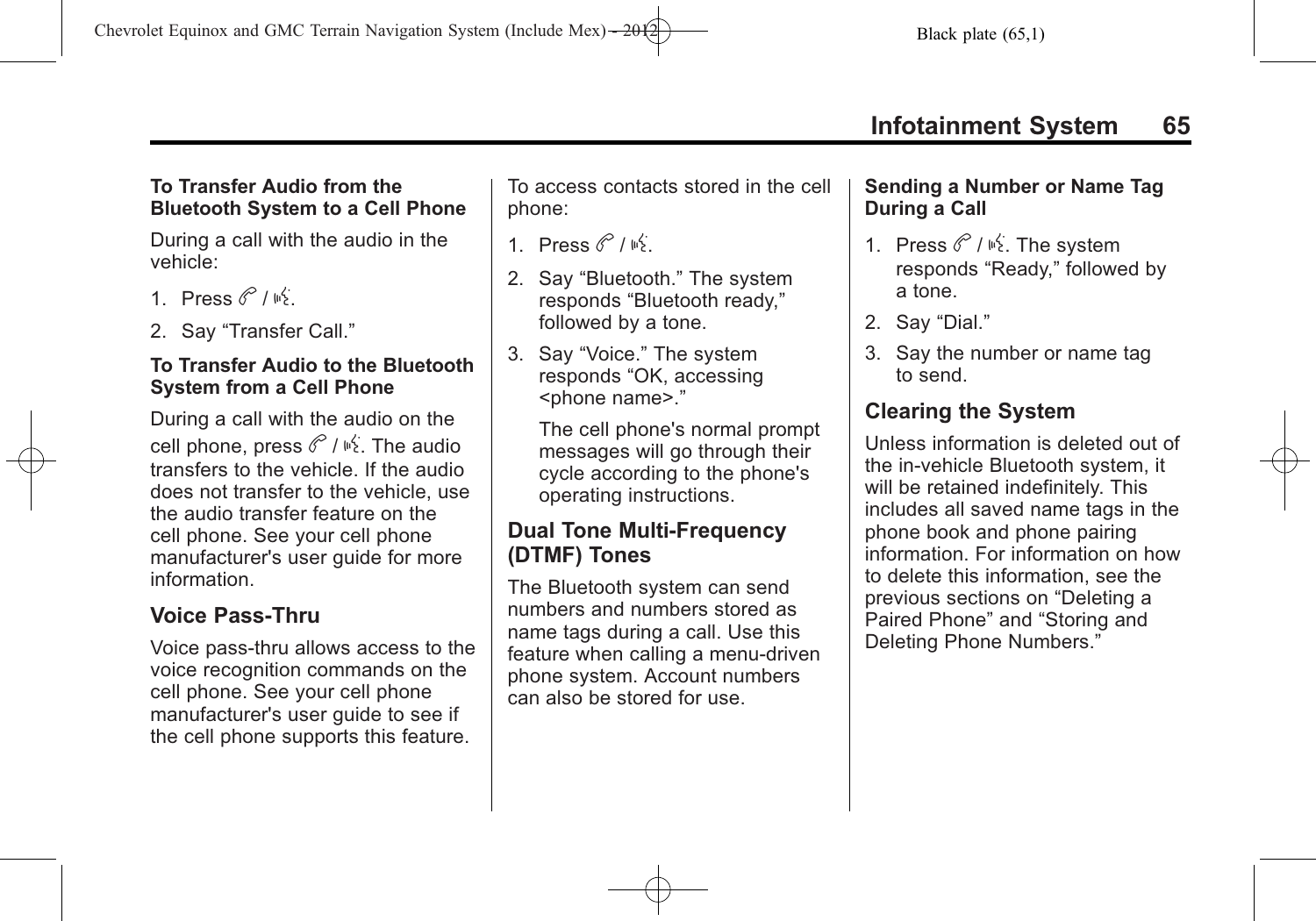**To Transfer Audio from the Bluetooth System to a Cell Phone**

During a call with the audio in the vehicle:

1. Press b / g.
2. Say “Transfer Call.”

**To Transfer Audio to the Bluetooth System from a Cell Phone**

During a call with the audio on the cell phone, press b / g. The audio transfers to the vehicle. If the audio does not transfer to the vehicle, use the audio transfer feature on the cell phone. See your cell phone manufacturer's user guide for more information.

### Voice Pass-Thru

Voice pass-thru allows access to the voice recognition commands on the cell phone. See your cell phone manufacturer's user guide to see if the cell phone supports this feature.

To access contacts stored in the cell phone:

1. Press b / g.
2. Say “Bluetooth.” The system responds “Bluetooth ready,” followed by a tone.
3. Say “Voice.” The system responds “OK, accessing <phone name>.”

   The cell phone's normal prompt messages will go through their cycle according to the phone's operating instructions.

### Dual Tone Multi-Frequency (DTMF) Tones

The Bluetooth system can send numbers and numbers stored as name tags during a call. Use this feature when calling a menu-driven phone system. Account numbers can also be stored for use.

**Sending a Number or Name Tag During a Call**

1. Press b / g. The system responds “Ready,” followed by a tone.
2. Say “Dial.”
3. Say the number or name tag to send.

### Clearing the System

Unless information is deleted out of the in-vehicle Bluetooth system, it will be retained indefinitely. This includes all saved name tags in the phone book and phone pairing information. For information on how to delete this information, see the previous sections on “Deleting a Paired Phone” and “Storing and Deleting Phone Numbers.”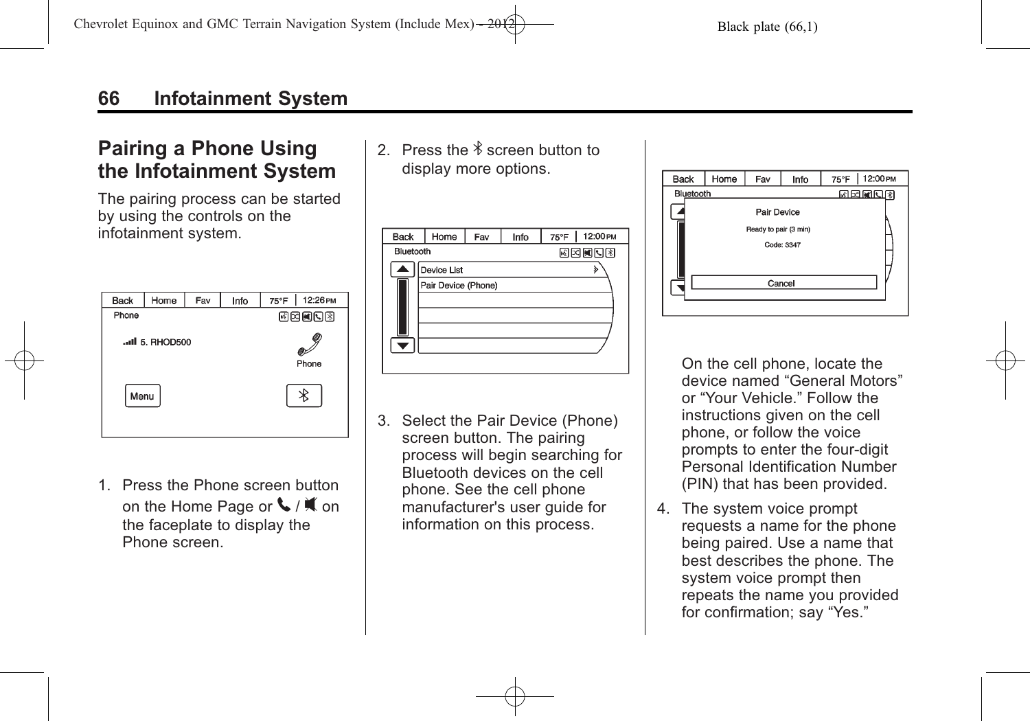## Pairing a Phone Using the Infotainment System

The pairing process can be started by using the controls on the infotainment system.

1. Press the Phone screen button on the Home Page or / on the faceplate to display the Phone screen.
2. Press the screen button to display more options.
3. Select the Pair Device (Phone) screen button. The pairing process will begin searching for Bluetooth devices on the cell phone. See the cell phone manufacturer's user guide for information on this process.

   On the cell phone, locate the device named “General Motors” or “Your Vehicle.” Follow the instructions given on the cell phone, or follow the voice prompts to enter the four-digit Personal Identification Number (PIN) that has been provided.
4. The system voice prompt requests a name for the phone being paired. Use a name that best describes the phone. The system voice prompt then repeats the name you provided for confirmation; say “Yes.”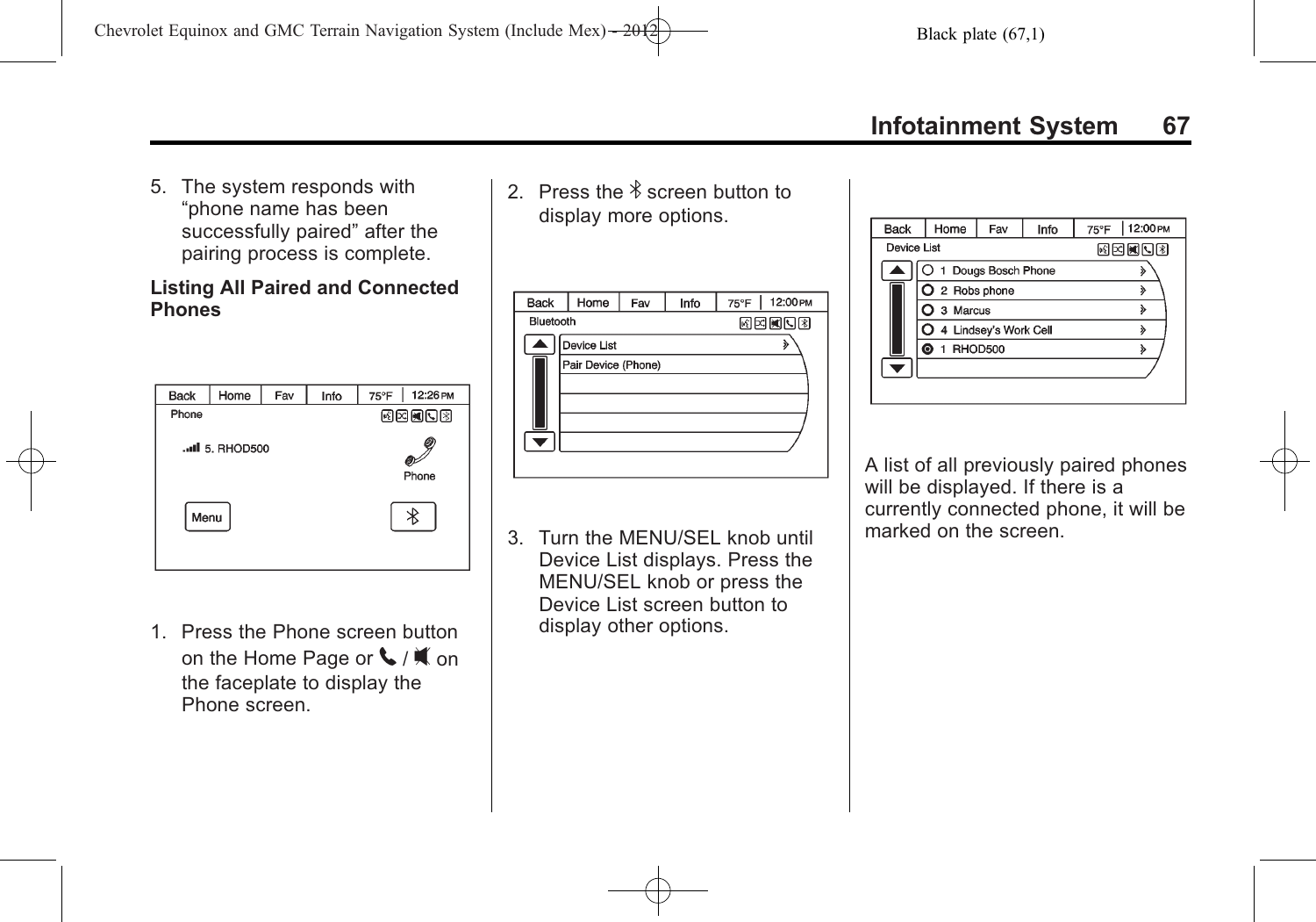5. The system responds with “phone name has been successfully paired” after the pairing process is complete.

**Listing All Paired and Connected Phones**

1. Press the Phone screen button on the Home Page or 📞 / 🔇 on the faceplate to display the Phone screen.

2. Press the ✱ screen button to display more options.

3. Turn the MENU/SEL knob until Device List displays. Press the MENU/SEL knob or press the Device List screen button to display other options.

A list of all previously paired phones will be displayed. If there is a currently connected phone, it will be marked on the screen.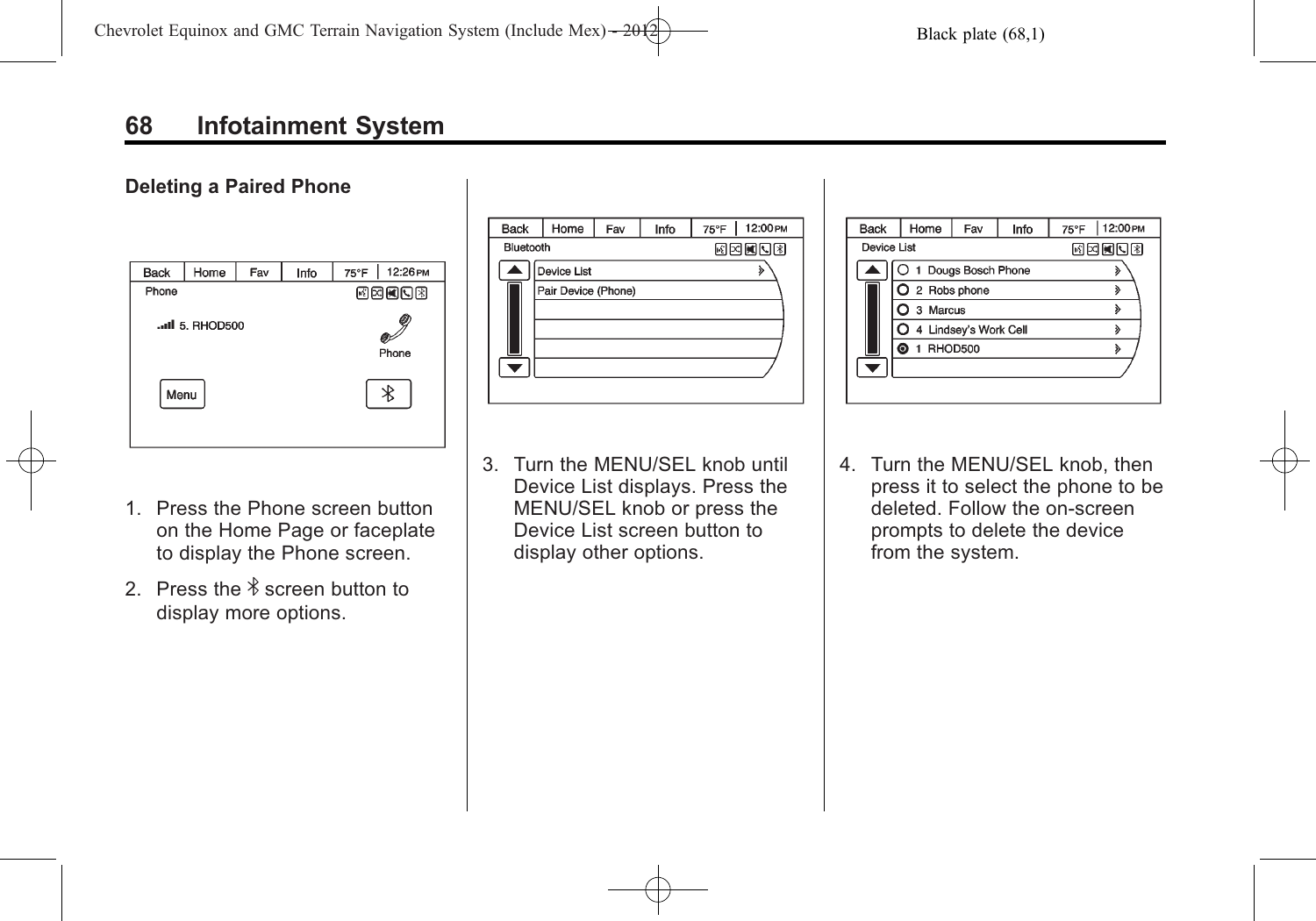## Deleting a Paired Phone

1. Press the Phone screen button on the Home Page or faceplate to display the Phone screen.
2. Press the ✱ screen button to display more options.
3. Turn the MENU/SEL knob until Device List displays. Press the MENU/SEL knob or press the Device List screen button to display other options.
4. Turn the MENU/SEL knob, then press it to select the phone to be deleted. Follow the on-screen prompts to delete the device from the system.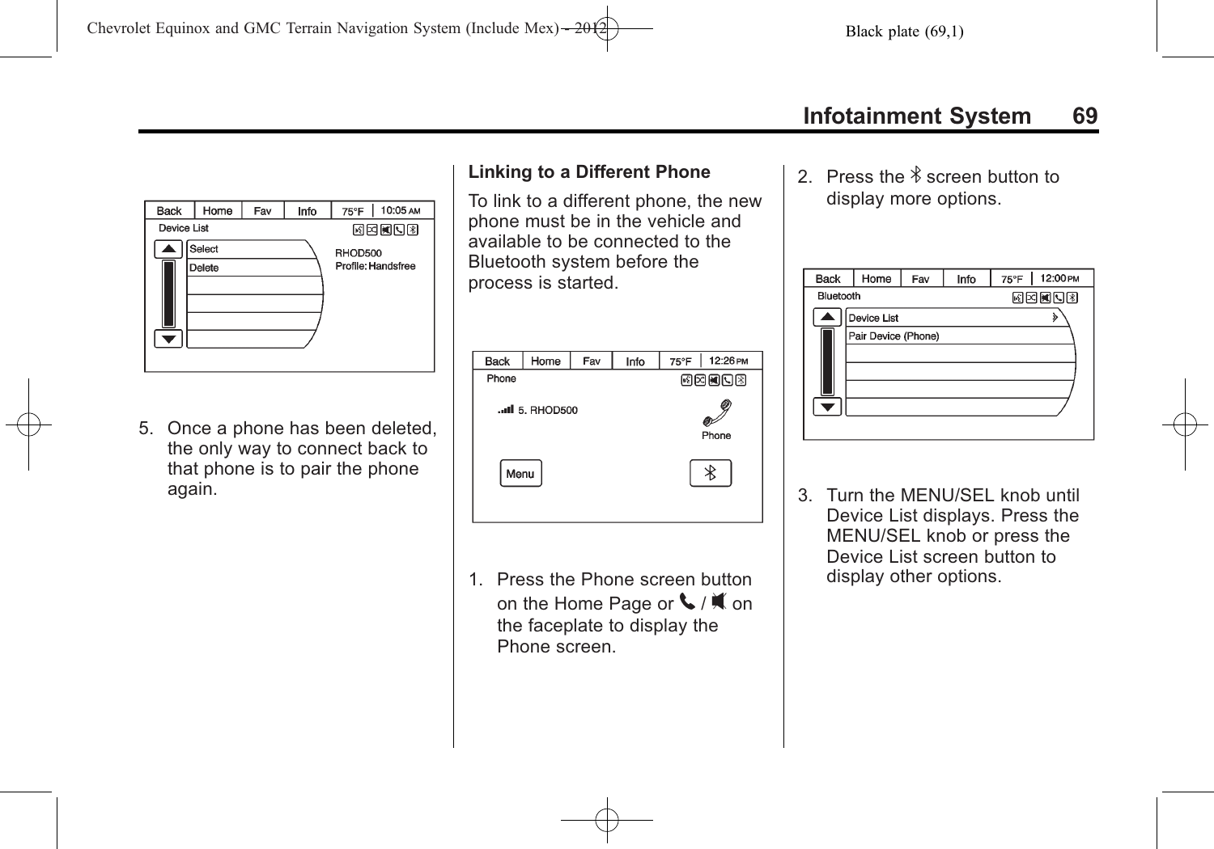5. Once a phone has been deleted, the only way to connect back to that phone is to pair the phone again.

### Linking to a Different Phone

To link to a different phone, the new phone must be in the vehicle and available to be connected to the Bluetooth system before the process is started.

1. Press the Phone screen button on the Home Page or  /  on the faceplate to display the Phone screen.

2. Press the  screen button to display more options.

3. Turn the MENU/SEL knob until Device List displays. Press the MENU/SEL knob or press the Device List screen button to display other options.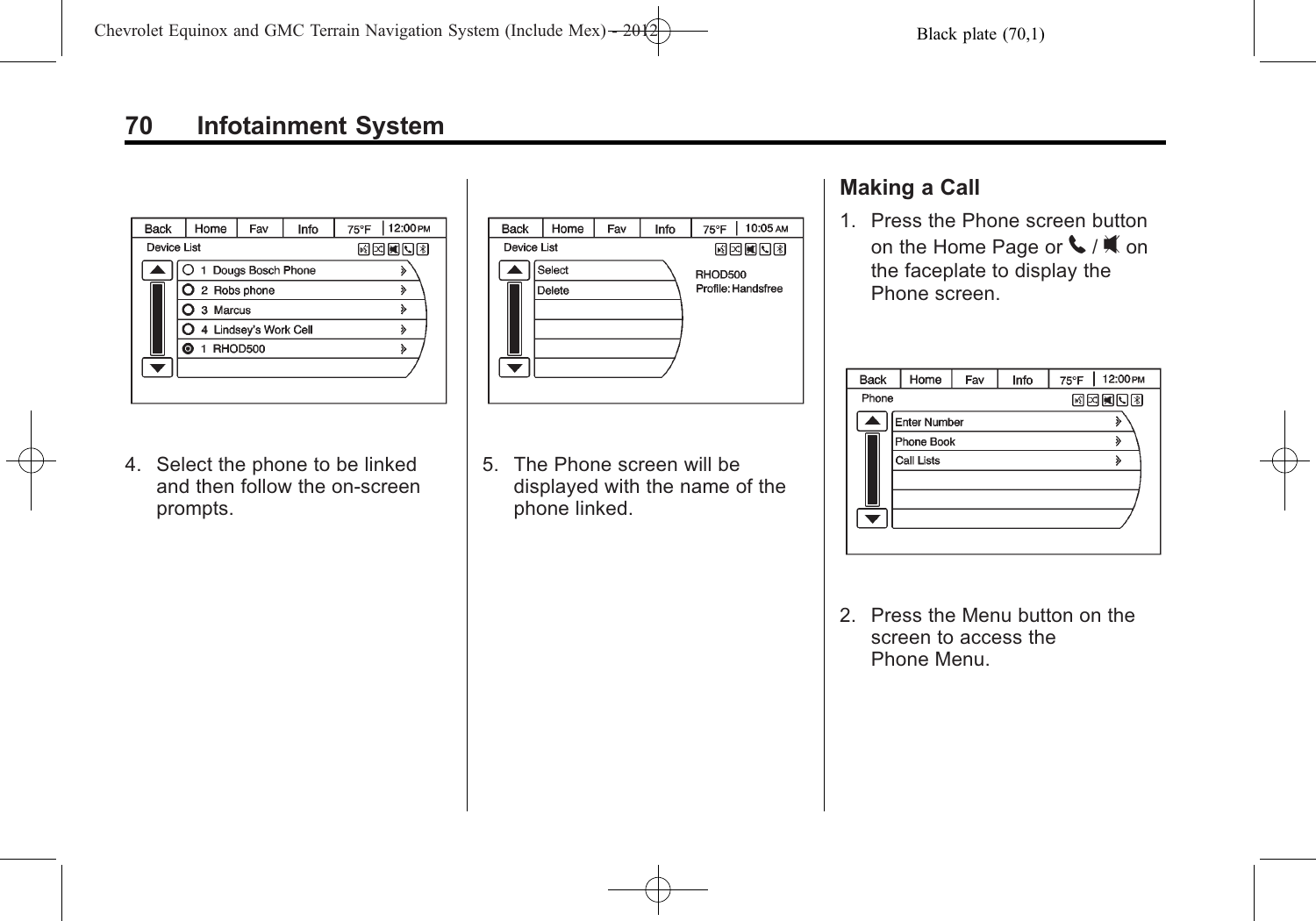4. Select the phone to be linked and then follow the on-screen prompts.

5. The Phone screen will be displayed with the name of the phone linked.

## Making a Call

1. Press the Phone screen button on the Home Page or 📞 / 🔇 on the faceplate to display the Phone screen.

2. Press the Menu button on the screen to access the Phone Menu.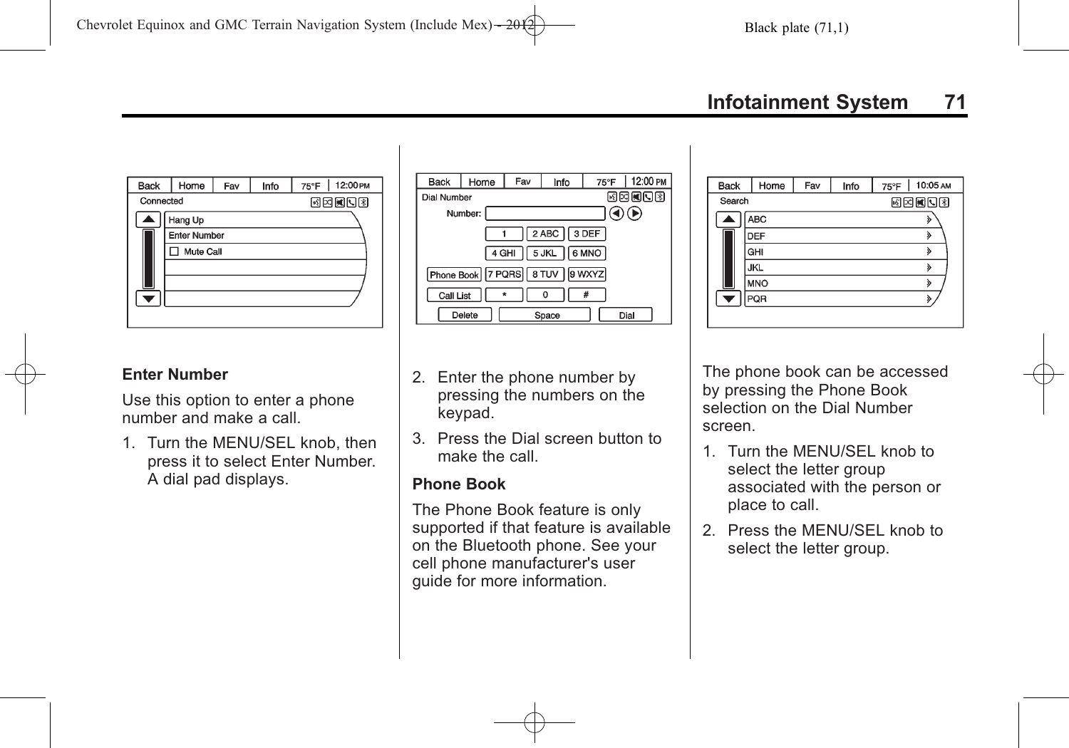### Enter Number

Use this option to enter a phone number and make a call.

1. Turn the MENU/SEL knob, then press it to select Enter Number. A dial pad displays.
2. Enter the phone number by pressing the numbers on the keypad.
3. Press the Dial screen button to make the call.

### Phone Book

The Phone Book feature is only supported if that feature is available on the Bluetooth phone. See your cell phone manufacturer's user guide for more information.

The phone book can be accessed by pressing the Phone Book selection on the Dial Number screen.

1. Turn the MENU/SEL knob to select the letter group associated with the person or place to call.
2. Press the MENU/SEL knob to select the letter group.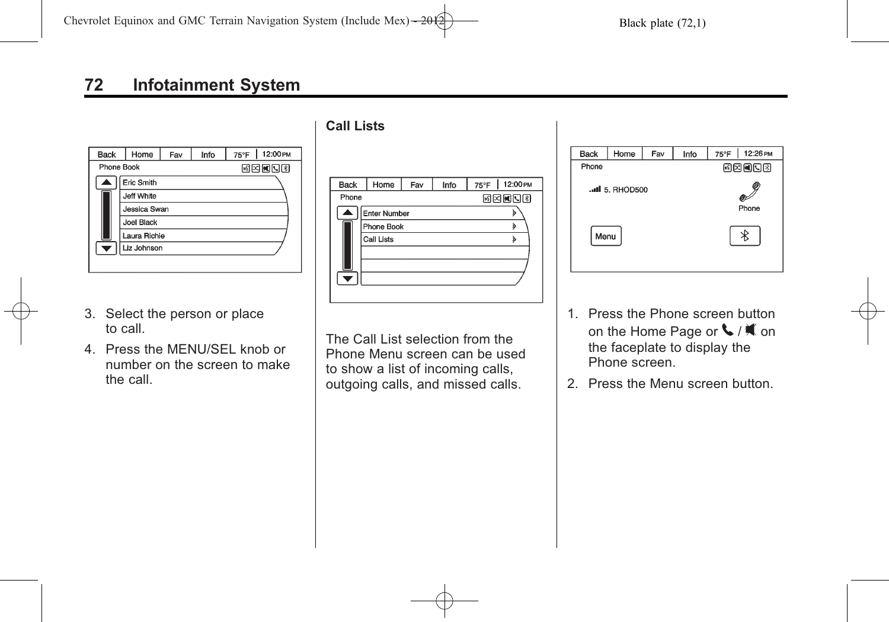3. Select the person or place to call.
4. Press the MENU/SEL knob or number on the screen to make the call.

### Call Lists

The Call List selection from the Phone Menu screen can be used to show a list of incoming calls, outgoing calls, and missed calls.

1. Press the Phone screen button on the Home Page or / on the faceplate to display the Phone screen.
2. Press the Menu screen button.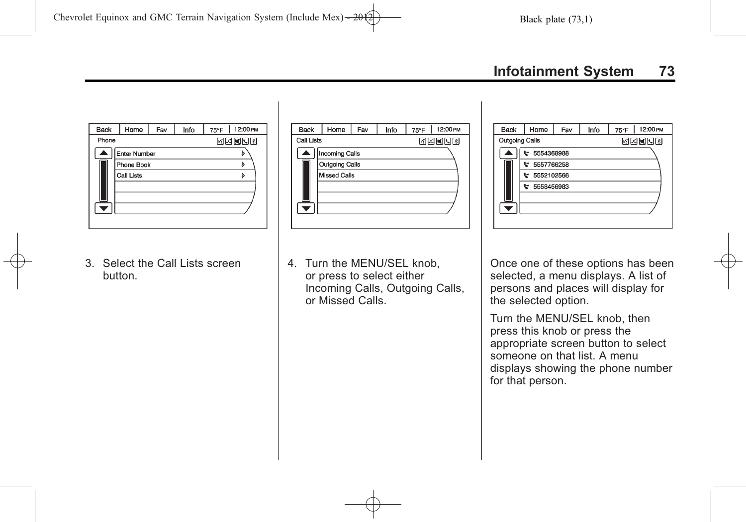3. Select the Call Lists screen button.

4. Turn the MENU/SEL knob, or press to select either Incoming Calls, Outgoing Calls, or Missed Calls.

Once one of these options has been selected, a menu displays. A list of persons and places will display for the selected option.

Turn the MENU/SEL knob, then press this knob or press the appropriate screen button to select someone on that list. A menu displays showing the phone number for that person.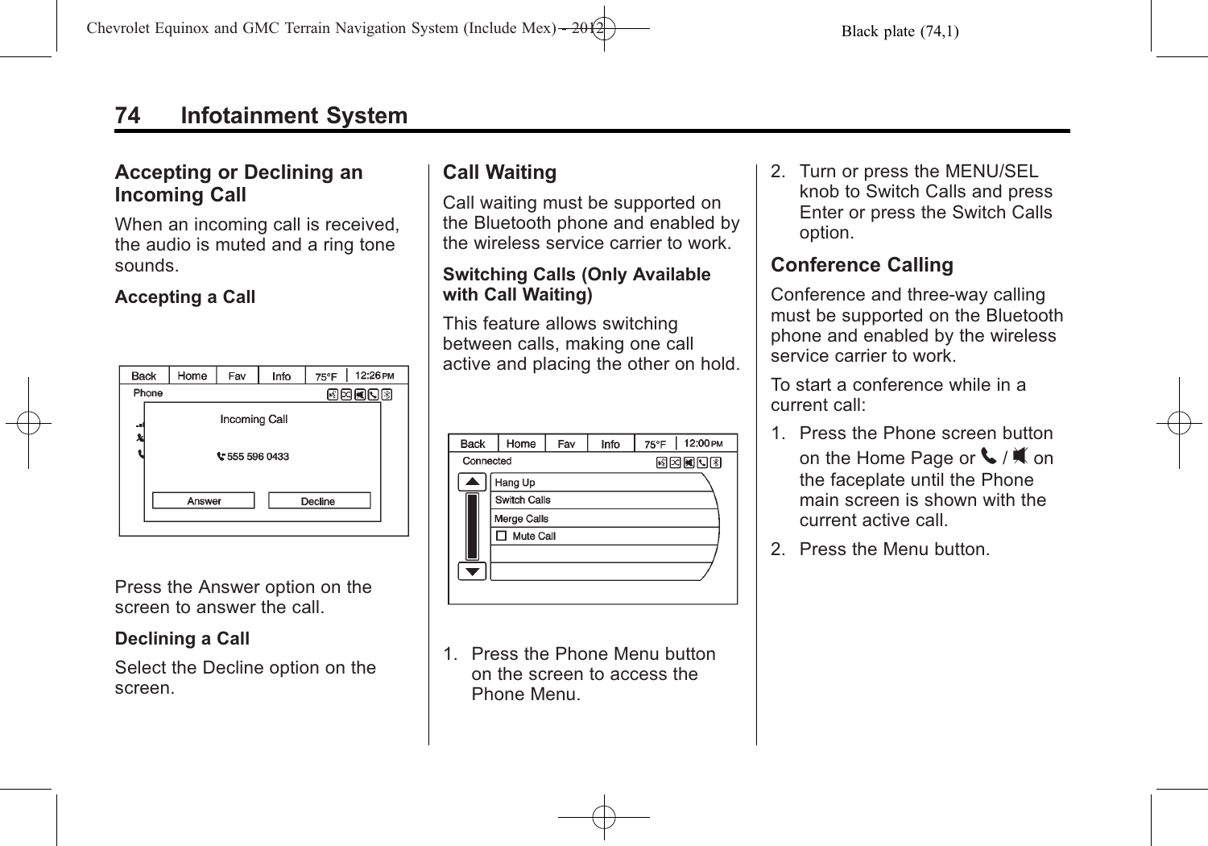## Accepting or Declining an Incoming Call

When an incoming call is received, the audio is muted and a ring tone sounds.

### Accepting a Call

Press the Answer option on the screen to answer the call.

### Declining a Call

Select the Decline option on the screen.

## Call Waiting

Call waiting must be supported on the Bluetooth phone and enabled by the wireless service carrier to work.

### Switching Calls (Only Available with Call Waiting)

This feature allows switching between calls, making one call active and placing the other on hold.

1. Press the Phone Menu button on the screen to access the Phone Menu.
2. Turn or press the MENU/SEL knob to Switch Calls and press Enter or press the Switch Calls option.

## Conference Calling

Conference and three-way calling must be supported on the Bluetooth phone and enabled by the wireless service carrier to work.

To start a conference while in a current call:

1. Press the Phone screen button on the Home Page or / on the faceplate until the Phone main screen is shown with the current active call.
2. Press the Menu button.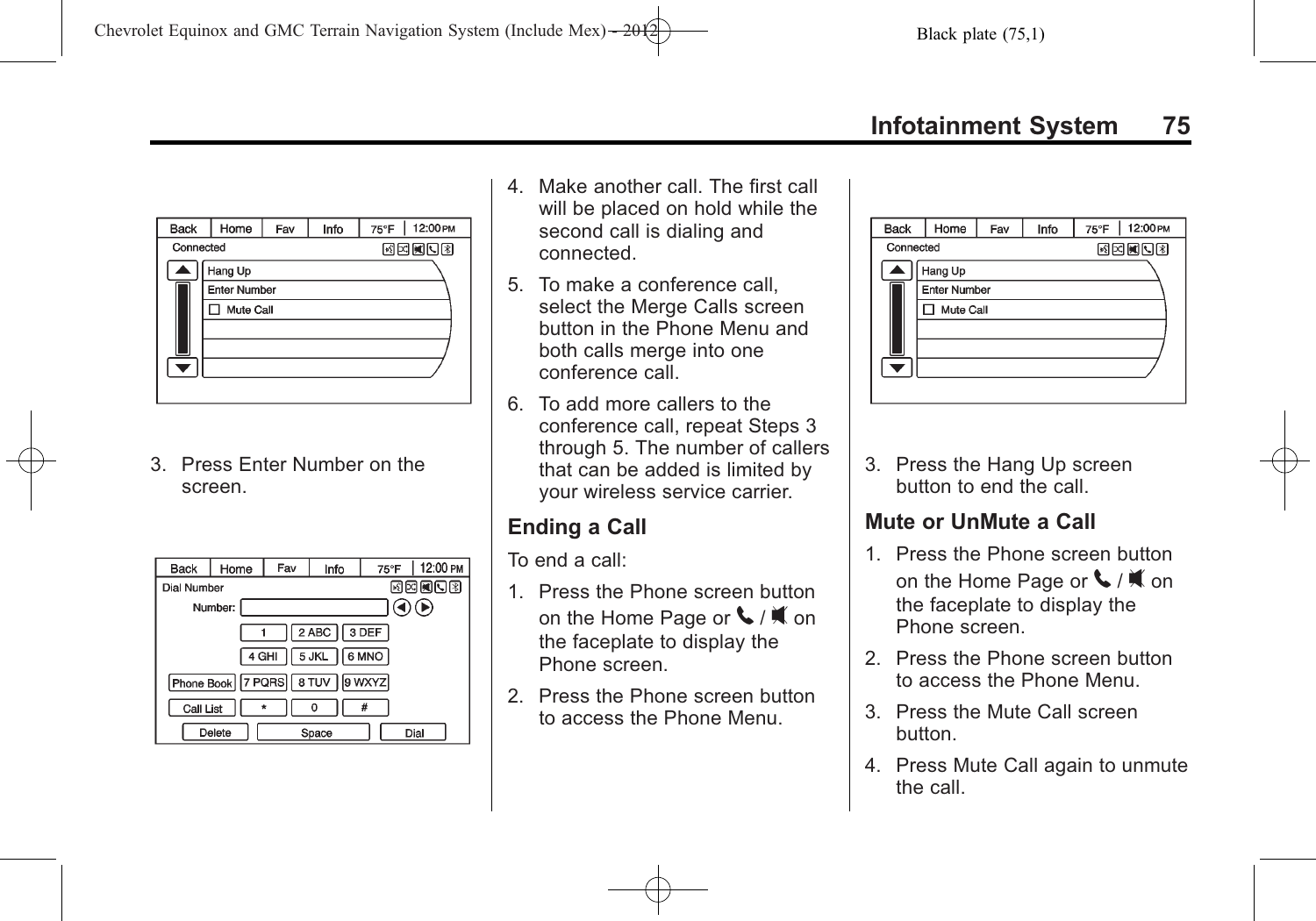3. Press Enter Number on the screen.

4. Make another call. The first call will be placed on hold while the second call is dialing and connected.

5. To make a conference call, select the Merge Calls screen button in the Phone Menu and both calls merge into one conference call.

6. To add more callers to the conference call, repeat Steps 3 through 5. The number of callers that can be added is limited by your wireless service carrier.

## Ending a Call

To end a call:

1. Press the Phone screen button on the Home Page or / on the faceplate to display the Phone screen.

2. Press the Phone screen button to access the Phone Menu.

3. Press the Hang Up screen button to end the call.

## Mute or UnMute a Call

1. Press the Phone screen button on the Home Page or / on the faceplate to display the Phone screen.

2. Press the Phone screen button to access the Phone Menu.

3. Press the Mute Call screen button.

4. Press Mute Call again to unmute the call.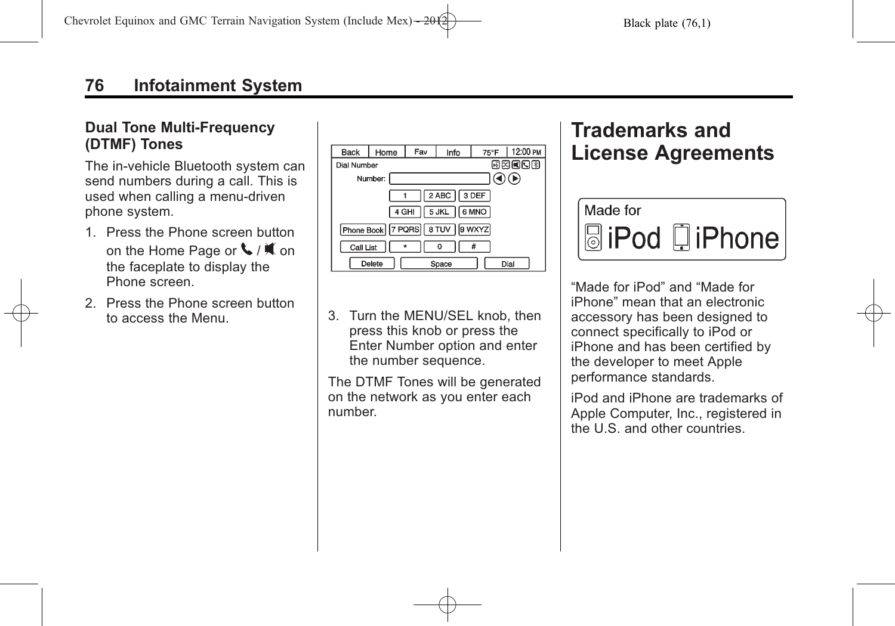### Dual Tone Multi-Frequency (DTMF) Tones

The in-vehicle Bluetooth system can send numbers during a call. This is used when calling a menu-driven phone system.

1. Press the Phone screen button on the Home Page or / on the faceplate to display the Phone screen.
2. Press the Phone screen button to access the Menu.
3. Turn the MENU/SEL knob, then press this knob or press the Enter Number option and enter the number sequence.

The DTMF Tones will be generated on the network as you enter each number.

## Trademarks and License Agreements

"Made for iPod" and "Made for iPhone" mean that an electronic accessory has been designed to connect specifically to iPod or iPhone and has been certified by the developer to meet Apple performance standards.

iPod and iPhone are trademarks of Apple Computer, Inc., registered in the U.S. and other countries.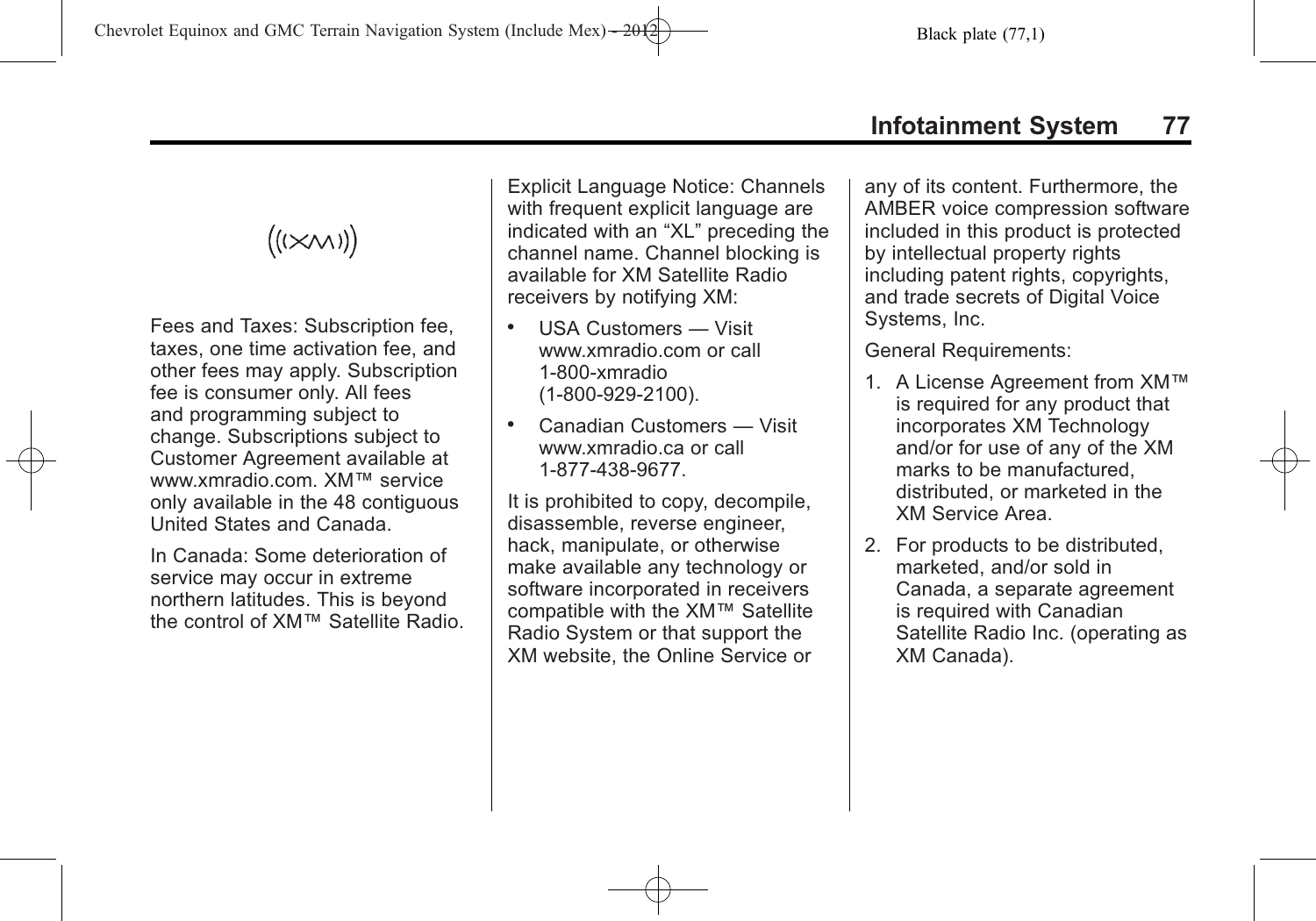Fees and Taxes: Subscription fee, taxes, one time activation fee, and other fees may apply. Subscription fee is consumer only. All fees and programming subject to change. Subscriptions subject to Customer Agreement available at www.xmradio.com. XM™ service only available in the 48 contiguous United States and Canada.

In Canada: Some deterioration of service may occur in extreme northern latitudes. This is beyond the control of XM™ Satellite Radio.

Explicit Language Notice: Channels with frequent explicit language are indicated with an “XL” preceding the channel name. Channel blocking is available for XM Satellite Radio receivers by notifying XM:

- USA Customers — Visit www.xmradio.com or call 1-800-xmradio (1-800-929-2100).
- Canadian Customers — Visit www.xmradio.ca or call 1-877-438-9677.

It is prohibited to copy, decompile, disassemble, reverse engineer, hack, manipulate, or otherwise make available any technology or software incorporated in receivers compatible with the XM™ Satellite Radio System or that support the XM website, the Online Service or any of its content. Furthermore, the AMBER voice compression software included in this product is protected by intellectual property rights including patent rights, copyrights, and trade secrets of Digital Voice Systems, Inc.

General Requirements:

1. A License Agreement from XM™ is required for any product that incorporates XM Technology and/or for use of any of the XM marks to be manufactured, distributed, or marketed in the XM Service Area.
2. For products to be distributed, marketed, and/or sold in Canada, a separate agreement is required with Canadian Satellite Radio Inc. (operating as XM Canada).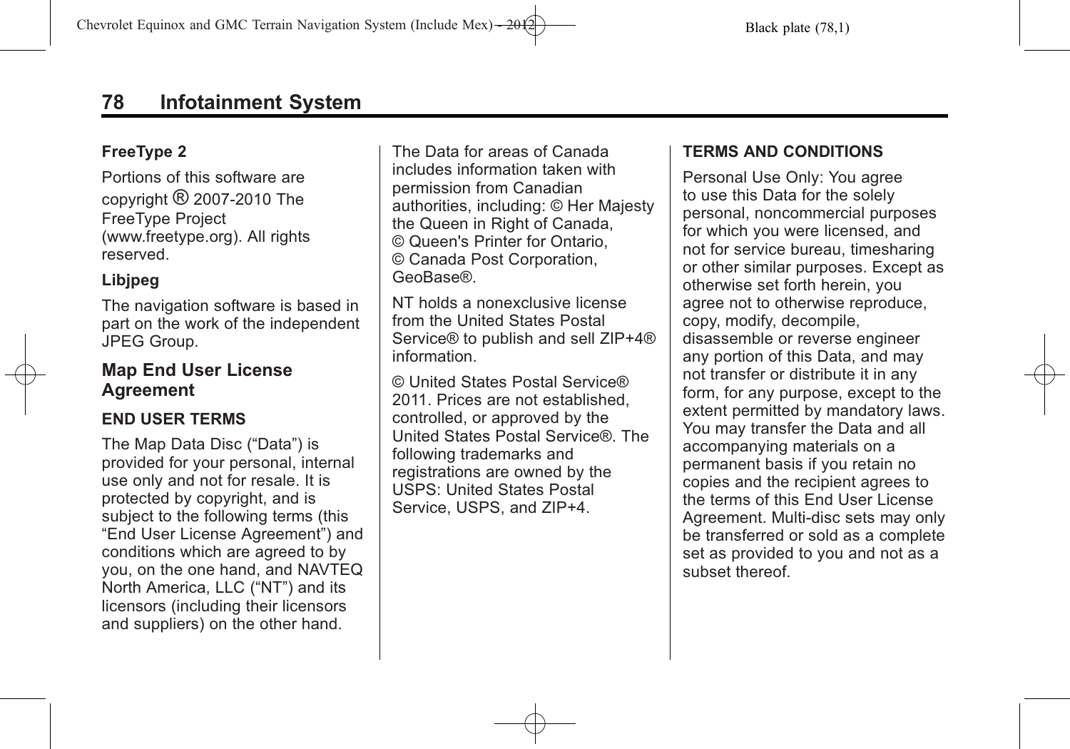**FreeType 2**

Portions of this software are copyright ® 2007-2010 The FreeType Project (www.freetype.org). All rights reserved.

**Libjpeg**

The navigation software is based in part on the work of the independent JPEG Group.

## Map End User License Agreement

**END USER TERMS**

The Map Data Disc (“Data”) is provided for your personal, internal use only and not for resale. It is protected by copyright, and is subject to the following terms (this “End User License Agreement”) and conditions which are agreed to by you, on the one hand, and NAVTEQ North America, LLC (“NT”) and its licensors (including their licensors and suppliers) on the other hand.

The Data for areas of Canada includes information taken with permission from Canadian authorities, including: © Her Majesty the Queen in Right of Canada, © Queen's Printer for Ontario, © Canada Post Corporation, GeoBase®.

NT holds a nonexclusive license from the United States Postal Service® to publish and sell ZIP+4® information.

© United States Postal Service® 2011. Prices are not established, controlled, or approved by the United States Postal Service®. The following trademarks and registrations are owned by the USPS: United States Postal Service, USPS, and ZIP+4.

**TERMS AND CONDITIONS**

Personal Use Only: You agree to use this Data for the solely personal, noncommercial purposes for which you were licensed, and not for service bureau, timesharing or other similar purposes. Except as otherwise set forth herein, you agree not to otherwise reproduce, copy, modify, decompile, disassemble or reverse engineer any portion of this Data, and may not transfer or distribute it in any form, for any purpose, except to the extent permitted by mandatory laws. You may transfer the Data and all accompanying materials on a permanent basis if you retain no copies and the recipient agrees to the terms of this End User License Agreement. Multi-disc sets may only be transferred or sold as a complete set as provided to you and not as a subset thereof.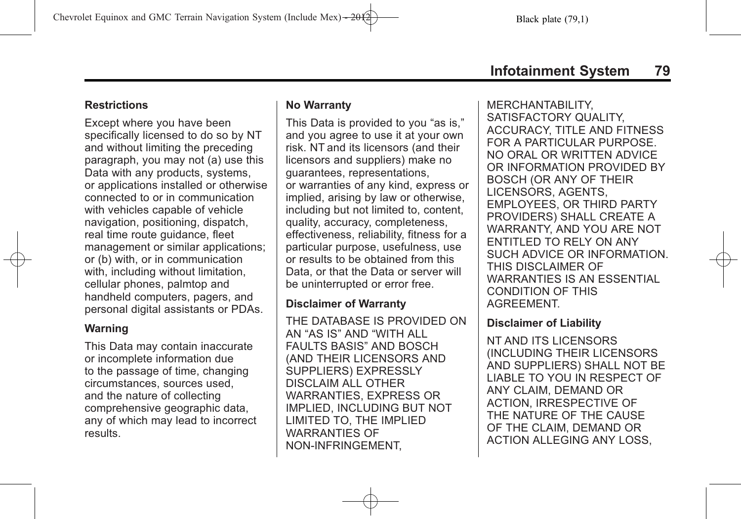#### Restrictions

Except where you have been specifically licensed to do so by NT and without limiting the preceding paragraph, you may not (a) use this Data with any products, systems, or applications installed or otherwise connected to or in communication with vehicles capable of vehicle navigation, positioning, dispatch, real time route guidance, fleet management or similar applications; or (b) with, or in communication with, including without limitation, cellular phones, palmtop and handheld computers, pagers, and personal digital assistants or PDAs.

#### Warning

This Data may contain inaccurate or incomplete information due to the passage of time, changing circumstances, sources used, and the nature of collecting comprehensive geographic data, any of which may lead to incorrect results.

#### No Warranty

This Data is provided to you "as is," and you agree to use it at your own risk. NT and its licensors (and their licensors and suppliers) make no guarantees, representations, or warranties of any kind, express or implied, arising by law or otherwise, including but not limited to, content, quality, accuracy, completeness, effectiveness, reliability, fitness for a particular purpose, usefulness, use or results to be obtained from this Data, or that the Data or server will be uninterrupted or error free.

#### Disclaimer of Warranty

THE DATABASE IS PROVIDED ON AN "AS IS" AND "WITH ALL FAULTS BASIS" AND BOSCH (AND THEIR LICENSORS AND SUPPLIERS) EXPRESSLY DISCLAIM ALL OTHER WARRANTIES, EXPRESS OR IMPLIED, INCLUDING BUT NOT LIMITED TO, THE IMPLIED WARRANTIES OF NON-INFRINGEMENT, MERCHANTABILITY, SATISFACTORY QUALITY, ACCURACY, TITLE AND FITNESS FOR A PARTICULAR PURPOSE. NO ORAL OR WRITTEN ADVICE OR INFORMATION PROVIDED BY BOSCH (OR ANY OF THEIR LICENSORS, AGENTS, EMPLOYEES, OR THIRD PARTY PROVIDERS) SHALL CREATE A WARRANTY, AND YOU ARE NOT ENTITLED TO RELY ON ANY SUCH ADVICE OR INFORMATION. THIS DISCLAIMER OF WARRANTIES IS AN ESSENTIAL CONDITION OF THIS AGREEMENT.

#### Disclaimer of Liability

NT AND ITS LICENSORS (INCLUDING THEIR LICENSORS AND SUPPLIERS) SHALL NOT BE LIABLE TO YOU IN RESPECT OF ANY CLAIM, DEMAND OR ACTION, IRRESPECTIVE OF THE NATURE OF THE CAUSE OF THE CLAIM, DEMAND OR ACTION ALLEGING ANY LOSS,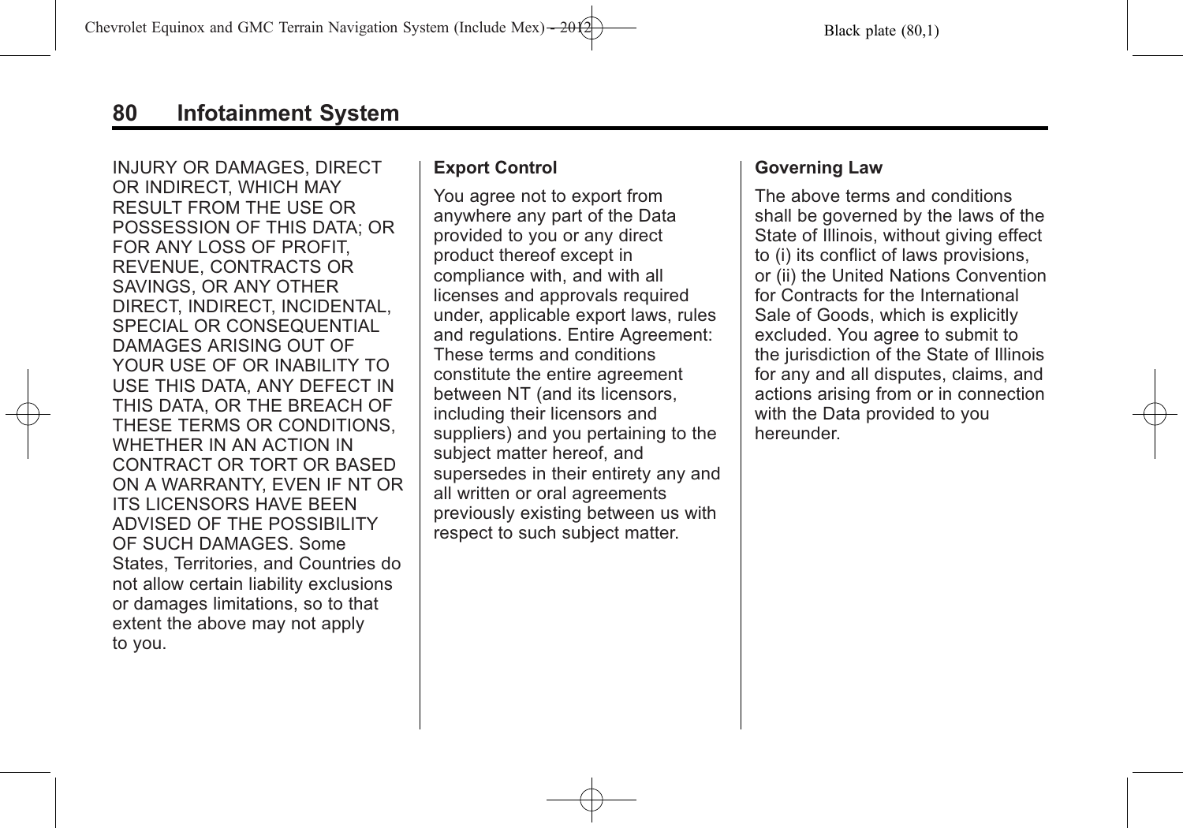INJURY OR DAMAGES, DIRECT OR INDIRECT, WHICH MAY RESULT FROM THE USE OR POSSESSION OF THIS DATA; OR FOR ANY LOSS OF PROFIT, REVENUE, CONTRACTS OR SAVINGS, OR ANY OTHER DIRECT, INDIRECT, INCIDENTAL, SPECIAL OR CONSEQUENTIAL DAMAGES ARISING OUT OF YOUR USE OF OR INABILITY TO USE THIS DATA, ANY DEFECT IN THIS DATA, OR THE BREACH OF THESE TERMS OR CONDITIONS, WHETHER IN AN ACTION IN CONTRACT OR TORT OR BASED ON A WARRANTY, EVEN IF NT OR ITS LICENSORS HAVE BEEN ADVISED OF THE POSSIBILITY OF SUCH DAMAGES. Some States, Territories, and Countries do not allow certain liability exclusions or damages limitations, so to that extent the above may not apply to you.

**Export Control**

You agree not to export from anywhere any part of the Data provided to you or any direct product thereof except in compliance with, and with all licenses and approvals required under, applicable export laws, rules and regulations. Entire Agreement: These terms and conditions constitute the entire agreement between NT (and its licensors, including their licensors and suppliers) and you pertaining to the subject matter hereof, and supersedes in their entirety any and all written or oral agreements previously existing between us with respect to such subject matter.

**Governing Law**

The above terms and conditions shall be governed by the laws of the State of Illinois, without giving effect to (i) its conflict of laws provisions, or (ii) the United Nations Convention for Contracts for the International Sale of Goods, which is explicitly excluded. You agree to submit to the jurisdiction of the State of Illinois for any and all disputes, claims, and actions arising from or in connection with the Data provided to you hereunder.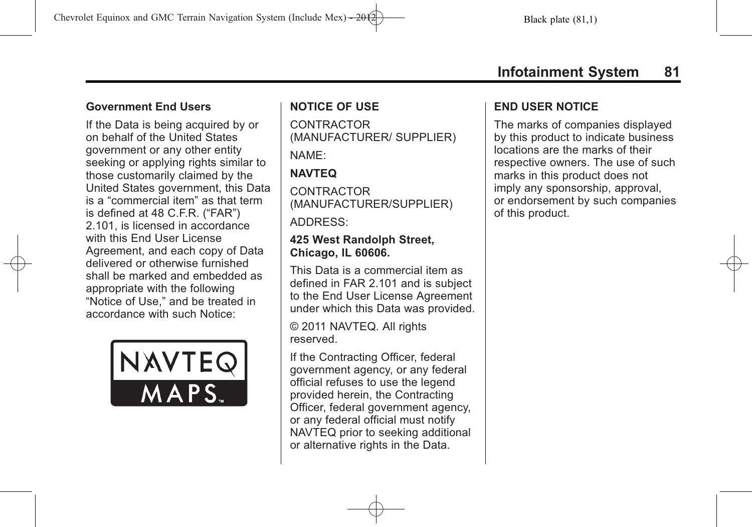### Government End Users

If the Data is being acquired by or on behalf of the United States government or any other entity seeking or applying rights similar to those customarily claimed by the United States government, this Data is a “commercial item” as that term is defined at 48 C.F.R. (“FAR”) 2.101, is licensed in accordance with this End User License Agreement, and each copy of Data delivered or otherwise furnished shall be marked and embedded as appropriate with the following “Notice of Use,” and be treated in accordance with such Notice:

NAVTEQ MAPS™

### NOTICE OF USE

CONTRACTOR (MANUFACTURER/ SUPPLIER)

NAME:

**NAVTEQ**

CONTRACTOR (MANUFACTURER/SUPPLIER)

ADDRESS:

**425 West Randolph Street, Chicago, IL 60606.**

This Data is a commercial item as defined in FAR 2.101 and is subject to the End User License Agreement under which this Data was provided.

© 2011 NAVTEQ. All rights reserved.

If the Contracting Officer, federal government agency, or any federal official refuses to use the legend provided herein, the Contracting Officer, federal government agency, or any federal official must notify NAVTEQ prior to seeking additional or alternative rights in the Data.

### END USER NOTICE

The marks of companies displayed by this product to indicate business locations are the marks of their respective owners. The use of such marks in this product does not imply any sponsorship, approval, or endorsement by such companies of this product.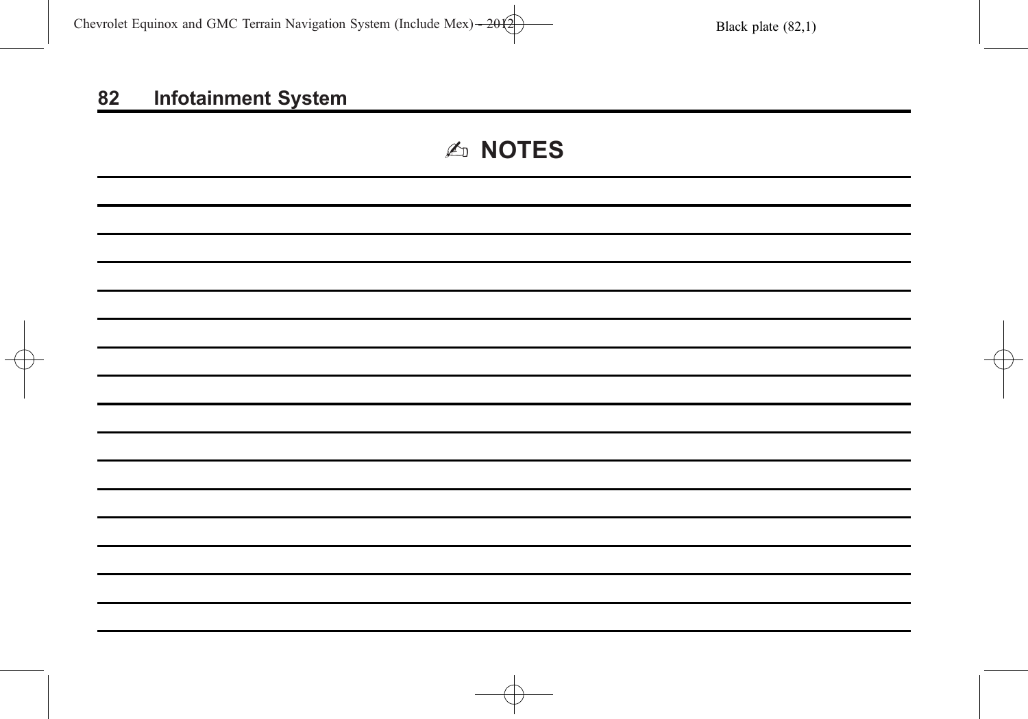## ✍ NOTES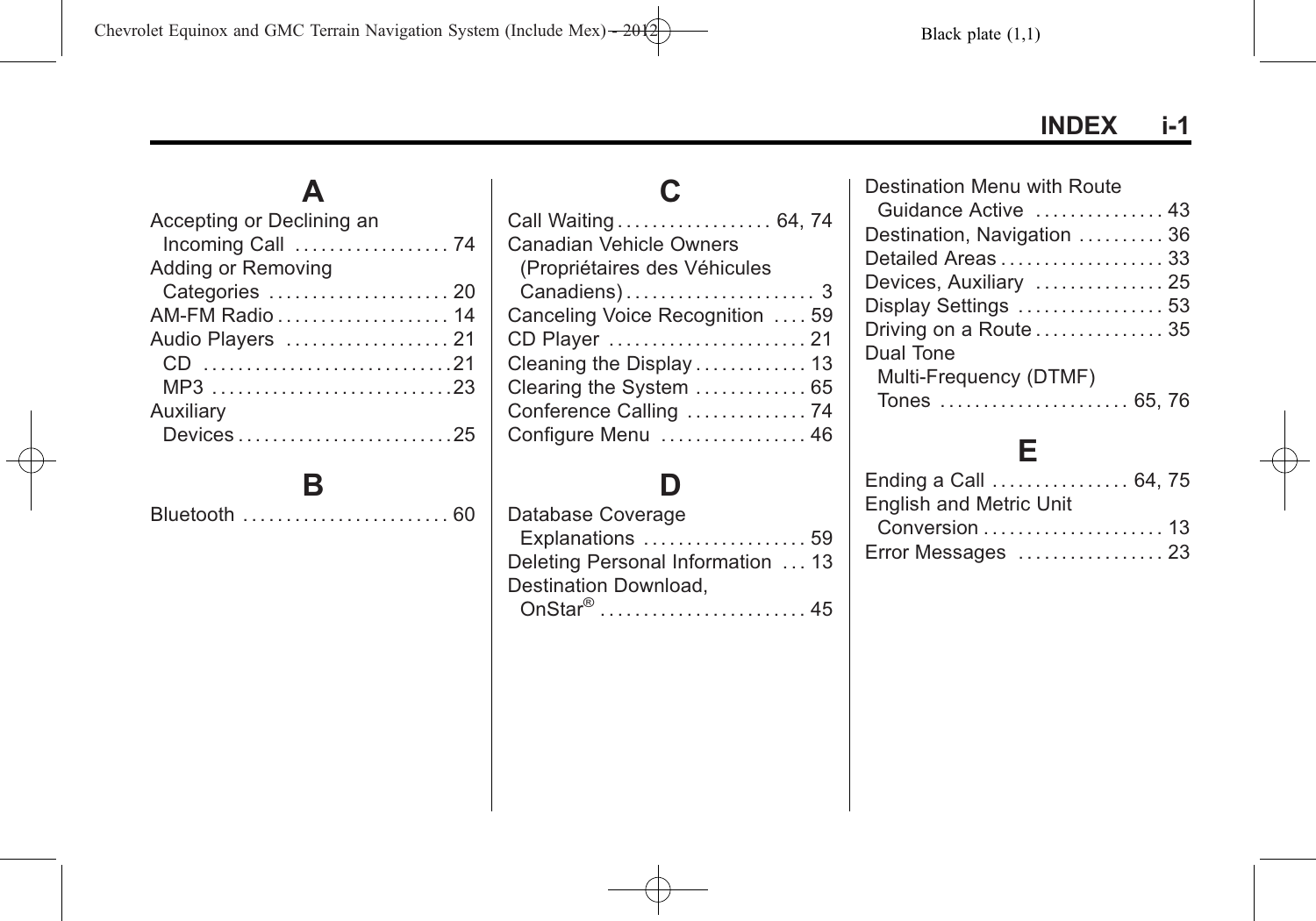# INDEX

## A

Accepting or Declining an Incoming Call . . . . . 74
Adding or Removing Categories . . . . . 20
AM-FM Radio . . . . . 14
Audio Players . . . . . 21
- CD . . . . . 21
- MP3 . . . . . 23

Auxiliary Devices . . . . . 25

## B

Bluetooth . . . . . 60

## C

Call Waiting . . . . . 64, 74
Canadian Vehicle Owners (Propriétaires des Véhicules Canadiens) . . . . . 3
Canceling Voice Recognition . . . . . 59
CD Player . . . . . 21
Cleaning the Display . . . . . 13
Clearing the System . . . . . 65
Conference Calling . . . . . 74
Configure Menu . . . . . 46

## D

Database Coverage Explanations . . . . . 59
Deleting Personal Information . . . . . 13
Destination Download, OnStar® . . . . . 45
Destination Menu with Route Guidance Active . . . . . 43
Destination, Navigation . . . . . 36
Detailed Areas . . . . . 33
Devices, Auxiliary . . . . . 25
Display Settings . . . . . 53
Driving on a Route . . . . . 35
Dual Tone Multi-Frequency (DTMF) Tones . . . . . 65, 76

## E

Ending a Call . . . . . 64, 75
English and Metric Unit Conversion . . . . . 13
Error Messages . . . . . 23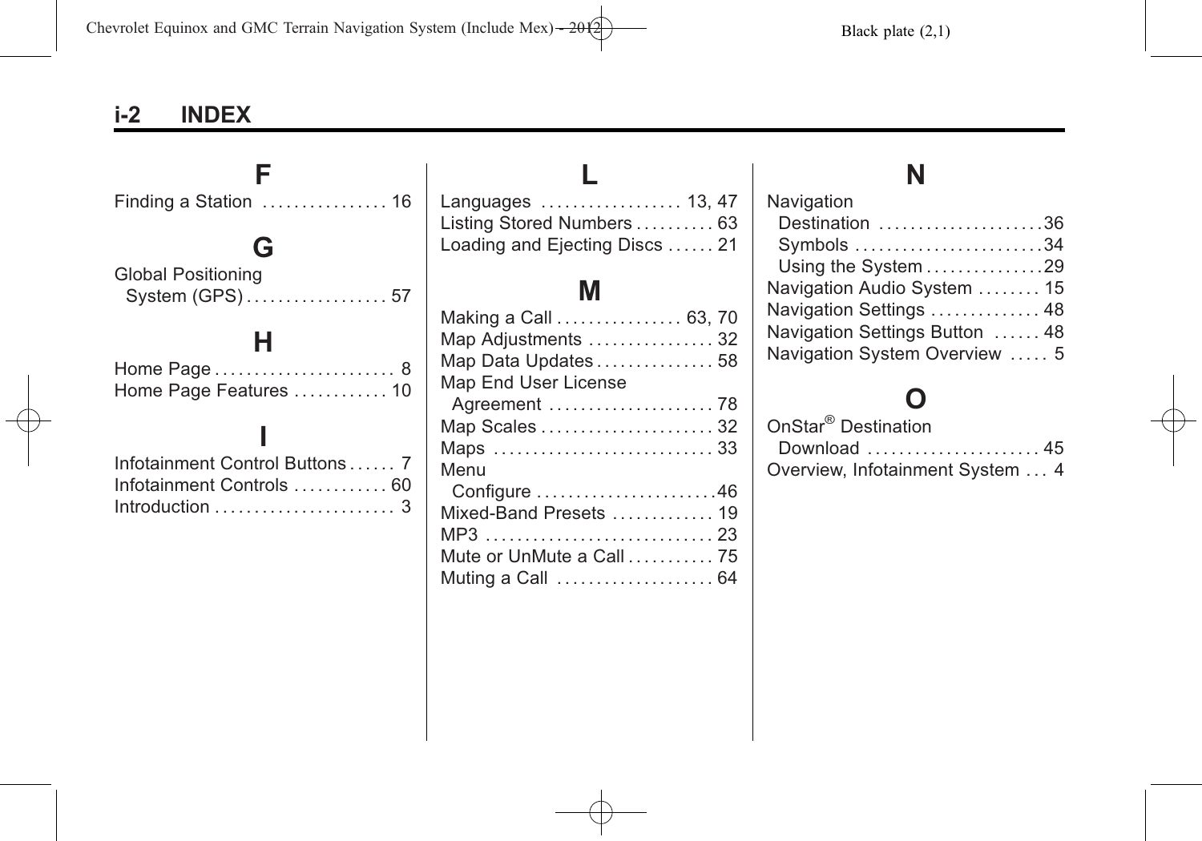## INDEX

### F

Finding a Station . . . . . . . . . . . . . . . . 16

### G

Global Positioning
 System (GPS) . . . . . . . . . . . . . . . . . . 57

### H

Home Page . . . . . . . . . . . . . . . . . . . . . . . 8
Home Page Features . . . . . . . . . . . . 10

### I

Infotainment Control Buttons . . . . . . 7
Infotainment Controls . . . . . . . . . . . . 60
Introduction . . . . . . . . . . . . . . . . . . . . . . . 3

### L

Languages . . . . . . . . . . . . . . . . . . 13, 47
Listing Stored Numbers . . . . . . . . . . 63
Loading and Ejecting Discs . . . . . . 21

### M

Making a Call . . . . . . . . . . . . . . . . 63, 70
Map Adjustments . . . . . . . . . . . . . . . . 32
Map Data Updates . . . . . . . . . . . . . . . 58
Map End User License
 Agreement . . . . . . . . . . . . . . . . . . . . . 78
Map Scales . . . . . . . . . . . . . . . . . . . . . . 32
Maps . . . . . . . . . . . . . . . . . . . . . . . . . . . . 33
Menu
 Configure . . . . . . . . . . . . . . . . . . . . . . .46
Mixed-Band Presets . . . . . . . . . . . . . 19
MP3 . . . . . . . . . . . . . . . . . . . . . . . . . . . . . 23
Mute or UnMute a Call . . . . . . . . . . . 75
Muting a Call . . . . . . . . . . . . . . . . . . . . 64

### N

Navigation
 Destination . . . . . . . . . . . . . . . . . . . . .36
 Symbols . . . . . . . . . . . . . . . . . . . . . . . .34
 Using the System . . . . . . . . . . . . . . .29
Navigation Audio System . . . . . . . . 15
Navigation Settings . . . . . . . . . . . . . . 48
Navigation Settings Button . . . . . . 48
Navigation System Overview . . . . . 5

### O

OnStar® Destination
 Download . . . . . . . . . . . . . . . . . . . . . . 45
Overview, Infotainment System . . . 4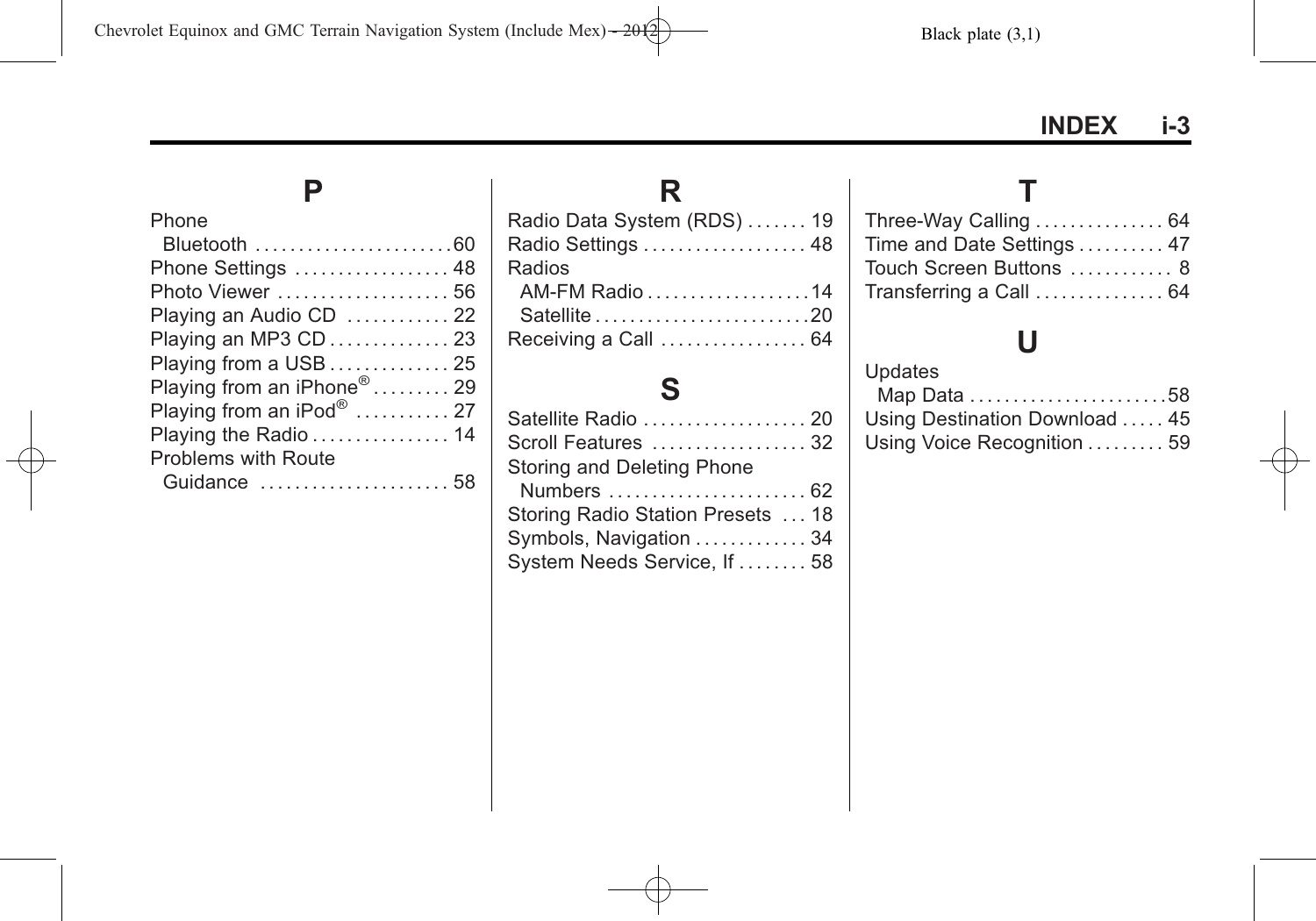## P

Phone
  Bluetooth . . . . . . . . . . . . . . . . . . . . . . .60
Phone Settings . . . . . . . . . . . . . . . . . . 48
Photo Viewer . . . . . . . . . . . . . . . . . . . . 56
Playing an Audio CD . . . . . . . . . . . . 22
Playing an MP3 CD . . . . . . . . . . . . . . 23
Playing from a USB . . . . . . . . . . . . . . 25
Playing from an iPhone® . . . . . . . . . 29
Playing from an iPod® . . . . . . . . . . . 27
Playing the Radio . . . . . . . . . . . . . . . . 14
Problems with Route
  Guidance . . . . . . . . . . . . . . . . . . . . . . 58

## R

Radio Data System (RDS) . . . . . . . 19
Radio Settings . . . . . . . . . . . . . . . . . . . 48
Radios
  AM-FM Radio . . . . . . . . . . . . . . . . . . .14
  Satellite . . . . . . . . . . . . . . . . . . . . . . . . .20
Receiving a Call . . . . . . . . . . . . . . . . . 64

## S

Satellite Radio . . . . . . . . . . . . . . . . . . . 20
Scroll Features . . . . . . . . . . . . . . . . . . 32
Storing and Deleting Phone
  Numbers . . . . . . . . . . . . . . . . . . . . . . . 62
Storing Radio Station Presets . . . 18
Symbols, Navigation . . . . . . . . . . . . . 34
System Needs Service, If . . . . . . . . 58

## T

Three-Way Calling . . . . . . . . . . . . . . . 64
Time and Date Settings . . . . . . . . . . 47
Touch Screen Buttons . . . . . . . . . . . . 8
Transferring a Call . . . . . . . . . . . . . . . 64

## U

Updates
  Map Data . . . . . . . . . . . . . . . . . . . . . . .58
Using Destination Download . . . . . 45
Using Voice Recognition . . . . . . . . . 59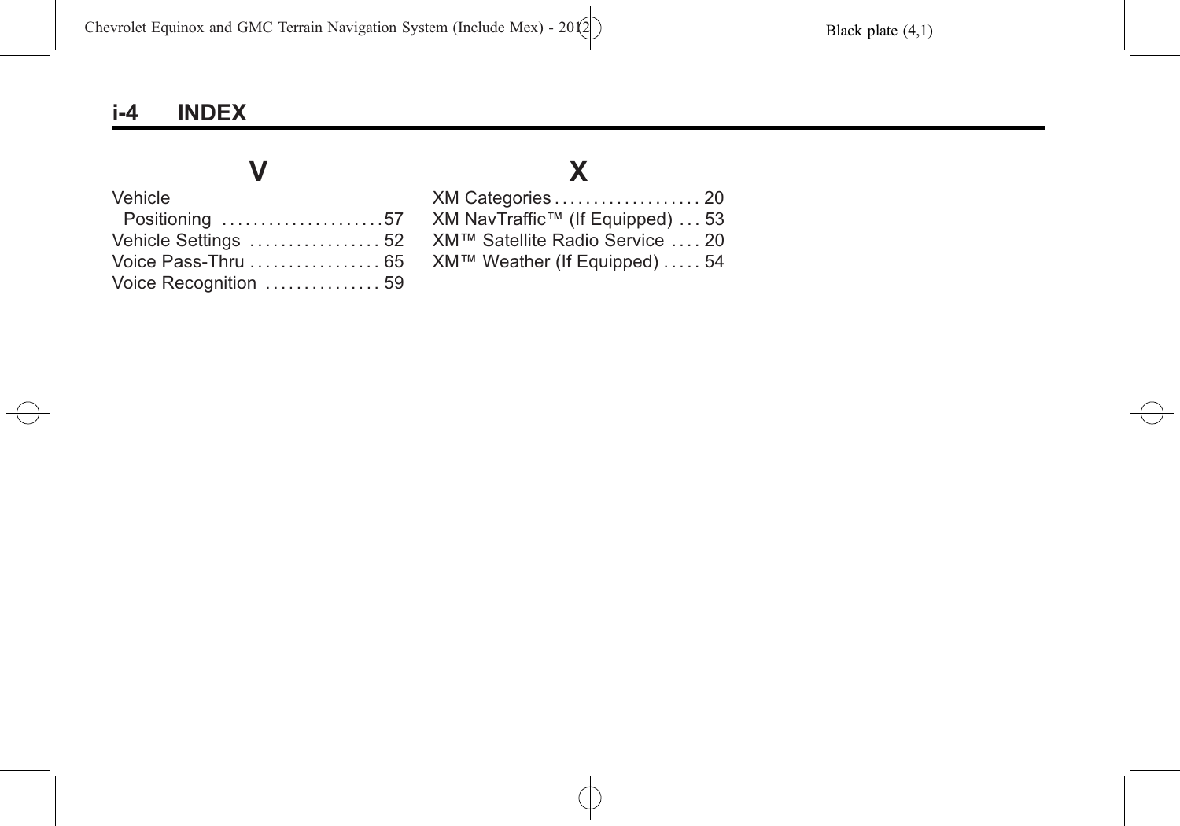# INDEX

## V

Vehicle
  Positioning . . . . . . . . . . . . . . . . . . . . .57
Vehicle Settings . . . . . . . . . . . . . . . . . 52
Voice Pass-Thru . . . . . . . . . . . . . . . . . 65
Voice Recognition . . . . . . . . . . . . . . . 59

## X

XM Categories . . . . . . . . . . . . . . . . . . . 20
XM NavTraffic™ (If Equipped) . . . 53
XM™ Satellite Radio Service . . . . 20
XM™ Weather (If Equipped) . . . . . 54